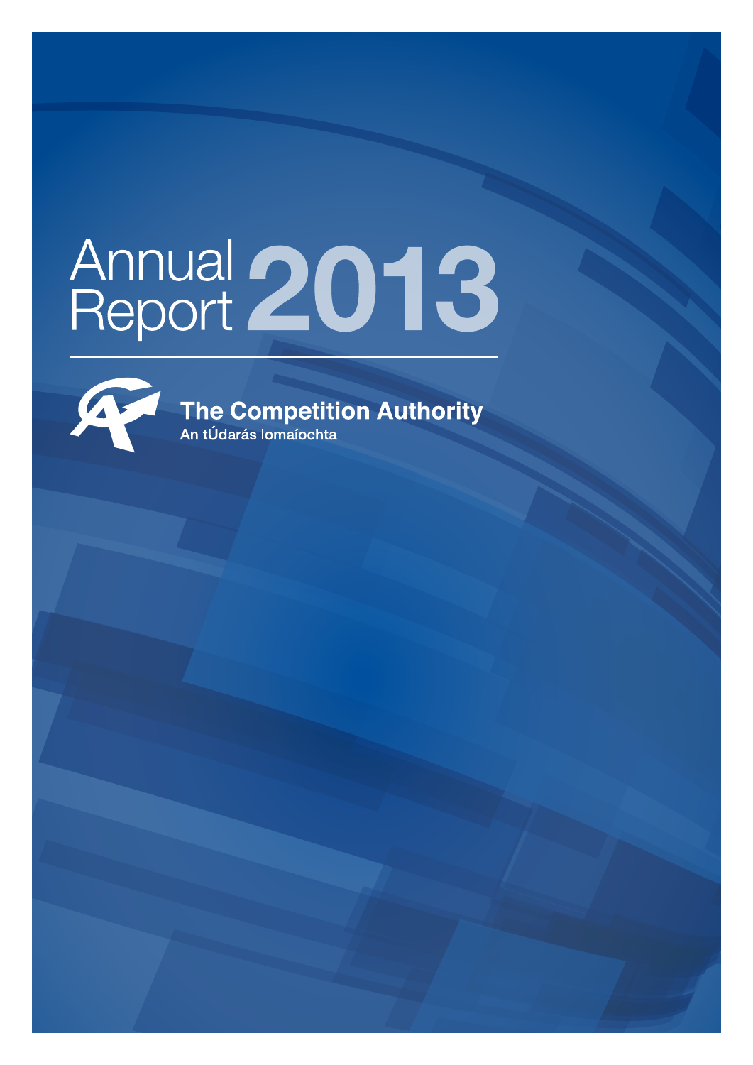# Annual Report 2013

**The Competition Authority**

An tÚdarás Iomaíochta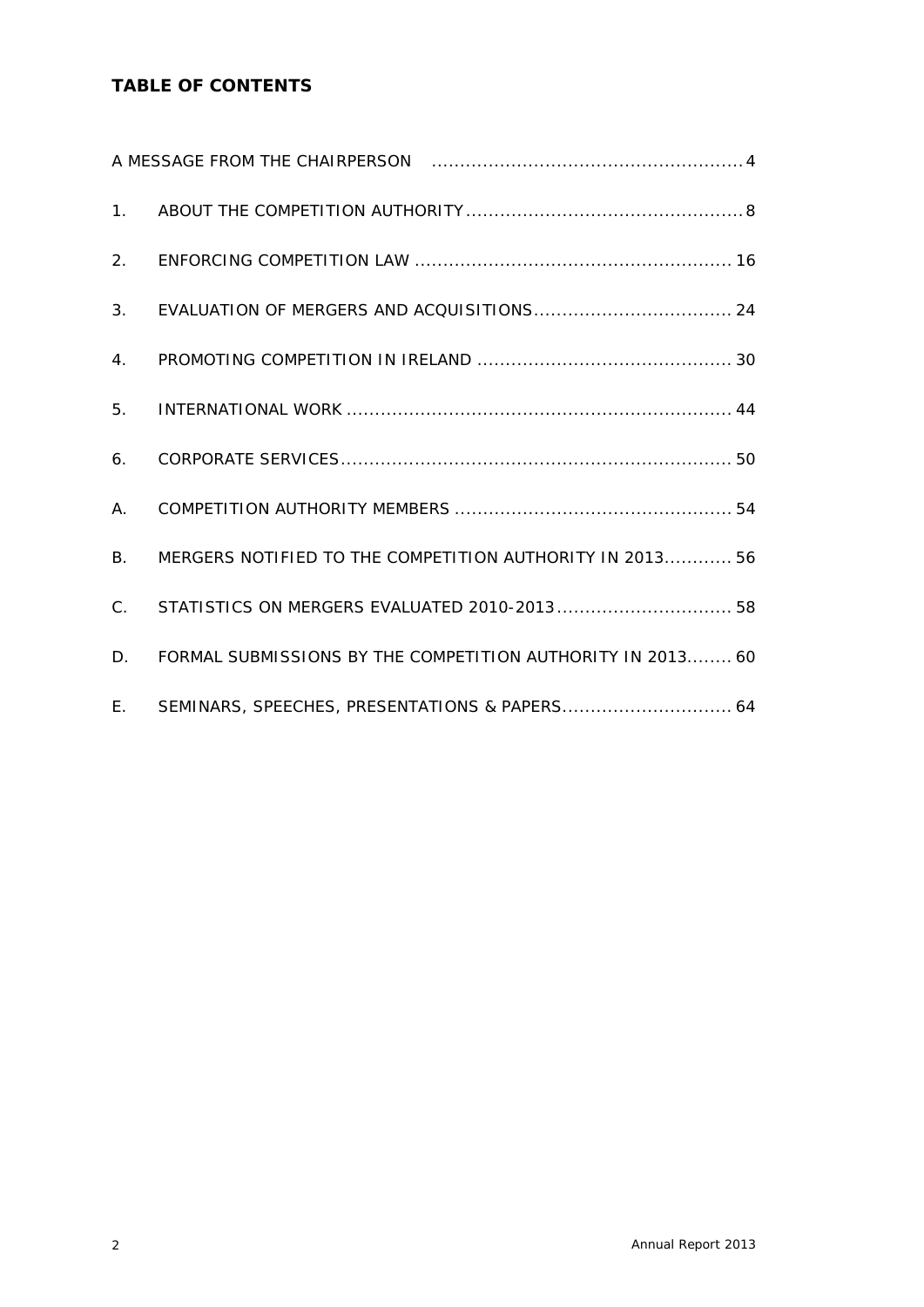## TABLE OF CONTENTS

A MESSAGE FROM THE CHAIRPERSON ....................................................... 4

1. ABOUT THE COMPETITION AUTHORITY ................................................ 8

2. ENFORCING COMPETITION LAW ....................................................... 16

3. EVALUATION OF MERGERS AND ACQUISITIONS.................................. 24

4. PROMOTING COMPETITION IN IRELAND ............................................ 30

5. INTERNATIONAL WORK .................................................................... 44

6. CORPORATE SERVICES..................................................................... 50

A. COMPETITION AUTHORITY MEMBERS ................................................ 54

B. MERGERS NOTIFIED TO THE COMPETITION AUTHORITY IN 2013............ 56

C. STATISTICS ON MERGERS EVALUATED 2010-2013............................... 58

D. FORMAL SUBMISSIONS BY THE COMPETITION AUTHORITY IN 2013........ 60

E. SEMINARS, SPEECHES, PRESENTATIONS & PAPERS.............................. 64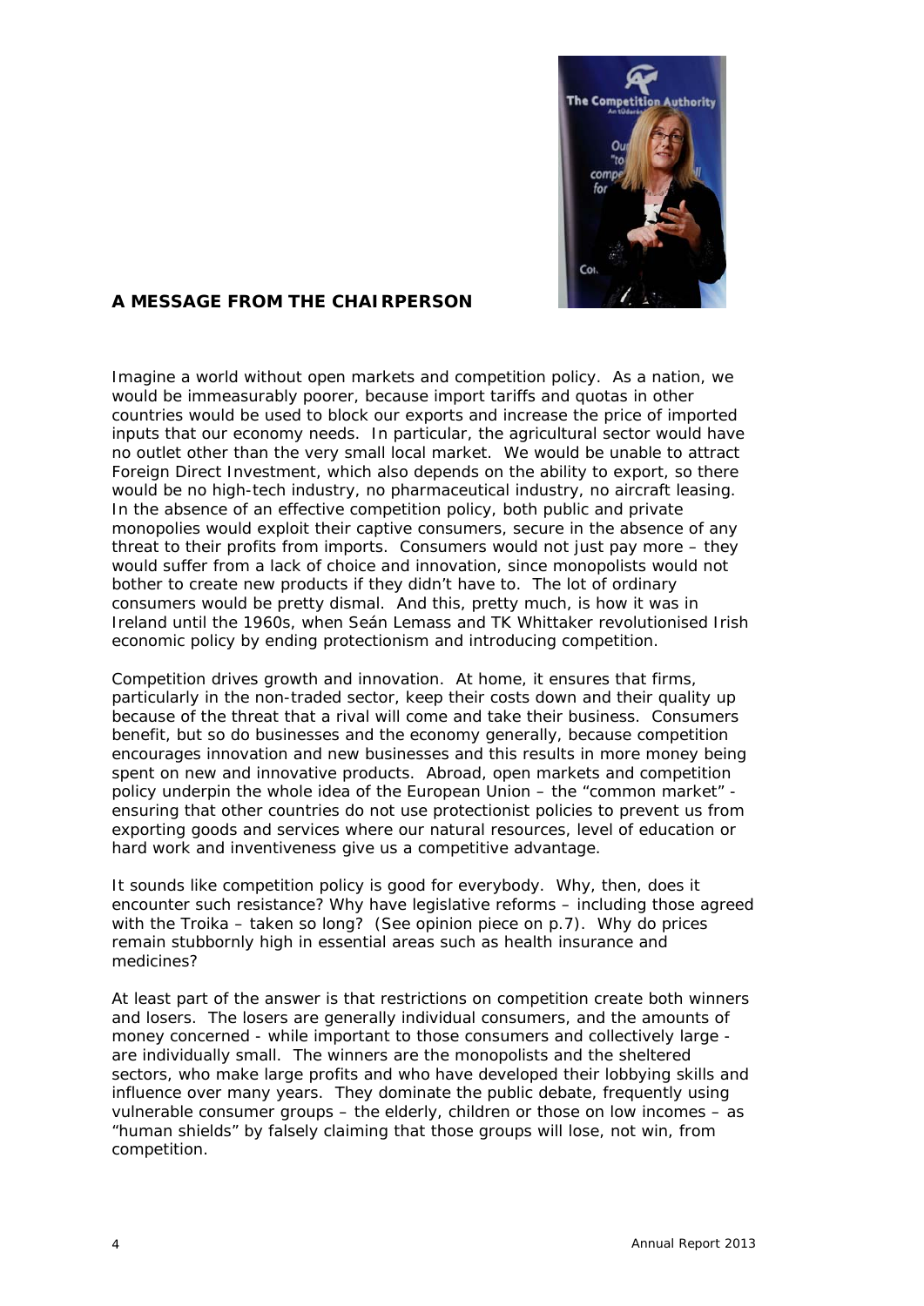## A MESSAGE FROM THE CHAIRPERSON

Imagine a world without open markets and competition policy. As a nation, we would be immeasurably poorer, because import tariffs and quotas in other countries would be used to block our exports and increase the price of imported inputs that our economy needs. In particular, the agricultural sector would have no outlet other than the very small local market. We would be unable to attract Foreign Direct Investment, which also depends on the ability to export, so there would be no high-tech industry, no pharmaceutical industry, no aircraft leasing. In the absence of an effective competition policy, both public and private monopolies would exploit their captive consumers, secure in the absence of any threat to their profits from imports. Consumers would not just pay more – they would suffer from a lack of choice and innovation, since monopolists would not bother to create new products if they didn't have to. The lot of ordinary consumers would be pretty dismal. And this, pretty much, is how it was in Ireland until the 1960s, when Seán Lemass and TK Whittaker revolutionised Irish economic policy by ending protectionism and introducing competition.

Competition drives growth and innovation. At home, it ensures that firms, particularly in the non-traded sector, keep their costs down and their quality up because of the threat that a rival will come and take their business. Consumers benefit, but so do businesses and the economy generally, because competition encourages innovation and new businesses and this results in more money being spent on new and innovative products. Abroad, open markets and competition policy underpin the whole idea of the European Union – the "common market" - ensuring that other countries do not use protectionist policies to prevent us from exporting goods and services where our natural resources, level of education or hard work and inventiveness give us a competitive advantage.

It sounds like competition policy is good for everybody. Why, then, does it encounter such resistance? Why have legislative reforms – including those agreed with the Troika – taken so long? (See opinion piece on p.7). Why do prices remain stubbornly high in essential areas such as health insurance and medicines?

At least part of the answer is that restrictions on competition create both winners and losers. The losers are generally individual consumers, and the amounts of money concerned - while important to those consumers and collectively large - are individually small. The winners are the monopolists and the sheltered sectors, who make large profits and who have developed their lobbying skills and influence over many years. They dominate the public debate, frequently using vulnerable consumer groups – the elderly, children or those on low incomes – as "human shields" by falsely claiming that those groups will lose, not win, from competition.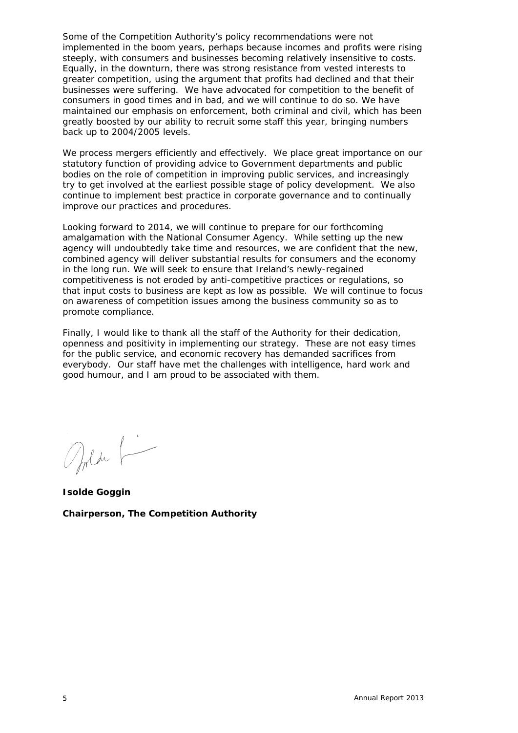Some of the Competition Authority's policy recommendations were not implemented in the boom years, perhaps because incomes and profits were rising steeply, with consumers and businesses becoming relatively insensitive to costs. Equally, in the downturn, there was strong resistance from vested interests to greater competition, using the argument that profits had declined and that their businesses were suffering. We have advocated for competition to the benefit of consumers in good times and in bad, and we will continue to do so. We have maintained our emphasis on enforcement, both criminal and civil, which has been greatly boosted by our ability to recruit some staff this year, bringing numbers back up to 2004/2005 levels.

We process mergers efficiently and effectively. We place great importance on our statutory function of providing advice to Government departments and public bodies on the role of competition in improving public services, and increasingly try to get involved at the earliest possible stage of policy development. We also continue to implement best practice in corporate governance and to continually improve our practices and procedures.

Looking forward to 2014, we will continue to prepare for our forthcoming amalgamation with the National Consumer Agency. While setting up the new agency will undoubtedly take time and resources, we are confident that the new, combined agency will deliver substantial results for consumers and the economy in the long run. We will seek to ensure that Ireland's newly-regained competitiveness is not eroded by anti-competitive practices or regulations, so that input costs to business are kept as low as possible. We will continue to focus on awareness of competition issues among the business community so as to promote compliance.

Finally, I would like to thank all the staff of the Authority for their dedication, openness and positivity in implementing our strategy. These are not easy times for the public service, and economic recovery has demanded sacrifices from everybody. Our staff have met the challenges with intelligence, hard work and good humour, and I am proud to be associated with them.

**Isolde Goggin**

**Chairperson, The Competition Authority**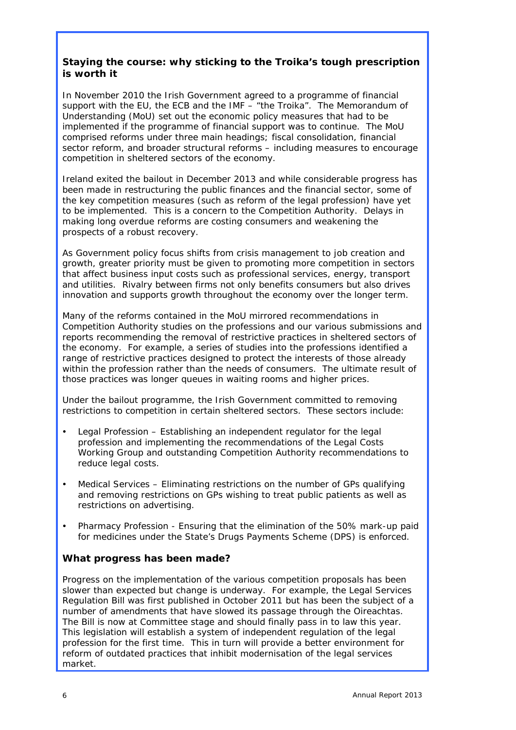### Staying the course: why sticking to the Troika's tough prescription is worth it

In November 2010 the Irish Government agreed to a programme of financial support with the EU, the ECB and the IMF – "the Troika". The Memorandum of Understanding (MoU) set out the economic policy measures that had to be implemented if the programme of financial support was to continue. The MoU comprised reforms under three main headings; fiscal consolidation, financial sector reform, and broader structural reforms – including measures to encourage competition in sheltered sectors of the economy.

Ireland exited the bailout in December 2013 and while considerable progress has been made in restructuring the public finances and the financial sector, some of the key competition measures (such as reform of the legal profession) have yet to be implemented. This is a concern to the Competition Authority. Delays in making long overdue reforms are costing consumers and weakening the prospects of a robust recovery.

As Government policy focus shifts from crisis management to job creation and growth, greater priority must be given to promoting more competition in sectors that affect business input costs such as professional services, energy, transport and utilities. Rivalry between firms not only benefits consumers but also drives innovation and supports growth throughout the economy over the longer term.

Many of the reforms contained in the MoU mirrored recommendations in Competition Authority studies on the professions and our various submissions and reports recommending the removal of restrictive practices in sheltered sectors of the economy. For example, a series of studies into the professions identified a range of restrictive practices designed to protect the interests of those already within the profession rather than the needs of consumers. The ultimate result of those practices was longer queues in waiting rooms and higher prices.

Under the bailout programme, the Irish Government committed to removing restrictions to competition in certain sheltered sectors. These sectors include:

- Legal Profession – Establishing an independent regulator for the legal profession and implementing the recommendations of the Legal Costs Working Group and outstanding Competition Authority recommendations to reduce legal costs.
- Medical Services – Eliminating restrictions on the number of GPs qualifying and removing restrictions on GPs wishing to treat public patients as well as restrictions on advertising.
- Pharmacy Profession - Ensuring that the elimination of the 50% mark-up paid for medicines under the State's Drugs Payments Scheme (DPS) is enforced.

### What progress has been made?

Progress on the implementation of the various competition proposals has been slower than expected but change is underway. For example, the Legal Services Regulation Bill was first published in October 2011 but has been the subject of a number of amendments that have slowed its passage through the Oireachtas. The Bill is now at Committee stage and should finally pass in to law this year. This legislation will establish a system of independent regulation of the legal profession for the first time. This in turn will provide a better environment for reform of outdated practices that inhibit modernisation of the legal services market.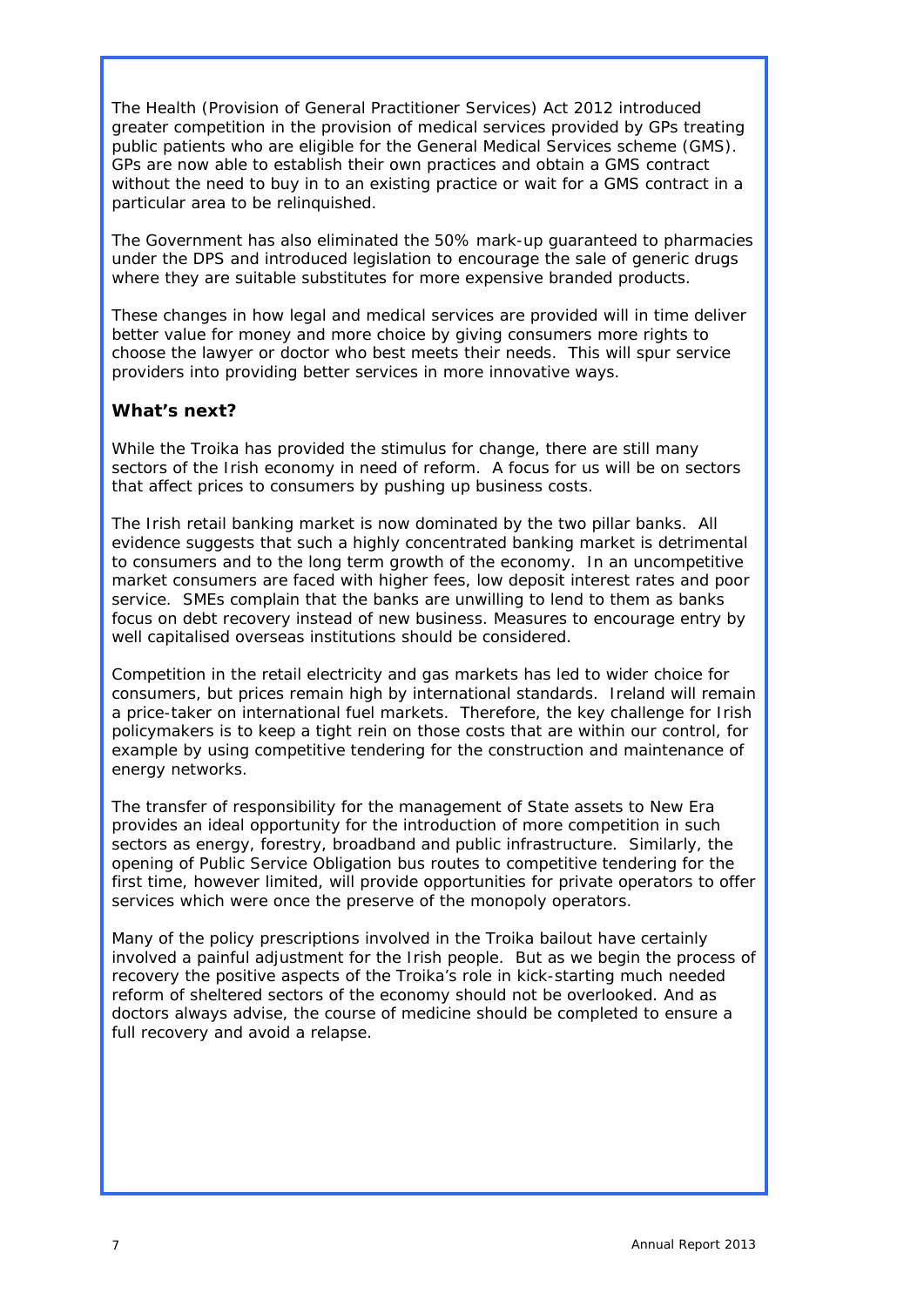The Health (Provision of General Practitioner Services) Act 2012 introduced greater competition in the provision of medical services provided by GPs treating public patients who are eligible for the General Medical Services scheme (GMS). GPs are now able to establish their own practices and obtain a GMS contract without the need to buy in to an existing practice or wait for a GMS contract in a particular area to be relinquished.

The Government has also eliminated the 50% mark-up guaranteed to pharmacies under the DPS and introduced legislation to encourage the sale of generic drugs where they are suitable substitutes for more expensive branded products.

These changes in how legal and medical services are provided will in time deliver better value for money and more choice by giving consumers more rights to choose the lawyer or doctor who best meets their needs. This will spur service providers into providing better services in more innovative ways.

### What's next?

While the Troika has provided the stimulus for change, there are still many sectors of the Irish economy in need of reform. A focus for us will be on sectors that affect prices to consumers by pushing up business costs.

The Irish retail banking market is now dominated by the two pillar banks. All evidence suggests that such a highly concentrated banking market is detrimental to consumers and to the long term growth of the economy. In an uncompetitive market consumers are faced with higher fees, low deposit interest rates and poor service. SMEs complain that the banks are unwilling to lend to them as banks focus on debt recovery instead of new business. Measures to encourage entry by well capitalised overseas institutions should be considered.

Competition in the retail electricity and gas markets has led to wider choice for consumers, but prices remain high by international standards. Ireland will remain a price-taker on international fuel markets. Therefore, the key challenge for Irish policymakers is to keep a tight rein on those costs that are within our control, for example by using competitive tendering for the construction and maintenance of energy networks.

The transfer of responsibility for the management of State assets to New Era provides an ideal opportunity for the introduction of more competition in such sectors as energy, forestry, broadband and public infrastructure. Similarly, the opening of Public Service Obligation bus routes to competitive tendering for the first time, however limited, will provide opportunities for private operators to offer services which were once the preserve of the monopoly operators.

Many of the policy prescriptions involved in the Troika bailout have certainly involved a painful adjustment for the Irish people. But as we begin the process of recovery the positive aspects of the Troika's role in kick-starting much needed reform of sheltered sectors of the economy should not be overlooked. And as doctors always advise, the course of medicine should be completed to ensure a full recovery and avoid a relapse.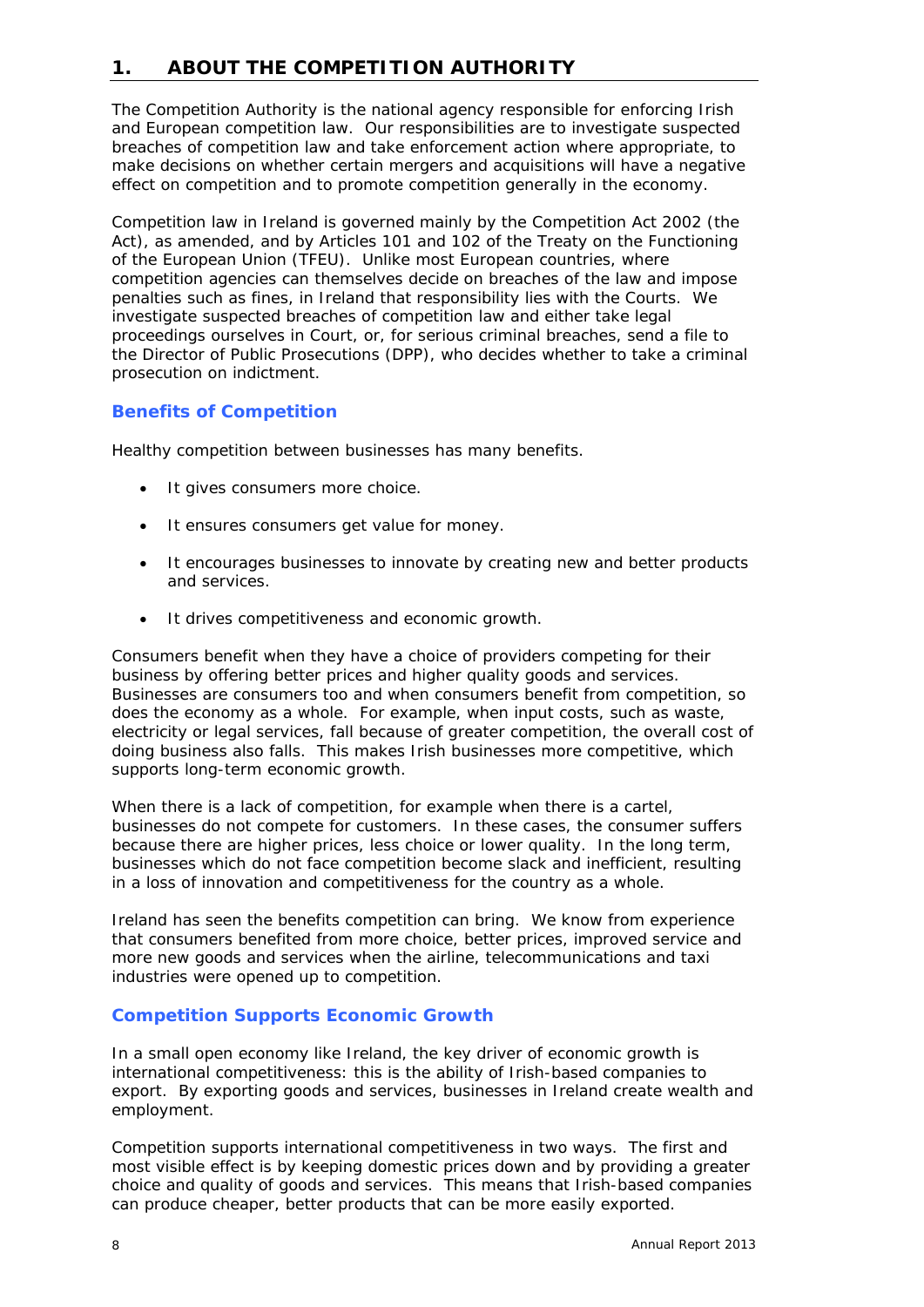# 1. ABOUT THE COMPETITION AUTHORITY

The Competition Authority is the national agency responsible for enforcing Irish and European competition law. Our responsibilities are to investigate suspected breaches of competition law and take enforcement action where appropriate, to make decisions on whether certain mergers and acquisitions will have a negative effect on competition and to promote competition generally in the economy.

Competition law in Ireland is governed mainly by the Competition Act 2002 (the Act), as amended, and by Articles 101 and 102 of the Treaty on the Functioning of the European Union (TFEU). Unlike most European countries, where competition agencies can themselves decide on breaches of the law and impose penalties such as fines, in Ireland that responsibility lies with the Courts. We investigate suspected breaches of competition law and either take legal proceedings ourselves in Court, or, for serious criminal breaches, send a file to the Director of Public Prosecutions (DPP), who decides whether to take a criminal prosecution on indictment.

## Benefits of Competition

Healthy competition between businesses has many benefits.

- It gives consumers more choice.
- It ensures consumers get value for money.
- It encourages businesses to innovate by creating new and better products and services.
- It drives competitiveness and economic growth.

Consumers benefit when they have a choice of providers competing for their business by offering better prices and higher quality goods and services. Businesses are consumers too and when consumers benefit from competition, so does the economy as a whole. For example, when input costs, such as waste, electricity or legal services, fall because of greater competition, the overall cost of doing business also falls. This makes Irish businesses more competitive, which supports long-term economic growth.

When there is a lack of competition, for example when there is a cartel, businesses do not compete for customers. In these cases, the consumer suffers because there are higher prices, less choice or lower quality. In the long term, businesses which do not face competition become slack and inefficient, resulting in a loss of innovation and competitiveness for the country as a whole.

Ireland has seen the benefits competition can bring. We know from experience that consumers benefited from more choice, better prices, improved service and more new goods and services when the airline, telecommunications and taxi industries were opened up to competition.

## Competition Supports Economic Growth

In a small open economy like Ireland, the key driver of economic growth is international competitiveness: this is the ability of Irish-based companies to export. By exporting goods and services, businesses in Ireland create wealth and employment.

Competition supports international competitiveness in two ways. The first and most visible effect is by keeping domestic prices down and by providing a greater choice and quality of goods and services. This means that Irish-based companies can produce cheaper, better products that can be more easily exported.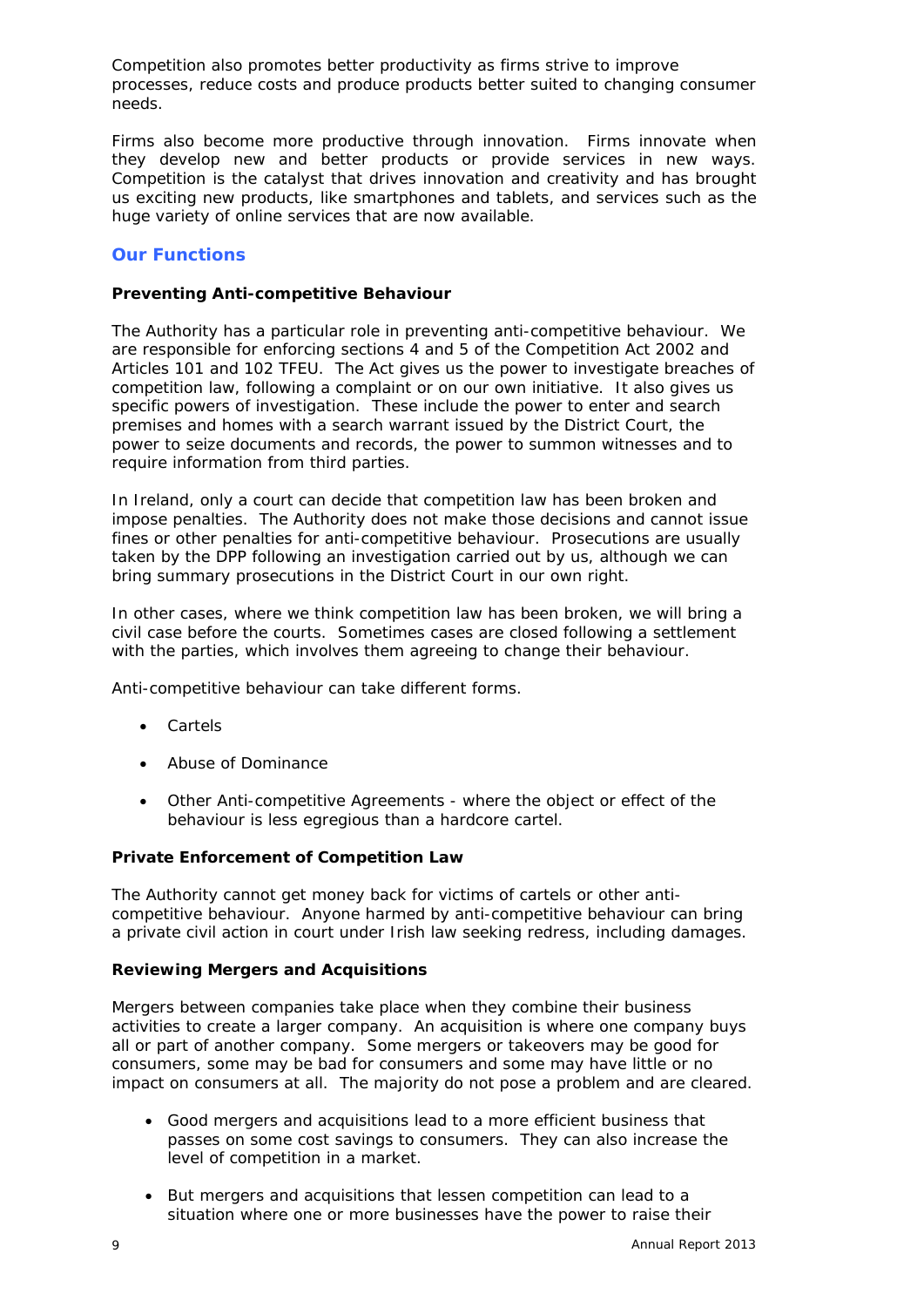Competition also promotes better productivity as firms strive to improve processes, reduce costs and produce products better suited to changing consumer needs.

Firms also become more productive through innovation. Firms innovate when they develop new and better products or provide services in new ways. Competition is the catalyst that drives innovation and creativity and has brought us exciting new products, like smartphones and tablets, and services such as the huge variety of online services that are now available.

## Our Functions

### Preventing Anti-competitive Behaviour

The Authority has a particular role in preventing anti-competitive behaviour. We are responsible for enforcing sections 4 and 5 of the Competition Act 2002 and Articles 101 and 102 TFEU. The Act gives us the power to investigate breaches of competition law, following a complaint or on our own initiative. It also gives us specific powers of investigation. These include the power to enter and search premises and homes with a search warrant issued by the District Court, the power to seize documents and records, the power to summon witnesses and to require information from third parties.

In Ireland, only a court can decide that competition law has been broken and impose penalties. The Authority does not make those decisions and cannot issue fines or other penalties for anti-competitive behaviour. Prosecutions are usually taken by the DPP following an investigation carried out by us, although we can bring summary prosecutions in the District Court in our own right.

In other cases, where we think competition law has been broken, we will bring a civil case before the courts. Sometimes cases are closed following a settlement with the parties, which involves them agreeing to change their behaviour.

Anti-competitive behaviour can take different forms.

- Cartels
- Abuse of Dominance
- Other Anti-competitive Agreements - where the object or effect of the behaviour is less egregious than a hardcore cartel.

### Private Enforcement of Competition Law

The Authority cannot get money back for victims of cartels or other anti-competitive behaviour. Anyone harmed by anti-competitive behaviour can bring a private civil action in court under Irish law seeking redress, including damages.

### Reviewing Mergers and Acquisitions

Mergers between companies take place when they combine their business activities to create a larger company. An acquisition is where one company buys all or part of another company. Some mergers or takeovers may be good for consumers, some may be bad for consumers and some may have little or no impact on consumers at all. The majority do not pose a problem and are cleared.

- Good mergers and acquisitions lead to a more efficient business that passes on some cost savings to consumers. They can also increase the level of competition in a market.
- But mergers and acquisitions that lessen competition can lead to a situation where one or more businesses have the power to raise their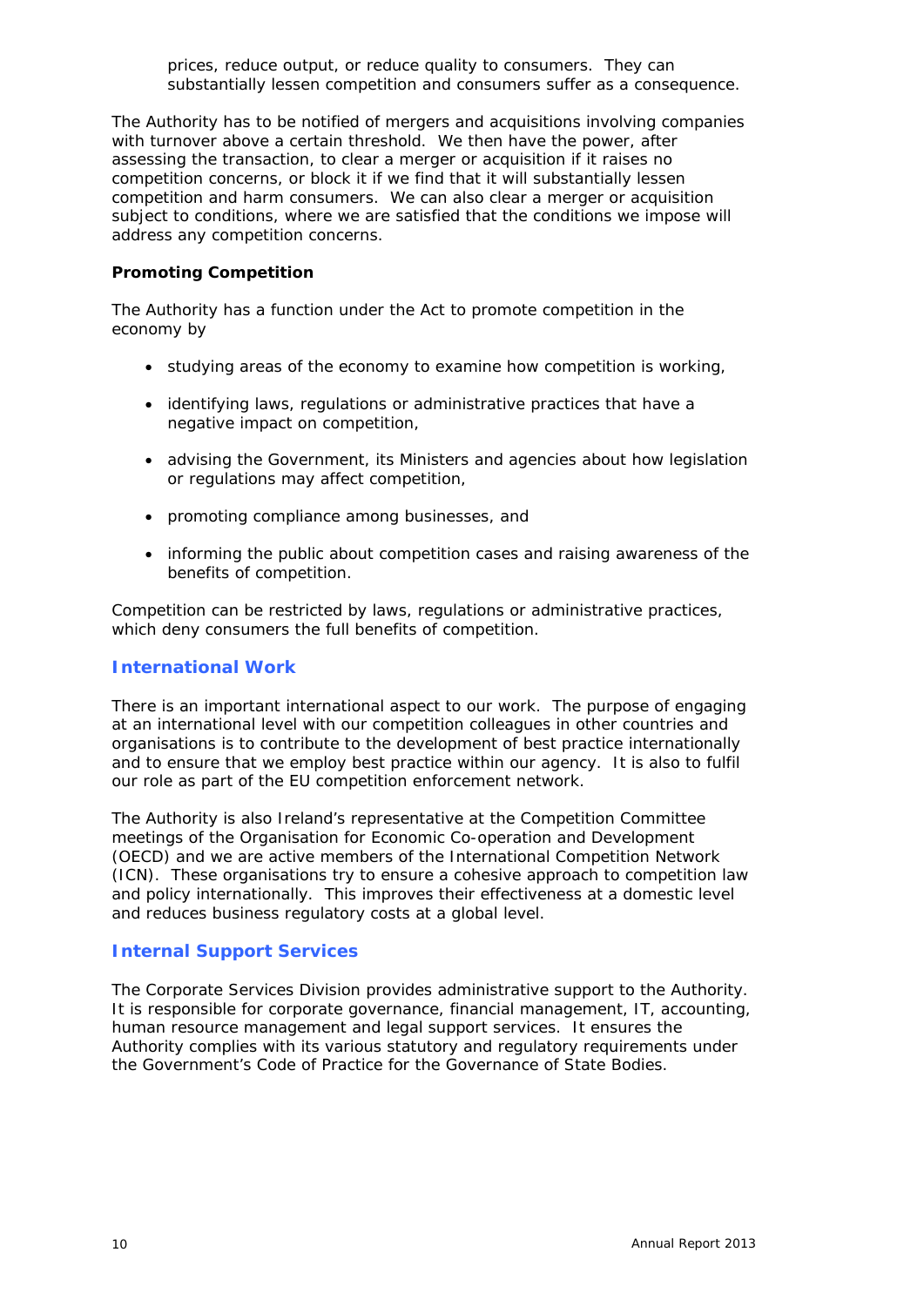prices, reduce output, or reduce quality to consumers. They can substantially lessen competition and consumers suffer as a consequence.

The Authority has to be notified of mergers and acquisitions involving companies with turnover above a certain threshold. We then have the power, after assessing the transaction, to clear a merger or acquisition if it raises no competition concerns, or block it if we find that it will substantially lessen competition and harm consumers. We can also clear a merger or acquisition subject to conditions, where we are satisfied that the conditions we impose will address any competition concerns.

**Promoting Competition**

The Authority has a function under the Act to promote competition in the economy by

- studying areas of the economy to examine how competition is working,
- identifying laws, regulations or administrative practices that have a negative impact on competition,
- advising the Government, its Ministers and agencies about how legislation or regulations may affect competition,
- promoting compliance among businesses, and
- informing the public about competition cases and raising awareness of the benefits of competition.

Competition can be restricted by laws, regulations or administrative practices, which deny consumers the full benefits of competition.

## International Work

There is an important international aspect to our work. The purpose of engaging at an international level with our competition colleagues in other countries and organisations is to contribute to the development of best practice internationally and to ensure that we employ best practice within our agency. It is also to fulfil our role as part of the EU competition enforcement network.

The Authority is also Ireland's representative at the Competition Committee meetings of the Organisation for Economic Co-operation and Development (OECD) and we are active members of the International Competition Network (ICN). These organisations try to ensure a cohesive approach to competition law and policy internationally. This improves their effectiveness at a domestic level and reduces business regulatory costs at a global level.

## Internal Support Services

The Corporate Services Division provides administrative support to the Authority. It is responsible for corporate governance, financial management, IT, accounting, human resource management and legal support services. It ensures the Authority complies with its various statutory and regulatory requirements under the Government's Code of Practice for the Governance of State Bodies.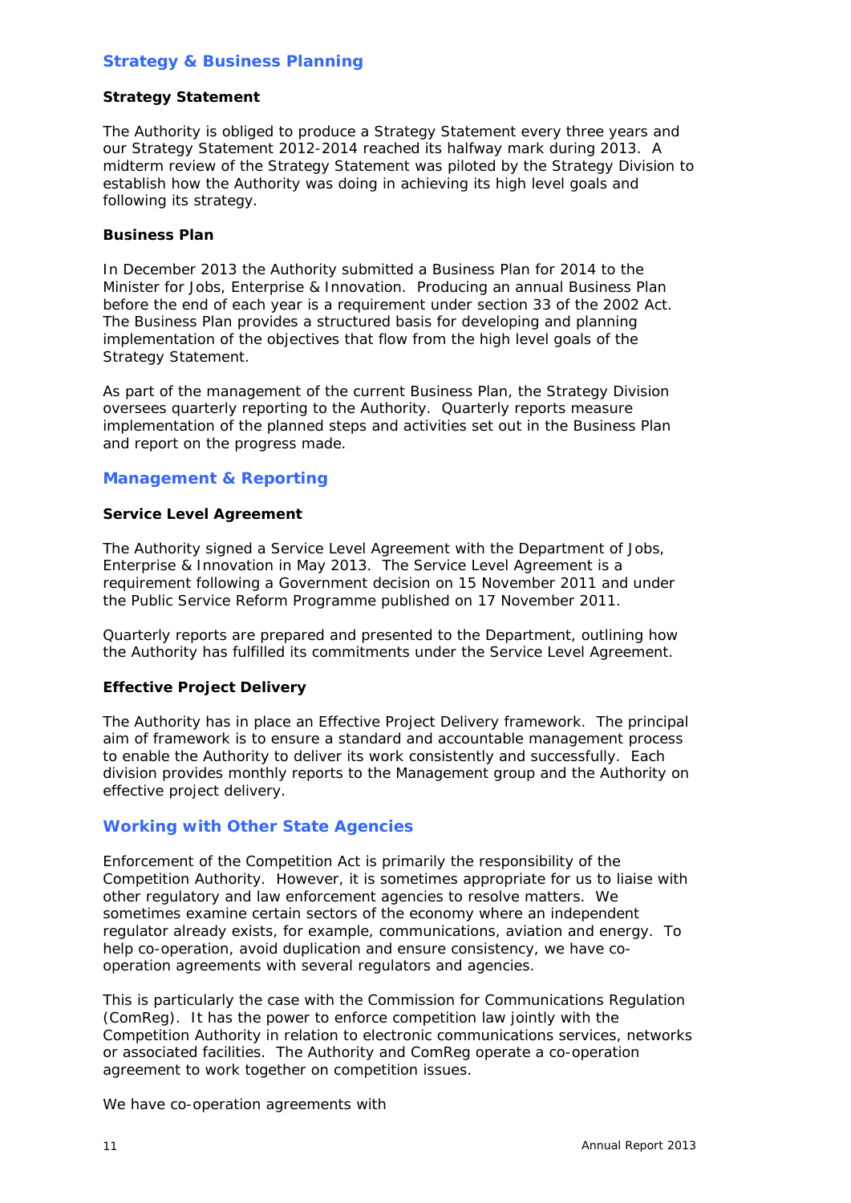## Strategy & Business Planning

### Strategy Statement

The Authority is obliged to produce a Strategy Statement every three years and our Strategy Statement 2012-2014 reached its halfway mark during 2013. A midterm review of the Strategy Statement was piloted by the Strategy Division to establish how the Authority was doing in achieving its high level goals and following its strategy.

### Business Plan

In December 2013 the Authority submitted a Business Plan for 2014 to the Minister for Jobs, Enterprise & Innovation. Producing an annual Business Plan before the end of each year is a requirement under section 33 of the 2002 Act. The Business Plan provides a structured basis for developing and planning implementation of the objectives that flow from the high level goals of the Strategy Statement.

As part of the management of the current Business Plan, the Strategy Division oversees quarterly reporting to the Authority. Quarterly reports measure implementation of the planned steps and activities set out in the Business Plan and report on the progress made.

## Management & Reporting

### Service Level Agreement

The Authority signed a Service Level Agreement with the Department of Jobs, Enterprise & Innovation in May 2013. The Service Level Agreement is a requirement following a Government decision on 15 November 2011 and under the Public Service Reform Programme published on 17 November 2011.

Quarterly reports are prepared and presented to the Department, outlining how the Authority has fulfilled its commitments under the Service Level Agreement.

### Effective Project Delivery

The Authority has in place an Effective Project Delivery framework. The principal aim of framework is to ensure a standard and accountable management process to enable the Authority to deliver its work consistently and successfully. Each division provides monthly reports to the Management group and the Authority on effective project delivery.

## Working with Other State Agencies

Enforcement of the Competition Act is primarily the responsibility of the Competition Authority. However, it is sometimes appropriate for us to liaise with other regulatory and law enforcement agencies to resolve matters. We sometimes examine certain sectors of the economy where an independent regulator already exists, for example, communications, aviation and energy. To help co-operation, avoid duplication and ensure consistency, we have co-operation agreements with several regulators and agencies.

This is particularly the case with the Commission for Communications Regulation (ComReg). It has the power to enforce competition law jointly with the Competition Authority in relation to electronic communications services, networks or associated facilities. The Authority and ComReg operate a co-operation agreement to work together on competition issues.

We have co-operation agreements with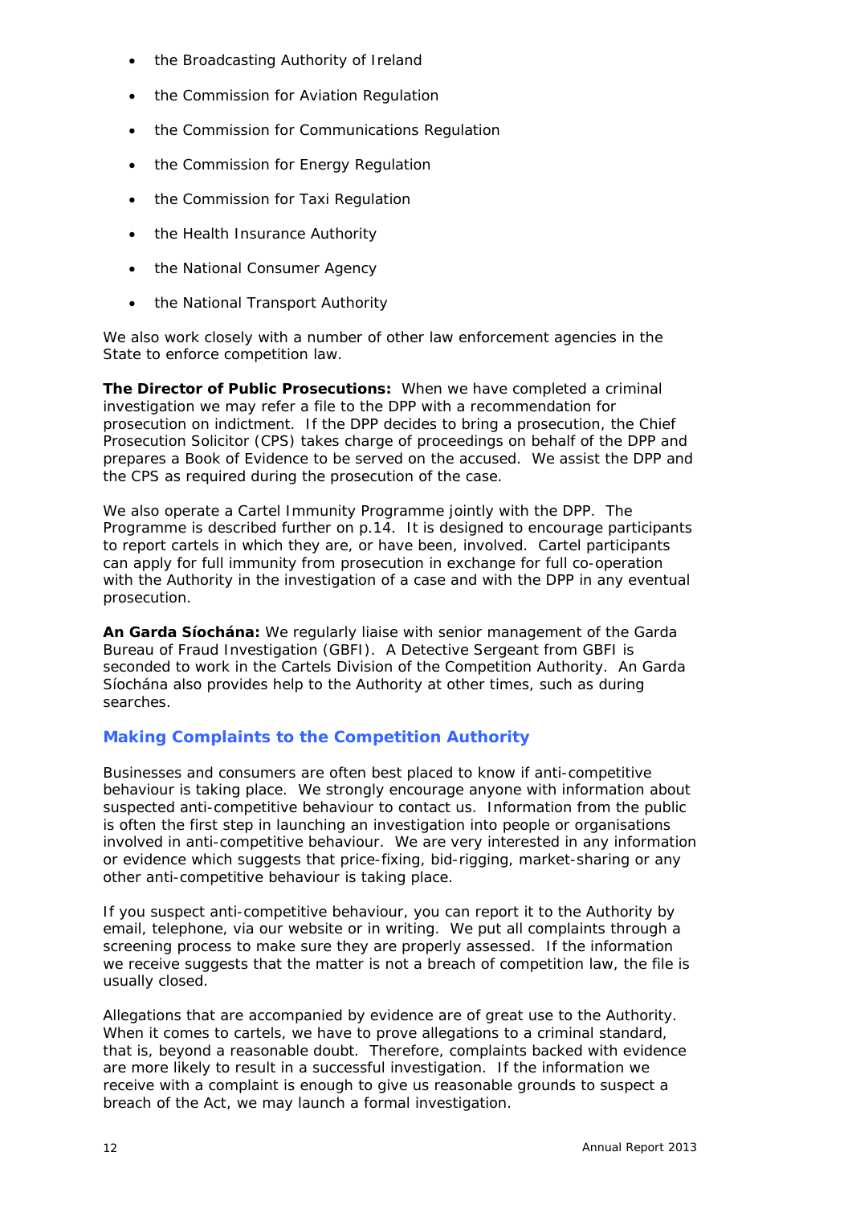- the Broadcasting Authority of Ireland
- the Commission for Aviation Regulation
- the Commission for Communications Regulation
- the Commission for Energy Regulation
- the Commission for Taxi Regulation
- the Health Insurance Authority
- the National Consumer Agency
- the National Transport Authority

We also work closely with a number of other law enforcement agencies in the State to enforce competition law.

**The Director of Public Prosecutions:** When we have completed a criminal investigation we may refer a file to the DPP with a recommendation for prosecution on indictment. If the DPP decides to bring a prosecution, the Chief Prosecution Solicitor (CPS) takes charge of proceedings on behalf of the DPP and prepares a Book of Evidence to be served on the accused. We assist the DPP and the CPS as required during the prosecution of the case.

We also operate a Cartel Immunity Programme jointly with the DPP. The Programme is described further on p.14. It is designed to encourage participants to report cartels in which they are, or have been, involved. Cartel participants can apply for full immunity from prosecution in exchange for full co-operation with the Authority in the investigation of a case and with the DPP in any eventual prosecution.

**An Garda Síochána:** We regularly liaise with senior management of the Garda Bureau of Fraud Investigation (GBFI). A Detective Sergeant from GBFI is seconded to work in the Cartels Division of the Competition Authority. An Garda Síochána also provides help to the Authority at other times, such as during searches.

## Making Complaints to the Competition Authority

Businesses and consumers are often best placed to know if anti-competitive behaviour is taking place. We strongly encourage anyone with information about suspected anti-competitive behaviour to contact us. Information from the public is often the first step in launching an investigation into people or organisations involved in anti-competitive behaviour. We are very interested in any information or evidence which suggests that price-fixing, bid-rigging, market-sharing or any other anti-competitive behaviour is taking place.

If you suspect anti-competitive behaviour, you can report it to the Authority by email, telephone, via our website or in writing. We put all complaints through a screening process to make sure they are properly assessed. If the information we receive suggests that the matter is not a breach of competition law, the file is usually closed.

Allegations that are accompanied by evidence are of great use to the Authority. When it comes to cartels, we have to prove allegations to a criminal standard, that is, beyond a reasonable doubt. Therefore, complaints backed with evidence are more likely to result in a successful investigation. If the information we receive with a complaint is enough to give us reasonable grounds to suspect a breach of the Act, we may launch a formal investigation.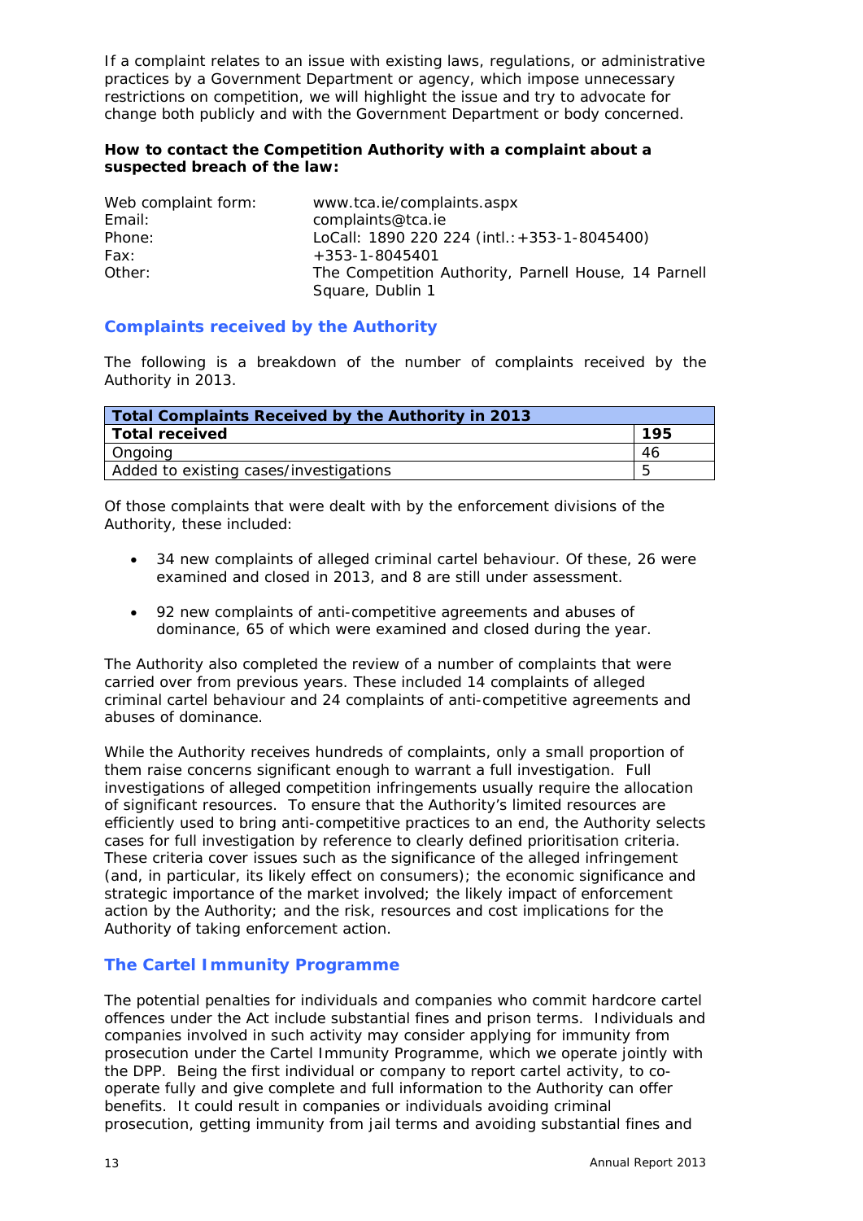If a complaint relates to an issue with existing laws, regulations, or administrative practices by a Government Department or agency, which impose unnecessary restrictions on competition, we will highlight the issue and try to advocate for change both publicly and with the Government Department or body concerned.

**How to contact the Competition Authority with a complaint about a suspected breach of the law:**

| | |
|---|---|
| Web complaint form: | www.tca.ie/complaints.aspx |
| Email: | complaints@tca.ie |
| Phone: | LoCall: 1890 220 224 (intl.:+353-1-8045400) |
| Fax: | +353-1-8045401 |
| Other: | The Competition Authority, Parnell House, 14 Parnell Square, Dublin 1 |

## Complaints received by the Authority

The following is a breakdown of the number of complaints received by the Authority in 2013.

| **Total Complaints Received by the Authority in 2013** | |
|---|---|
| **Total received** | **195** |
| Ongoing | 46 |
| Added to existing cases/investigations | 5 |

Of those complaints that were dealt with by the enforcement divisions of the Authority, these included:

- 34 new complaints of alleged criminal cartel behaviour. Of these, 26 were examined and closed in 2013, and 8 are still under assessment.
- 92 new complaints of anti-competitive agreements and abuses of dominance, 65 of which were examined and closed during the year.

The Authority also completed the review of a number of complaints that were carried over from previous years. These included 14 complaints of alleged criminal cartel behaviour and 24 complaints of anti-competitive agreements and abuses of dominance.

While the Authority receives hundreds of complaints, only a small proportion of them raise concerns significant enough to warrant a full investigation. Full investigations of alleged competition infringements usually require the allocation of significant resources. To ensure that the Authority's limited resources are efficiently used to bring anti-competitive practices to an end, the Authority selects cases for full investigation by reference to clearly defined prioritisation criteria. These criteria cover issues such as the significance of the alleged infringement (and, in particular, its likely effect on consumers); the economic significance and strategic importance of the market involved; the likely impact of enforcement action by the Authority; and the risk, resources and cost implications for the Authority of taking enforcement action.

## The Cartel Immunity Programme

The potential penalties for individuals and companies who commit hardcore cartel offences under the Act include substantial fines and prison terms. Individuals and companies involved in such activity may consider applying for immunity from prosecution under the Cartel Immunity Programme, which we operate jointly with the DPP. Being the first individual or company to report cartel activity, to co-operate fully and give complete and full information to the Authority can offer benefits. It could result in companies or individuals avoiding criminal prosecution, getting immunity from jail terms and avoiding substantial fines and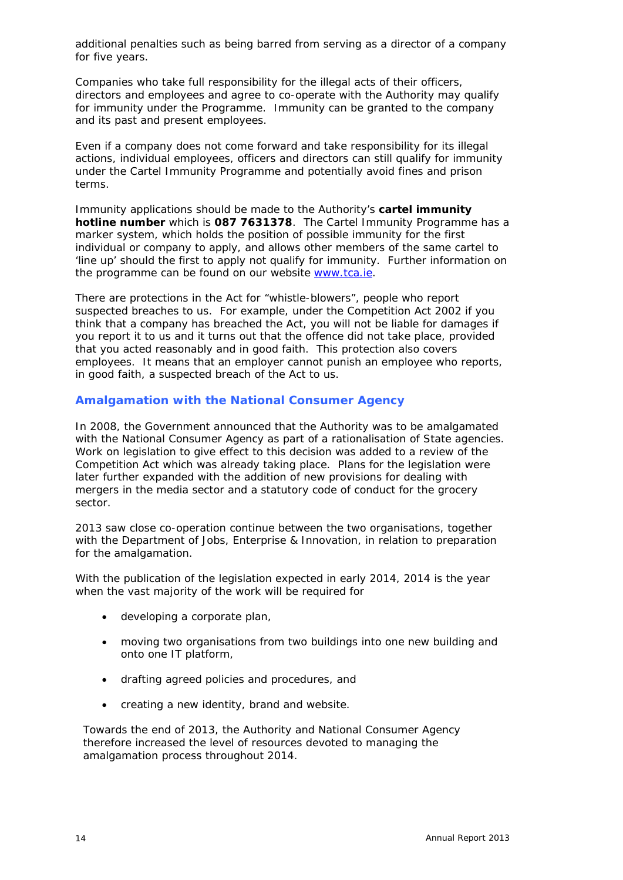additional penalties such as being barred from serving as a director of a company for five years.

Companies who take full responsibility for the illegal acts of their officers, directors and employees and agree to co-operate with the Authority may qualify for immunity under the Programme. Immunity can be granted to the company and its past and present employees.

Even if a company does not come forward and take responsibility for its illegal actions, individual employees, officers and directors can still qualify for immunity under the Cartel Immunity Programme and potentially avoid fines and prison terms.

Immunity applications should be made to the Authority's **cartel immunity hotline number** which is **087 7631378**. The Cartel Immunity Programme has a marker system, which holds the position of possible immunity for the first individual or company to apply, and allows other members of the same cartel to 'line up' should the first to apply not qualify for immunity. Further information on the programme can be found on our website www.tca.ie.

There are protections in the Act for "whistle-blowers", people who report suspected breaches to us. For example, under the Competition Act 2002 if you think that a company has breached the Act, you will not be liable for damages if you report it to us and it turns out that the offence did not take place, provided that you acted reasonably and in good faith. This protection also covers employees. It means that an employer cannot punish an employee who reports, in good faith, a suspected breach of the Act to us.

## Amalgamation with the National Consumer Agency

In 2008, the Government announced that the Authority was to be amalgamated with the National Consumer Agency as part of a rationalisation of State agencies. Work on legislation to give effect to this decision was added to a review of the Competition Act which was already taking place. Plans for the legislation were later further expanded with the addition of new provisions for dealing with mergers in the media sector and a statutory code of conduct for the grocery sector.

2013 saw close co-operation continue between the two organisations, together with the Department of Jobs, Enterprise & Innovation, in relation to preparation for the amalgamation.

With the publication of the legislation expected in early 2014, 2014 is the year when the vast majority of the work will be required for

- developing a corporate plan,
- moving two organisations from two buildings into one new building and onto one IT platform,
- drafting agreed policies and procedures, and
- creating a new identity, brand and website.

Towards the end of 2013, the Authority and National Consumer Agency therefore increased the level of resources devoted to managing the amalgamation process throughout 2014.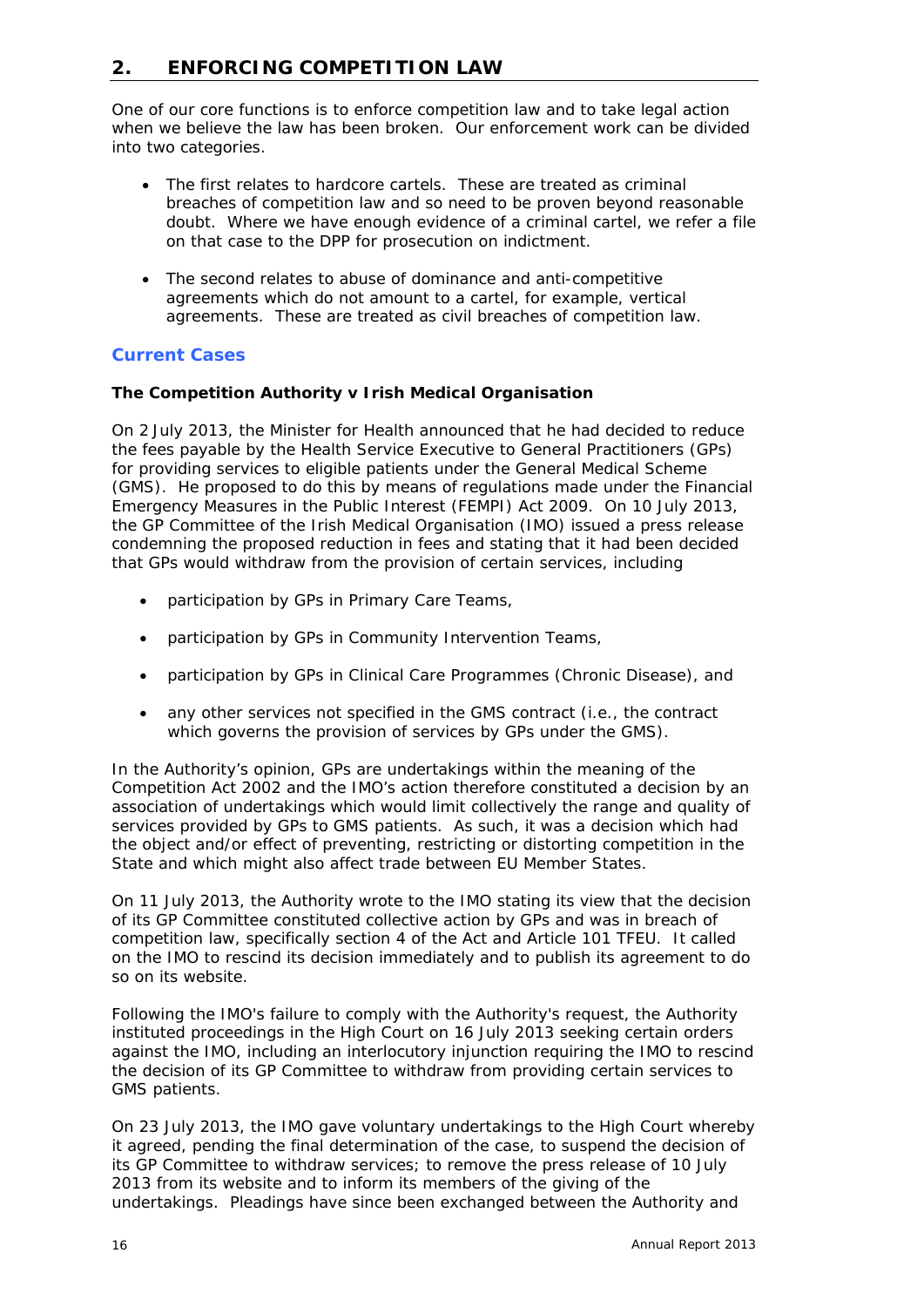## 2. ENFORCING COMPETITION LAW

One of our core functions is to enforce competition law and to take legal action when we believe the law has been broken. Our enforcement work can be divided into two categories.

- The first relates to hardcore cartels. These are treated as criminal breaches of competition law and so need to be proven beyond reasonable doubt. Where we have enough evidence of a criminal cartel, we refer a file on that case to the DPP for prosecution on indictment.

- The second relates to abuse of dominance and anti-competitive agreements which do not amount to a cartel, for example, vertical agreements. These are treated as civil breaches of competition law.

### Current Cases

**The Competition Authority v Irish Medical Organisation**

On 2 July 2013, the Minister for Health announced that he had decided to reduce the fees payable by the Health Service Executive to General Practitioners (GPs) for providing services to eligible patients under the General Medical Scheme (GMS). He proposed to do this by means of regulations made under the Financial Emergency Measures in the Public Interest (FEMPI) Act 2009. On 10 July 2013, the GP Committee of the Irish Medical Organisation (IMO) issued a press release condemning the proposed reduction in fees and stating that it had been decided that GPs would withdraw from the provision of certain services, including

- participation by GPs in Primary Care Teams,
- participation by GPs in Community Intervention Teams,
- participation by GPs in Clinical Care Programmes (Chronic Disease), and
- any other services not specified in the GMS contract (i.e., the contract which governs the provision of services by GPs under the GMS).

In the Authority's opinion, GPs are undertakings within the meaning of the Competition Act 2002 and the IMO's action therefore constituted a decision by an association of undertakings which would limit collectively the range and quality of services provided by GPs to GMS patients. As such, it was a decision which had the object and/or effect of preventing, restricting or distorting competition in the State and which might also affect trade between EU Member States.

On 11 July 2013, the Authority wrote to the IMO stating its view that the decision of its GP Committee constituted collective action by GPs and was in breach of competition law, specifically section 4 of the Act and Article 101 TFEU. It called on the IMO to rescind its decision immediately and to publish its agreement to do so on its website.

Following the IMO's failure to comply with the Authority's request, the Authority instituted proceedings in the High Court on 16 July 2013 seeking certain orders against the IMO, including an interlocutory injunction requiring the IMO to rescind the decision of its GP Committee to withdraw from providing certain services to GMS patients.

On 23 July 2013, the IMO gave voluntary undertakings to the High Court whereby it agreed, pending the final determination of the case, to suspend the decision of its GP Committee to withdraw services; to remove the press release of 10 July 2013 from its website and to inform its members of the giving of the undertakings. Pleadings have since been exchanged between the Authority and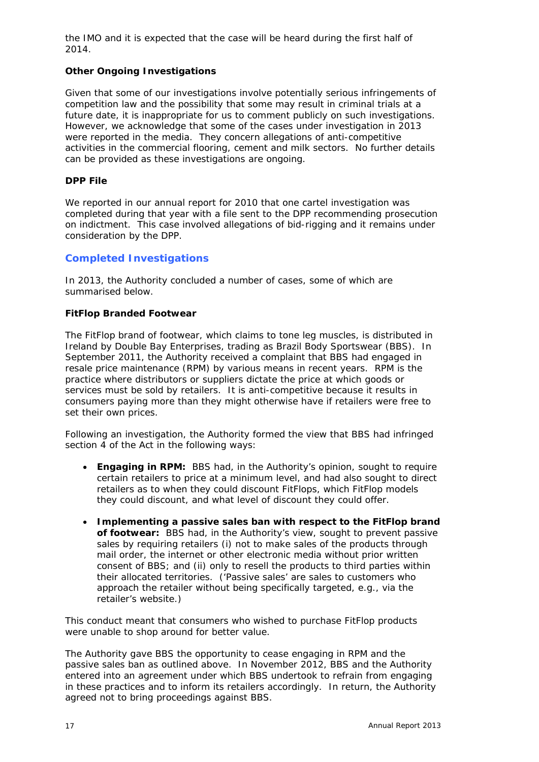the IMO and it is expected that the case will be heard during the first half of 2014.

**Other Ongoing Investigations**

Given that some of our investigations involve potentially serious infringements of competition law and the possibility that some may result in criminal trials at a future date, it is inappropriate for us to comment publicly on such investigations. However, we acknowledge that some of the cases under investigation in 2013 were reported in the media. They concern allegations of anti-competitive activities in the commercial flooring, cement and milk sectors. No further details can be provided as these investigations are ongoing.

**DPP File**

We reported in our annual report for 2010 that one cartel investigation was completed during that year with a file sent to the DPP recommending prosecution on indictment. This case involved allegations of bid-rigging and it remains under consideration by the DPP.

## Completed Investigations

In 2013, the Authority concluded a number of cases, some of which are summarised below.

**FitFlop Branded Footwear**

The FitFlop brand of footwear, which claims to tone leg muscles, is distributed in Ireland by Double Bay Enterprises, trading as Brazil Body Sportswear (BBS). In September 2011, the Authority received a complaint that BBS had engaged in resale price maintenance (RPM) by various means in recent years. RPM is the practice where distributors or suppliers dictate the price at which goods or services must be sold by retailers. It is anti-competitive because it results in consumers paying more than they might otherwise have if retailers were free to set their own prices.

Following an investigation, the Authority formed the view that BBS had infringed section 4 of the Act in the following ways:

- **Engaging in RPM:** BBS had, in the Authority's opinion, sought to require certain retailers to price at a minimum level, and had also sought to direct retailers as to when they could discount FitFlops, which FitFlop models they could discount, and what level of discount they could offer.
- **Implementing a passive sales ban with respect to the FitFlop brand of footwear:** BBS had, in the Authority's view, sought to prevent passive sales by requiring retailers (i) not to make sales of the products through mail order, the internet or other electronic media without prior written consent of BBS; and (ii) only to resell the products to third parties within their allocated territories. ('Passive sales' are sales to customers who approach the retailer without being specifically targeted, e.g., via the retailer's website.)

This conduct meant that consumers who wished to purchase FitFlop products were unable to shop around for better value.

The Authority gave BBS the opportunity to cease engaging in RPM and the passive sales ban as outlined above. In November 2012, BBS and the Authority entered into an agreement under which BBS undertook to refrain from engaging in these practices and to inform its retailers accordingly. In return, the Authority agreed not to bring proceedings against BBS.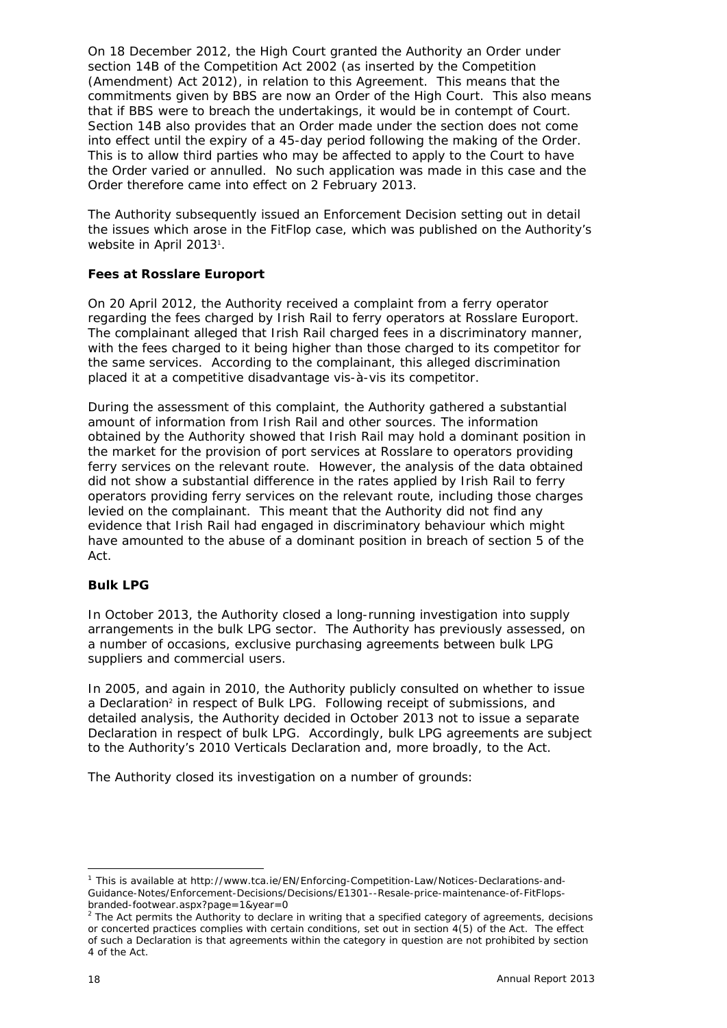On 18 December 2012, the High Court granted the Authority an Order under section 14B of the Competition Act 2002 (as inserted by the Competition (Amendment) Act 2012), in relation to this Agreement. This means that the commitments given by BBS are now an Order of the High Court. This also means that if BBS were to breach the undertakings, it would be in contempt of Court. Section 14B also provides that an Order made under the section does not come into effect until the expiry of a 45-day period following the making of the Order. This is to allow third parties who may be affected to apply to the Court to have the Order varied or annulled. No such application was made in this case and the Order therefore came into effect on 2 February 2013.

The Authority subsequently issued an Enforcement Decision setting out in detail the issues which arose in the FitFlop case, which was published on the Authority's website in April 2013[1].

**Fees at Rosslare Europort**

On 20 April 2012, the Authority received a complaint from a ferry operator regarding the fees charged by Irish Rail to ferry operators at Rosslare Europort. The complainant alleged that Irish Rail charged fees in a discriminatory manner, with the fees charged to it being higher than those charged to its competitor for the same services. According to the complainant, this alleged discrimination placed it at a competitive disadvantage vis-à-vis its competitor.

During the assessment of this complaint, the Authority gathered a substantial amount of information from Irish Rail and other sources. The information obtained by the Authority showed that Irish Rail may hold a dominant position in the market for the provision of port services at Rosslare to operators providing ferry services on the relevant route. However, the analysis of the data obtained did not show a substantial difference in the rates applied by Irish Rail to ferry operators providing ferry services on the relevant route, including those charges levied on the complainant. This meant that the Authority did not find any evidence that Irish Rail had engaged in discriminatory behaviour which might have amounted to the abuse of a dominant position in breach of section 5 of the Act.

**Bulk LPG**

In October 2013, the Authority closed a long-running investigation into supply arrangements in the bulk LPG sector. The Authority has previously assessed, on a number of occasions, exclusive purchasing agreements between bulk LPG suppliers and commercial users.

In 2005, and again in 2010, the Authority publicly consulted on whether to issue a Declaration[2] in respect of Bulk LPG. Following receipt of submissions, and detailed analysis, the Authority decided in October 2013 not to issue a separate Declaration in respect of bulk LPG. Accordingly, bulk LPG agreements are subject to the Authority's 2010 Verticals Declaration and, more broadly, to the Act.

The Authority closed its investigation on a number of grounds:

---

[1] This is available at http://www.tca.ie/EN/Enforcing-Competition-Law/Notices-Declarations-and-Guidance-Notes/Enforcement-Decisions/Decisions/E1301--Resale-price-maintenance-of-FitFlops-branded-footwear.aspx?page=1&year=0

[2] The Act permits the Authority to declare in writing that a specified category of agreements, decisions or concerted practices complies with certain conditions, set out in section 4(5) of the Act. The effect of such a Declaration is that agreements within the category in question are not prohibited by section 4 of the Act.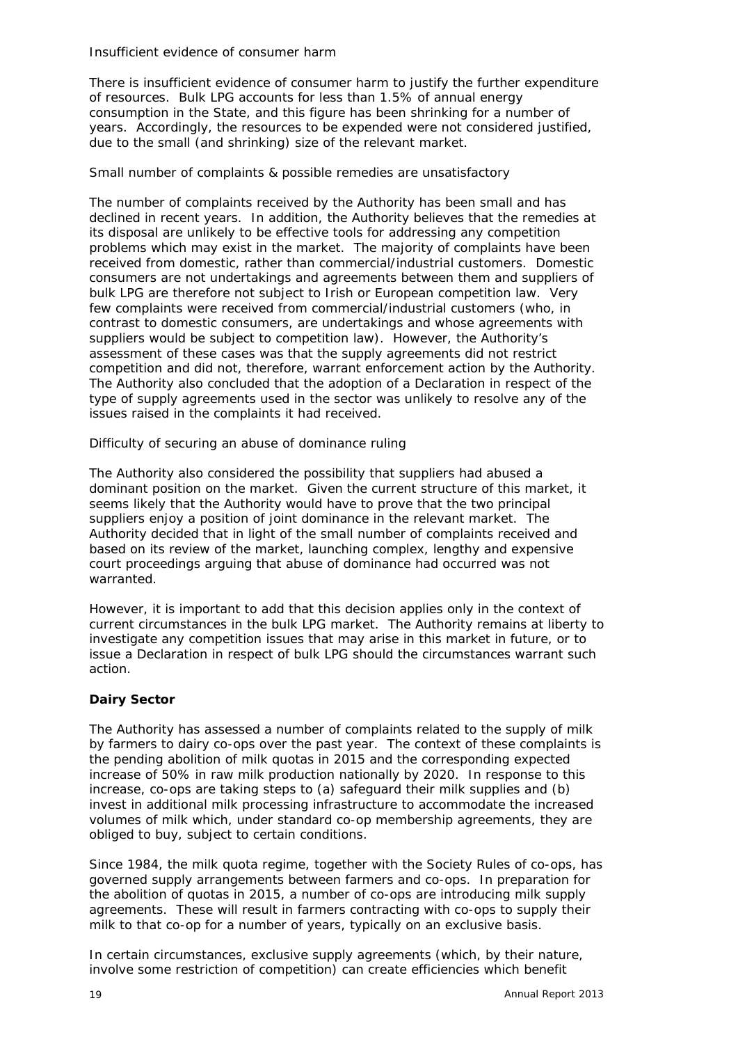Insufficient evidence of consumer harm

There is insufficient evidence of consumer harm to justify the further expenditure of resources. Bulk LPG accounts for less than 1.5% of annual energy consumption in the State, and this figure has been shrinking for a number of years. Accordingly, the resources to be expended were not considered justified, due to the small (and shrinking) size of the relevant market.

Small number of complaints & possible remedies are unsatisfactory

The number of complaints received by the Authority has been small and has declined in recent years. In addition, the Authority believes that the remedies at its disposal are unlikely to be effective tools for addressing any competition problems which may exist in the market. The majority of complaints have been received from domestic, rather than commercial/industrial customers. Domestic consumers are not undertakings and agreements between them and suppliers of bulk LPG are therefore not subject to Irish or European competition law. Very few complaints were received from commercial/industrial customers (who, in contrast to domestic consumers, are undertakings and whose agreements with suppliers would be subject to competition law). However, the Authority's assessment of these cases was that the supply agreements did not restrict competition and did not, therefore, warrant enforcement action by the Authority. The Authority also concluded that the adoption of a Declaration in respect of the type of supply agreements used in the sector was unlikely to resolve any of the issues raised in the complaints it had received.

Difficulty of securing an abuse of dominance ruling

The Authority also considered the possibility that suppliers had abused a dominant position on the market. Given the current structure of this market, it seems likely that the Authority would have to prove that the two principal suppliers enjoy a position of joint dominance in the relevant market. The Authority decided that in light of the small number of complaints received and based on its review of the market, launching complex, lengthy and expensive court proceedings arguing that abuse of dominance had occurred was not warranted.

However, it is important to add that this decision applies only in the context of current circumstances in the bulk LPG market. The Authority remains at liberty to investigate any competition issues that may arise in this market in future, or to issue a Declaration in respect of bulk LPG should the circumstances warrant such action.

**Dairy Sector**

The Authority has assessed a number of complaints related to the supply of milk by farmers to dairy co-ops over the past year. The context of these complaints is the pending abolition of milk quotas in 2015 and the corresponding expected increase of 50% in raw milk production nationally by 2020. In response to this increase, co-ops are taking steps to (a) safeguard their milk supplies and (b) invest in additional milk processing infrastructure to accommodate the increased volumes of milk which, under standard co-op membership agreements, they are obliged to buy, subject to certain conditions.

Since 1984, the milk quota regime, together with the Society Rules of co-ops, has governed supply arrangements between farmers and co-ops. In preparation for the abolition of quotas in 2015, a number of co-ops are introducing milk supply agreements. These will result in farmers contracting with co-ops to supply their milk to that co-op for a number of years, typically on an exclusive basis.

In certain circumstances, exclusive supply agreements (which, by their nature, involve some restriction of competition) can create efficiencies which benefit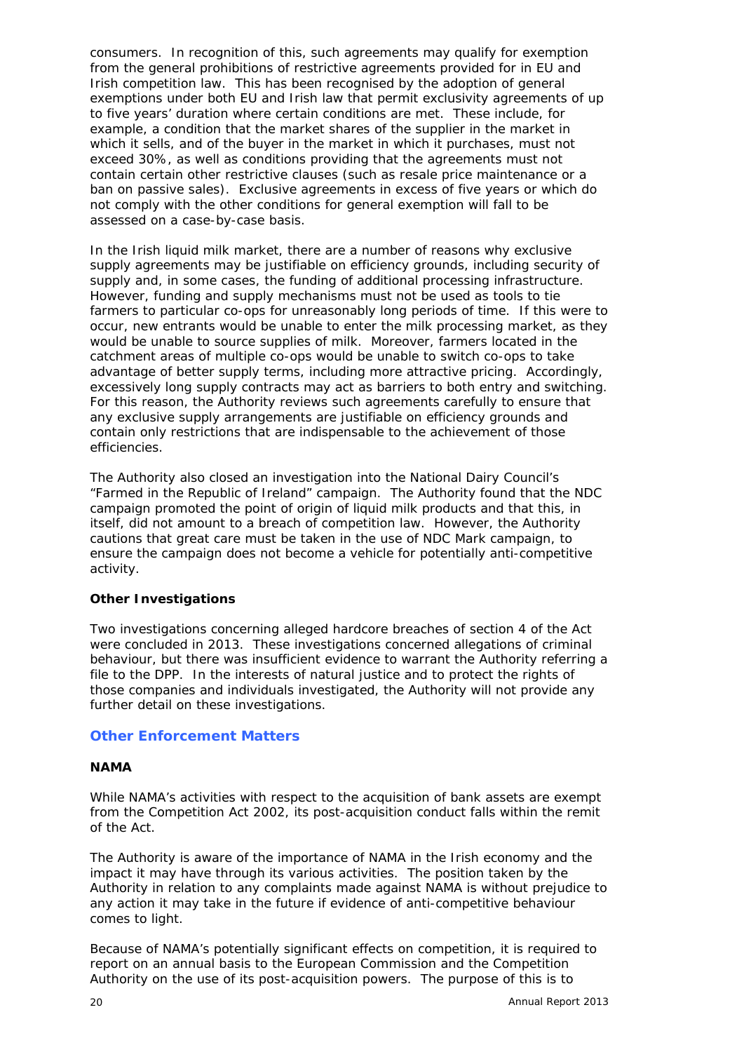consumers. In recognition of this, such agreements may qualify for exemption from the general prohibitions of restrictive agreements provided for in EU and Irish competition law. This has been recognised by the adoption of general exemptions under both EU and Irish law that permit exclusivity agreements of up to five years' duration where certain conditions are met. These include, for example, a condition that the market shares of the supplier in the market in which it sells, and of the buyer in the market in which it purchases, must not exceed 30%, as well as conditions providing that the agreements must not contain certain other restrictive clauses (such as resale price maintenance or a ban on passive sales). Exclusive agreements in excess of five years or which do not comply with the other conditions for general exemption will fall to be assessed on a case-by-case basis.

In the Irish liquid milk market, there are a number of reasons why exclusive supply agreements may be justifiable on efficiency grounds, including security of supply and, in some cases, the funding of additional processing infrastructure. However, funding and supply mechanisms must not be used as tools to tie farmers to particular co-ops for unreasonably long periods of time. If this were to occur, new entrants would be unable to enter the milk processing market, as they would be unable to source supplies of milk. Moreover, farmers located in the catchment areas of multiple co-ops would be unable to switch co-ops to take advantage of better supply terms, including more attractive pricing. Accordingly, excessively long supply contracts may act as barriers to both entry and switching. For this reason, the Authority reviews such agreements carefully to ensure that any exclusive supply arrangements are justifiable on efficiency grounds and contain only restrictions that are indispensable to the achievement of those efficiencies.

The Authority also closed an investigation into the National Dairy Council's "Farmed in the Republic of Ireland" campaign. The Authority found that the NDC campaign promoted the point of origin of liquid milk products and that this, in itself, did not amount to a breach of competition law. However, the Authority cautions that great care must be taken in the use of NDC Mark campaign, to ensure the campaign does not become a vehicle for potentially anti-competitive activity.

**Other Investigations**

Two investigations concerning alleged hardcore breaches of section 4 of the Act were concluded in 2013. These investigations concerned allegations of criminal behaviour, but there was insufficient evidence to warrant the Authority referring a file to the DPP. In the interests of natural justice and to protect the rights of those companies and individuals investigated, the Authority will not provide any further detail on these investigations.

## Other Enforcement Matters

**NAMA**

While NAMA's activities with respect to the acquisition of bank assets are exempt from the Competition Act 2002, its post-acquisition conduct falls within the remit of the Act.

The Authority is aware of the importance of NAMA in the Irish economy and the impact it may have through its various activities. The position taken by the Authority in relation to any complaints made against NAMA is without prejudice to any action it may take in the future if evidence of anti-competitive behaviour comes to light.

Because of NAMA's potentially significant effects on competition, it is required to report on an annual basis to the European Commission and the Competition Authority on the use of its post-acquisition powers. The purpose of this is to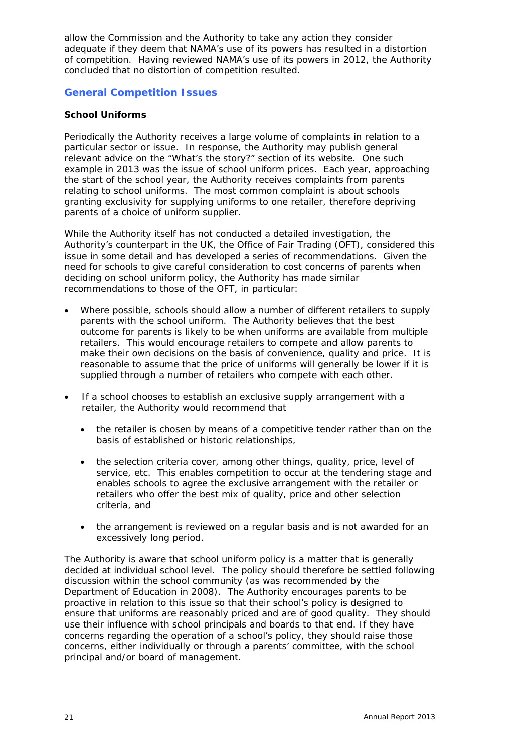allow the Commission and the Authority to take any action they consider adequate if they deem that NAMA's use of its powers has resulted in a distortion of competition. Having reviewed NAMA's use of its powers in 2012, the Authority concluded that no distortion of competition resulted.

## General Competition Issues

### School Uniforms

Periodically the Authority receives a large volume of complaints in relation to a particular sector or issue. In response, the Authority may publish general relevant advice on the "What's the story?" section of its website. One such example in 2013 was the issue of school uniform prices. Each year, approaching the start of the school year, the Authority receives complaints from parents relating to school uniforms. The most common complaint is about schools granting exclusivity for supplying uniforms to one retailer, therefore depriving parents of a choice of uniform supplier.

While the Authority itself has not conducted a detailed investigation, the Authority's counterpart in the UK, the Office of Fair Trading (OFT), considered this issue in some detail and has developed a series of recommendations. Given the need for schools to give careful consideration to cost concerns of parents when deciding on school uniform policy, the Authority has made similar recommendations to those of the OFT, in particular:

- Where possible, schools should allow a number of different retailers to supply parents with the school uniform. The Authority believes that the best outcome for parents is likely to be when uniforms are available from multiple retailers. This would encourage retailers to compete and allow parents to make their own decisions on the basis of convenience, quality and price. It is reasonable to assume that the price of uniforms will generally be lower if it is supplied through a number of retailers who compete with each other.

- If a school chooses to establish an exclusive supply arrangement with a retailer, the Authority would recommend that

  - the retailer is chosen by means of a competitive tender rather than on the basis of established or historic relationships,

  - the selection criteria cover, among other things, quality, price, level of service, etc. This enables competition to occur at the tendering stage and enables schools to agree the exclusive arrangement with the retailer or retailers who offer the best mix of quality, price and other selection criteria, and

  - the arrangement is reviewed on a regular basis and is not awarded for an excessively long period.

The Authority is aware that school uniform policy is a matter that is generally decided at individual school level. The policy should therefore be settled following discussion within the school community (as was recommended by the Department of Education in 2008). The Authority encourages parents to be proactive in relation to this issue so that their school's policy is designed to ensure that uniforms are reasonably priced and are of good quality. They should use their influence with school principals and boards to that end. If they have concerns regarding the operation of a school's policy, they should raise those concerns, either individually or through a parents' committee, with the school principal and/or board of management.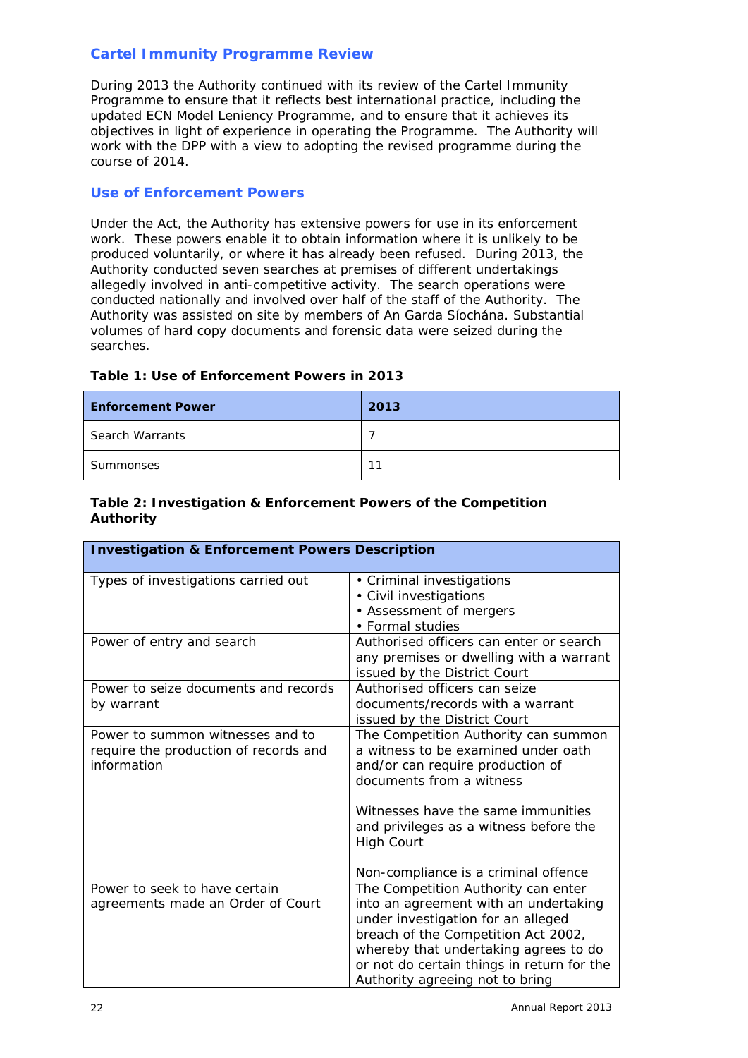## Cartel Immunity Programme Review

During 2013 the Authority continued with its review of the Cartel Immunity Programme to ensure that it reflects best international practice, including the updated ECN Model Leniency Programme, and to ensure that it achieves its objectives in light of experience in operating the Programme. The Authority will work with the DPP with a view to adopting the revised programme during the course of 2014.

## Use of Enforcement Powers

Under the Act, the Authority has extensive powers for use in its enforcement work. These powers enable it to obtain information where it is unlikely to be produced voluntarily, or where it has already been refused. During 2013, the Authority conducted seven searches at premises of different undertakings allegedly involved in anti-competitive activity. The search operations were conducted nationally and involved over half of the staff of the Authority. The Authority was assisted on site by members of An Garda Síochána. Substantial volumes of hard copy documents and forensic data were seized during the searches.

**Table 1: Use of Enforcement Powers in 2013**

| Enforcement Power | 2013 |
|---|---|
| Search Warrants | 7 |
| Summonses | 11 |

**Table 2: Investigation & Enforcement Powers of the Competition Authority**

| Investigation & Enforcement Powers Description | |
|---|---|
| Types of investigations carried out | • Criminal investigations<br>• Civil investigations<br>• Assessment of mergers<br>• Formal studies |
| Power of entry and search | Authorised officers can enter or search any premises or dwelling with a warrant issued by the District Court |
| Power to seize documents and records by warrant | Authorised officers can seize documents/records with a warrant issued by the District Court |
| Power to summon witnesses and to require the production of records and information | The Competition Authority can summon a witness to be examined under oath and/or can require production of documents from a witness<br><br>Witnesses have the same immunities and privileges as a witness before the High Court<br><br>Non-compliance is a criminal offence |
| Power to seek to have certain agreements made an Order of Court | The Competition Authority can enter into an agreement with an undertaking under investigation for an alleged breach of the Competition Act 2002, whereby that undertaking agrees to do or not do certain things in return for the Authority agreeing not to bring |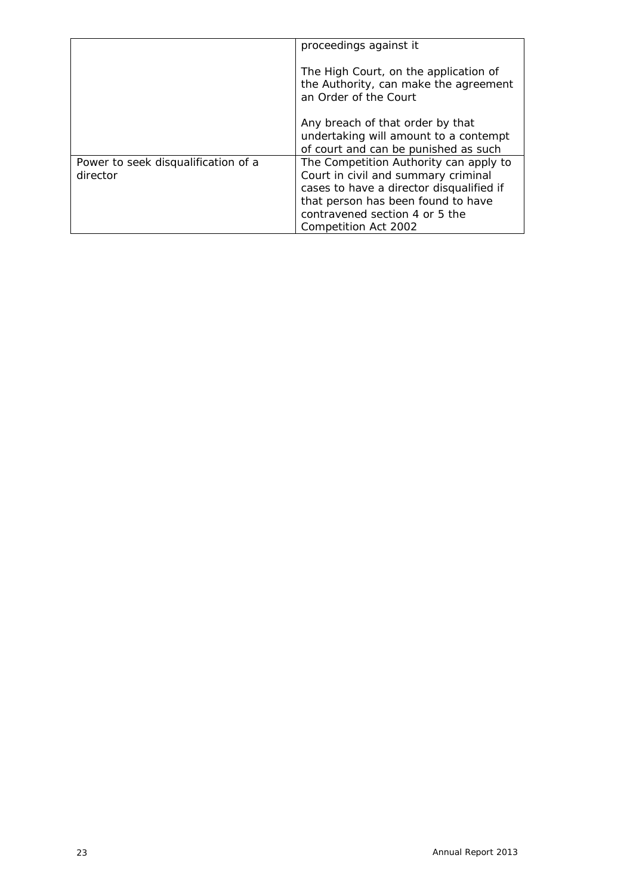| | |
|---|---|
| | proceedings against it<br><br>The High Court, on the application of the Authority, can make the agreement an Order of the Court<br><br>Any breach of that order by that undertaking will amount to a contempt of court and can be punished as such |
| Power to seek disqualification of a director | The Competition Authority can apply to Court in civil and summary criminal cases to have a director disqualified if that person has been found to have contravened section 4 or 5 the Competition Act 2002 |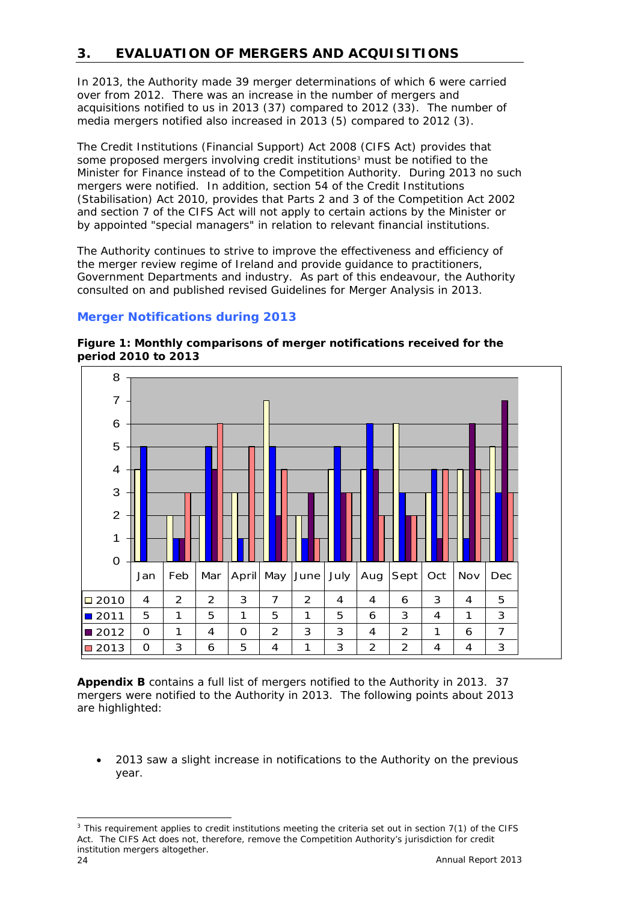## 3. EVALUATION OF MERGERS AND ACQUISITIONS

In 2013, the Authority made 39 merger determinations of which 6 were carried over from 2012. There was an increase in the number of mergers and acquisitions notified to us in 2013 (37) compared to 2012 (33). The number of media mergers notified also increased in 2013 (5) compared to 2012 (3).

The Credit Institutions (Financial Support) Act 2008 (CIFS Act) provides that some proposed mergers involving credit institutions[3] must be notified to the Minister for Finance instead of to the Competition Authority. During 2013 no such mergers were notified. In addition, section 54 of the Credit Institutions (Stabilisation) Act 2010, provides that Parts 2 and 3 of the Competition Act 2002 and section 7 of the CIFS Act will not apply to certain actions by the Minister or by appointed "special managers" in relation to relevant financial institutions.

The Authority continues to strive to improve the effectiveness and efficiency of the merger review regime of Ireland and provide guidance to practitioners, Government Departments and industry. As part of this endeavour, the Authority consulted on and published revised Guidelines for Merger Analysis in 2013.

### Merger Notifications during 2013

**Figure 1: Monthly comparisons of merger notifications received for the period 2010 to 2013**

| | Jan | Feb | Mar | April | May | June | July | Aug | Sept | Oct | Nov | Dec |
|---|---|---|---|---|---|---|---|---|---|---|---|---|
| 2010 | 4 | 2 | 2 | 3 | 7 | 2 | 4 | 4 | 6 | 3 | 4 | 5 |
| 2011 | 5 | 1 | 5 | 1 | 5 | 1 | 5 | 6 | 3 | 4 | 1 | 3 |
| 2012 | 0 | 1 | 4 | 0 | 2 | 3 | 3 | 4 | 2 | 1 | 6 | 7 |
| 2013 | 0 | 3 | 6 | 5 | 4 | 1 | 3 | 2 | 2 | 4 | 4 | 3 |

**Appendix B** contains a full list of mergers notified to the Authority in 2013. 37 mergers were notified to the Authority in 2013. The following points about 2013 are highlighted:

- 2013 saw a slight increase in notifications to the Authority on the previous year.

[3] This requirement applies to credit institutions meeting the criteria set out in section 7(1) of the CIFS Act. The CIFS Act does not, therefore, remove the Competition Authority's jurisdiction for credit institution mergers altogether.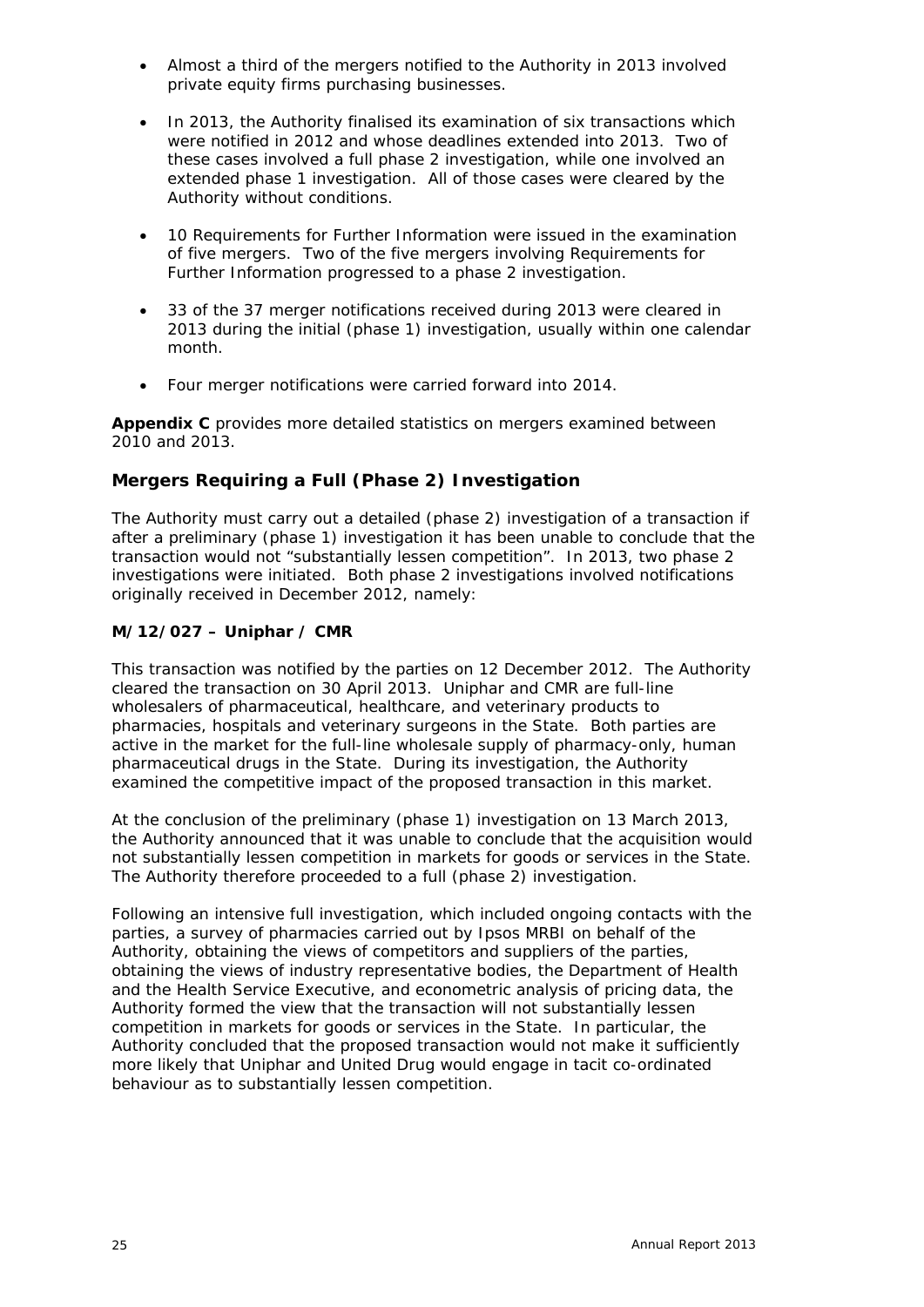- Almost a third of the mergers notified to the Authority in 2013 involved private equity firms purchasing businesses.

- In 2013, the Authority finalised its examination of six transactions which were notified in 2012 and whose deadlines extended into 2013. Two of these cases involved a full phase 2 investigation, while one involved an extended phase 1 investigation. All of those cases were cleared by the Authority without conditions.

- 10 Requirements for Further Information were issued in the examination of five mergers. Two of the five mergers involving Requirements for Further Information progressed to a phase 2 investigation.

- 33 of the 37 merger notifications received during 2013 were cleared in 2013 during the initial (phase 1) investigation, usually within one calendar month.

- Four merger notifications were carried forward into 2014.

**Appendix C** provides more detailed statistics on mergers examined between 2010 and 2013.

## Mergers Requiring a Full (Phase 2) Investigation

The Authority must carry out a detailed (phase 2) investigation of a transaction if after a preliminary (phase 1) investigation it has been unable to conclude that the transaction would not "substantially lessen competition". In 2013, two phase 2 investigations were initiated. Both phase 2 investigations involved notifications originally received in December 2012, namely:

### M/12/027 – Uniphar / CMR

This transaction was notified by the parties on 12 December 2012. The Authority cleared the transaction on 30 April 2013. Uniphar and CMR are full-line wholesalers of pharmaceutical, healthcare, and veterinary products to pharmacies, hospitals and veterinary surgeons in the State. Both parties are active in the market for the full-line wholesale supply of pharmacy-only, human pharmaceutical drugs in the State. During its investigation, the Authority examined the competitive impact of the proposed transaction in this market.

At the conclusion of the preliminary (phase 1) investigation on 13 March 2013, the Authority announced that it was unable to conclude that the acquisition would not substantially lessen competition in markets for goods or services in the State. The Authority therefore proceeded to a full (phase 2) investigation.

Following an intensive full investigation, which included ongoing contacts with the parties, a survey of pharmacies carried out by Ipsos MRBI on behalf of the Authority, obtaining the views of competitors and suppliers of the parties, obtaining the views of industry representative bodies, the Department of Health and the Health Service Executive, and econometric analysis of pricing data, the Authority formed the view that the transaction will not substantially lessen competition in markets for goods or services in the State. In particular, the Authority concluded that the proposed transaction would not make it sufficiently more likely that Uniphar and United Drug would engage in tacit co-ordinated behaviour as to substantially lessen competition.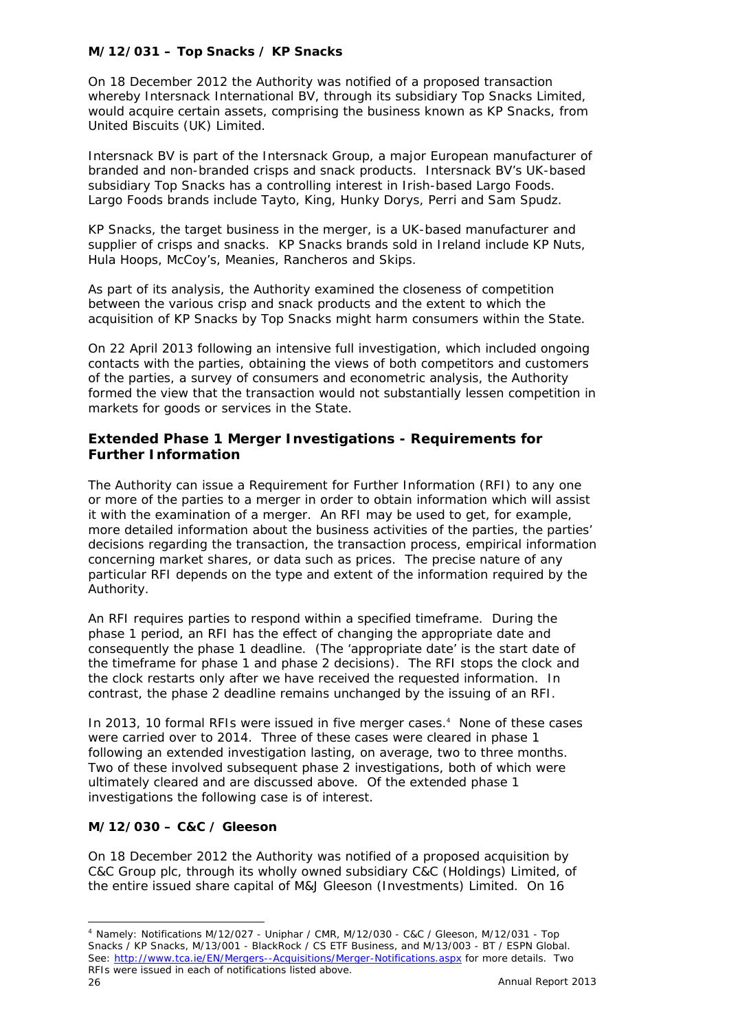**M/12/031 – Top Snacks / KP Snacks**

On 18 December 2012 the Authority was notified of a proposed transaction whereby Intersnack International BV, through its subsidiary Top Snacks Limited, would acquire certain assets, comprising the business known as KP Snacks, from United Biscuits (UK) Limited.

Intersnack BV is part of the Intersnack Group, a major European manufacturer of branded and non-branded crisps and snack products. Intersnack BV's UK-based subsidiary Top Snacks has a controlling interest in Irish-based Largo Foods. Largo Foods brands include Tayto, King, Hunky Dorys, Perri and Sam Spudz.

KP Snacks, the target business in the merger, is a UK-based manufacturer and supplier of crisps and snacks. KP Snacks brands sold in Ireland include KP Nuts, Hula Hoops, McCoy's, Meanies, Rancheros and Skips.

As part of its analysis, the Authority examined the closeness of competition between the various crisp and snack products and the extent to which the acquisition of KP Snacks by Top Snacks might harm consumers within the State.

On 22 April 2013 following an intensive full investigation, which included ongoing contacts with the parties, obtaining the views of both competitors and customers of the parties, a survey of consumers and econometric analysis, the Authority formed the view that the transaction would not substantially lessen competition in markets for goods or services in the State.

## Extended Phase 1 Merger Investigations - Requirements for Further Information

The Authority can issue a Requirement for Further Information (RFI) to any one or more of the parties to a merger in order to obtain information which will assist it with the examination of a merger. An RFI may be used to get, for example, more detailed information about the business activities of the parties, the parties' decisions regarding the transaction, the transaction process, empirical information concerning market shares, or data such as prices. The precise nature of any particular RFI depends on the type and extent of the information required by the Authority.

An RFI requires parties to respond within a specified timeframe. During the phase 1 period, an RFI has the effect of changing the appropriate date and consequently the phase 1 deadline. (The 'appropriate date' is the start date of the timeframe for phase 1 and phase 2 decisions). The RFI stops the clock and the clock restarts only after we have received the requested information. In contrast, the phase 2 deadline remains unchanged by the issuing of an RFI.

In 2013, 10 formal RFIs were issued in five merger cases.[4] None of these cases were carried over to 2014. Three of these cases were cleared in phase 1 following an extended investigation lasting, on average, two to three months. Two of these involved subsequent phase 2 investigations, both of which were ultimately cleared and are discussed above. Of the extended phase 1 investigations the following case is of interest.

**M/12/030 – C&C / Gleeson**

On 18 December 2012 the Authority was notified of a proposed acquisition by C&C Group plc, through its wholly owned subsidiary C&C (Holdings) Limited, of the entire issued share capital of M&J Gleeson (Investments) Limited. On 16

---

[4] Namely: Notifications M/12/027 - Uniphar / CMR, M/12/030 - C&C / Gleeson, M/12/031 - Top Snacks / KP Snacks, M/13/001 - BlackRock / CS ETF Business, and M/13/003 - BT / ESPN Global. See: http://www.tca.ie/EN/Mergers--Acquisitions/Merger-Notifications.aspx for more details. Two RFIs were issued in each of notifications listed above.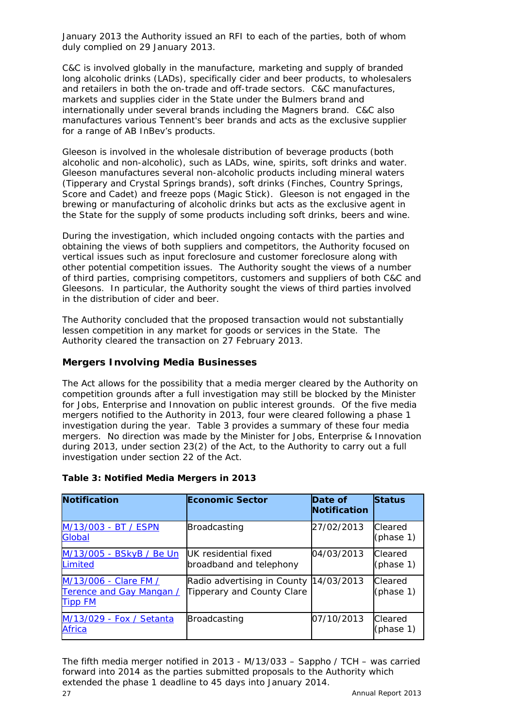January 2013 the Authority issued an RFI to each of the parties, both of whom duly complied on 29 January 2013.

C&C is involved globally in the manufacture, marketing and supply of branded long alcoholic drinks (LADs), specifically cider and beer products, to wholesalers and retailers in both the on-trade and off-trade sectors. C&C manufactures, markets and supplies cider in the State under the Bulmers brand and internationally under several brands including the Magners brand. C&C also manufactures various Tennent's beer brands and acts as the exclusive supplier for a range of AB InBev's products.

Gleeson is involved in the wholesale distribution of beverage products (both alcoholic and non-alcoholic), such as LADs, wine, spirits, soft drinks and water. Gleeson manufactures several non-alcoholic products including mineral waters (Tipperary and Crystal Springs brands), soft drinks (Finches, Country Springs, Score and Cadet) and freeze pops (Magic Stick). Gleeson is not engaged in the brewing or manufacturing of alcoholic drinks but acts as the exclusive agent in the State for the supply of some products including soft drinks, beers and wine.

During the investigation, which included ongoing contacts with the parties and obtaining the views of both suppliers and competitors, the Authority focused on vertical issues such as input foreclosure and customer foreclosure along with other potential competition issues. The Authority sought the views of a number of third parties, comprising competitors, customers and suppliers of both C&C and Gleesons. In particular, the Authority sought the views of third parties involved in the distribution of cider and beer.

The Authority concluded that the proposed transaction would not substantially lessen competition in any market for goods or services in the State. The Authority cleared the transaction on 27 February 2013.

### Mergers Involving Media Businesses

The Act allows for the possibility that a media merger cleared by the Authority on competition grounds after a full investigation may still be blocked by the Minister for Jobs, Enterprise and Innovation on public interest grounds. Of the five media mergers notified to the Authority in 2013, four were cleared following a phase 1 investigation during the year. Table 3 provides a summary of these four media mergers. No direction was made by the Minister for Jobs, Enterprise & Innovation during 2013, under section 23(2) of the Act, to the Authority to carry out a full investigation under section 22 of the Act.

**Table 3: Notified Media Mergers in 2013**

| Notification | Economic Sector | Date of Notification | Status |
|---|---|---|---|
| M/13/003 - BT / ESPN Global | Broadcasting | 27/02/2013 | Cleared (phase 1) |
| M/13/005 - BSkyB / Be Un Limited | UK residential fixed broadband and telephony | 04/03/2013 | Cleared (phase 1) |
| M/13/006 - Clare FM / Terence and Gay Mangan / Tipp FM | Radio advertising in County Tipperary and County Clare | 14/03/2013 | Cleared (phase 1) |
| M/13/029 - Fox / Setanta Africa | Broadcasting | 07/10/2013 | Cleared (phase 1) |

The fifth media merger notified in 2013 - M/13/033 – Sappho / TCH – was carried forward into 2014 as the parties submitted proposals to the Authority which extended the phase 1 deadline to 45 days into January 2014.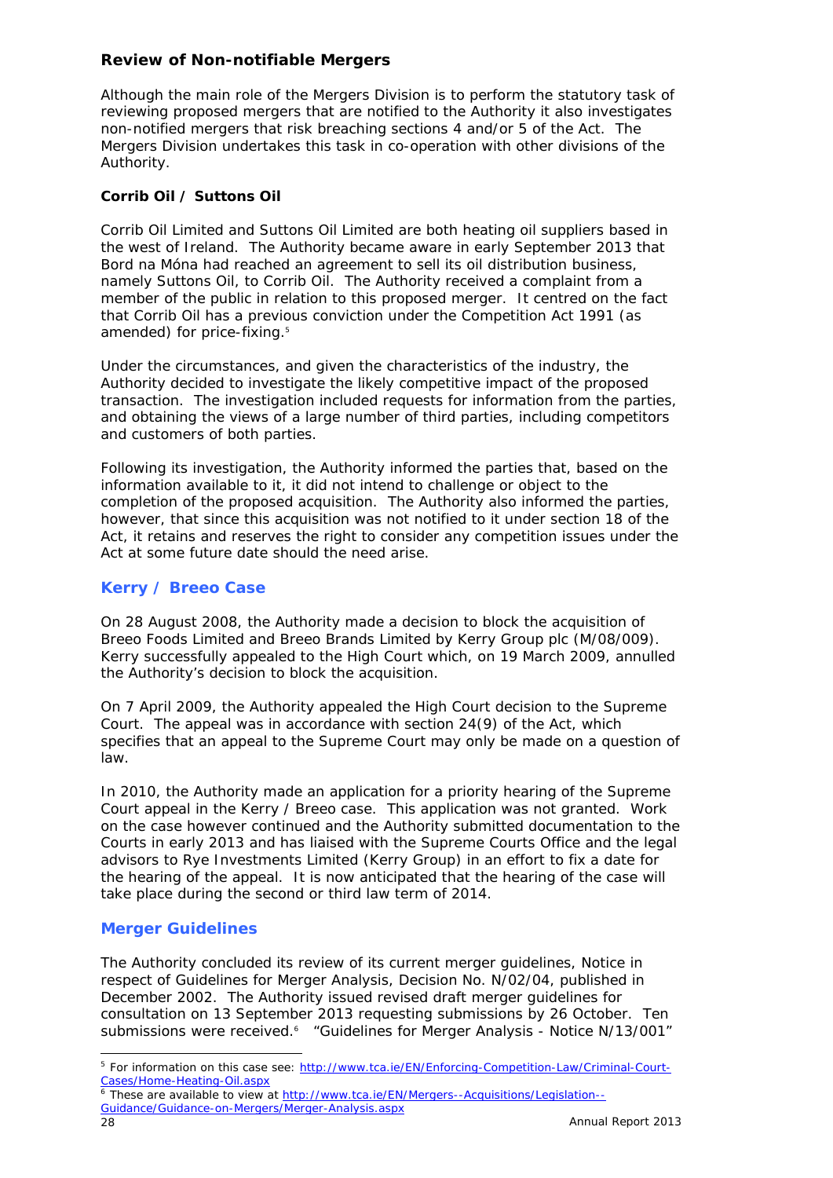### Review of Non-notifiable Mergers

Although the main role of the Mergers Division is to perform the statutory task of reviewing proposed mergers that are notified to the Authority it also investigates non-notified mergers that risk breaching sections 4 and/or 5 of the Act. The Mergers Division undertakes this task in co-operation with other divisions of the Authority.

#### Corrib Oil / Suttons Oil

Corrib Oil Limited and Suttons Oil Limited are both heating oil suppliers based in the west of Ireland. The Authority became aware in early September 2013 that Bord na Móna had reached an agreement to sell its oil distribution business, namely Suttons Oil, to Corrib Oil. The Authority received a complaint from a member of the public in relation to this proposed merger. It centred on the fact that Corrib Oil has a previous conviction under the Competition Act 1991 (as amended) for price-fixing.[5]

Under the circumstances, and given the characteristics of the industry, the Authority decided to investigate the likely competitive impact of the proposed transaction. The investigation included requests for information from the parties, and obtaining the views of a large number of third parties, including competitors and customers of both parties.

Following its investigation, the Authority informed the parties that, based on the information available to it, it did not intend to challenge or object to the completion of the proposed acquisition. The Authority also informed the parties, however, that since this acquisition was not notified to it under section 18 of the Act, it retains and reserves the right to consider any competition issues under the Act at some future date should the need arise.

## Kerry / Breeo Case

On 28 August 2008, the Authority made a decision to block the acquisition of Breeo Foods Limited and Breeo Brands Limited by Kerry Group plc (M/08/009). Kerry successfully appealed to the High Court which, on 19 March 2009, annulled the Authority's decision to block the acquisition.

On 7 April 2009, the Authority appealed the High Court decision to the Supreme Court. The appeal was in accordance with section 24(9) of the Act, which specifies that an appeal to the Supreme Court may only be made on a question of law.

In 2010, the Authority made an application for a priority hearing of the Supreme Court appeal in the Kerry / Breeo case. This application was not granted. Work on the case however continued and the Authority submitted documentation to the Courts in early 2013 and has liaised with the Supreme Courts Office and the legal advisors to Rye Investments Limited (Kerry Group) in an effort to fix a date for the hearing of the appeal. It is now anticipated that the hearing of the case will take place during the second or third law term of 2014.

## Merger Guidelines

The Authority concluded its review of its current merger guidelines, Notice in respect of Guidelines for Merger Analysis, Decision No. N/02/04, published in December 2002. The Authority issued revised draft merger guidelines for consultation on 13 September 2013 requesting submissions by 26 October. Ten submissions were received.[6] "Guidelines for Merger Analysis - Notice N/13/001"

---

[5] For information on this case see: http://www.tca.ie/EN/Enforcing-Competition-Law/Criminal-Court-Cases/Home-Heating-Oil.aspx

[6] These are available to view at http://www.tca.ie/EN/Mergers--Acquisitions/Legislation--Guidance/Guidance-on-Mergers/Merger-Analysis.aspx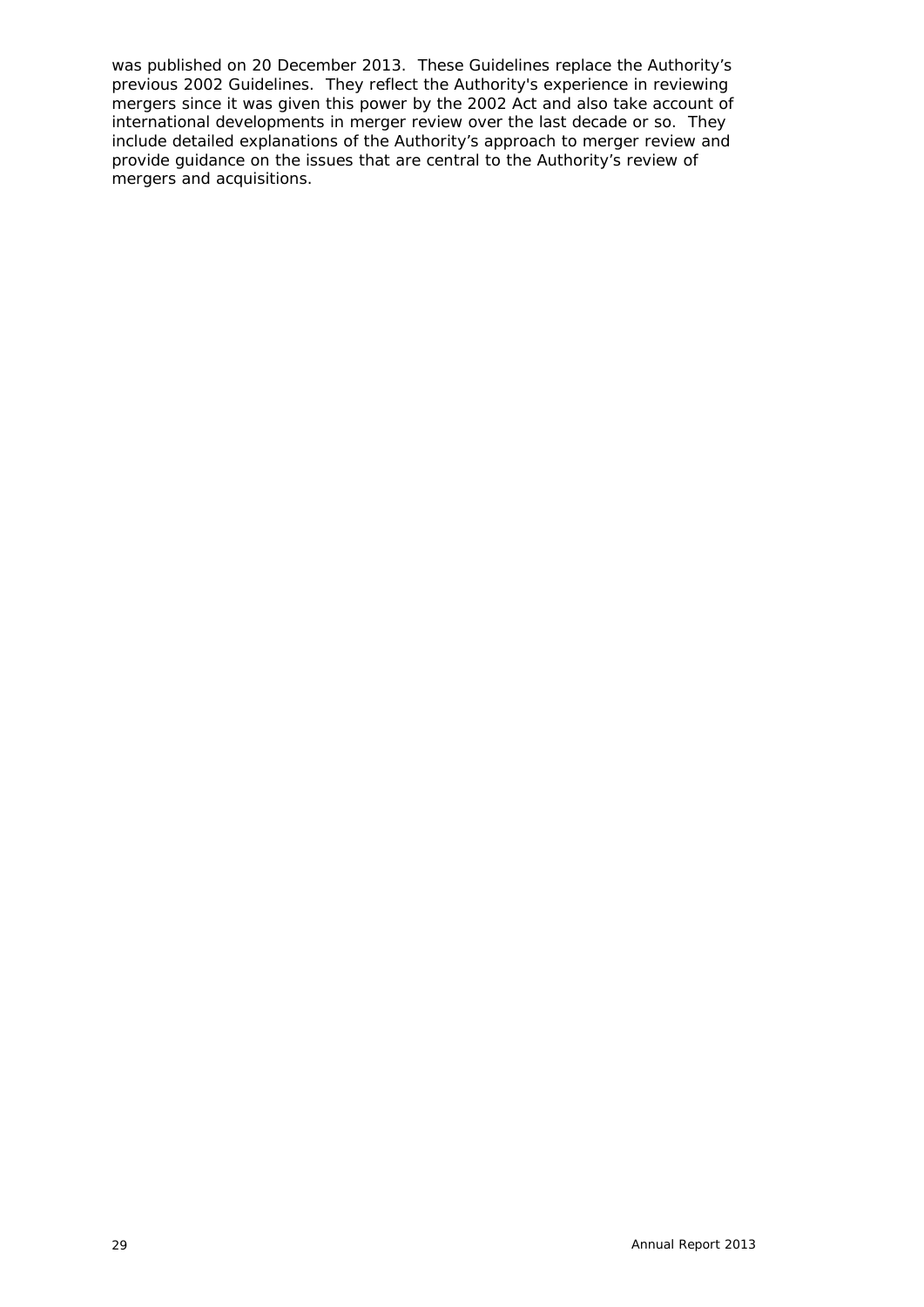was published on 20 December 2013. These Guidelines replace the Authority's previous 2002 Guidelines. They reflect the Authority's experience in reviewing mergers since it was given this power by the 2002 Act and also take account of international developments in merger review over the last decade or so. They include detailed explanations of the Authority's approach to merger review and provide guidance on the issues that are central to the Authority's review of mergers and acquisitions.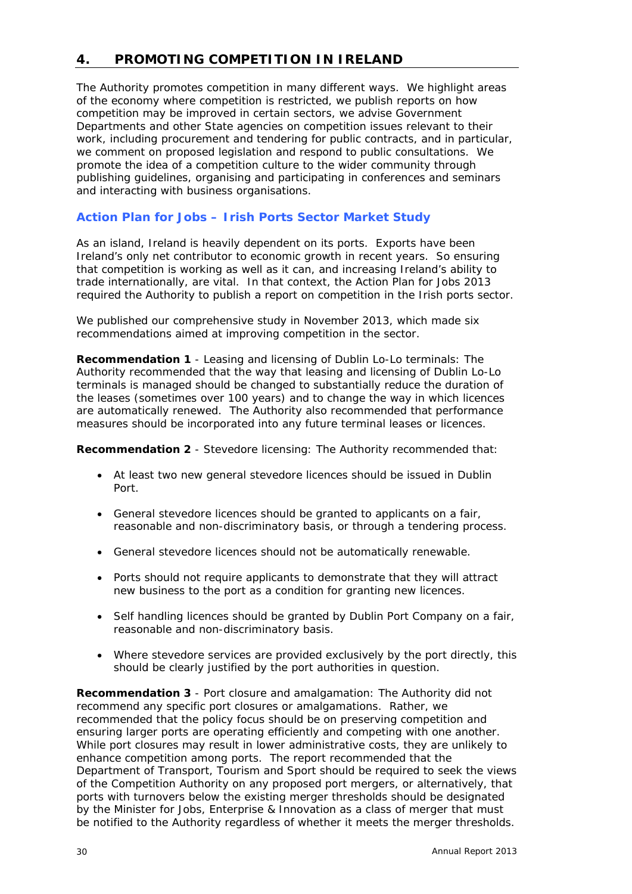## 4. PROMOTING COMPETITION IN IRELAND

The Authority promotes competition in many different ways. We highlight areas of the economy where competition is restricted, we publish reports on how competition may be improved in certain sectors, we advise Government Departments and other State agencies on competition issues relevant to their work, including procurement and tendering for public contracts, and in particular, we comment on proposed legislation and respond to public consultations. We promote the idea of a competition culture to the wider community through publishing guidelines, organising and participating in conferences and seminars and interacting with business organisations.

### Action Plan for Jobs – Irish Ports Sector Market Study

As an island, Ireland is heavily dependent on its ports. Exports have been Ireland's only net contributor to economic growth in recent years. So ensuring that competition is working as well as it can, and increasing Ireland's ability to trade internationally, are vital. In that context, the Action Plan for Jobs 2013 required the Authority to publish a report on competition in the Irish ports sector.

We published our comprehensive study in November 2013, which made six recommendations aimed at improving competition in the sector.

**Recommendation 1** - Leasing and licensing of Dublin Lo-Lo terminals: The Authority recommended that the way that leasing and licensing of Dublin Lo-Lo terminals is managed should be changed to substantially reduce the duration of the leases (sometimes over 100 years) and to change the way in which licences are automatically renewed. The Authority also recommended that performance measures should be incorporated into any future terminal leases or licences.

**Recommendation 2** - Stevedore licensing: The Authority recommended that:

- At least two new general stevedore licences should be issued in Dublin Port.
- General stevedore licences should be granted to applicants on a fair, reasonable and non-discriminatory basis, or through a tendering process.
- General stevedore licences should not be automatically renewable.
- Ports should not require applicants to demonstrate that they will attract new business to the port as a condition for granting new licences.
- Self handling licences should be granted by Dublin Port Company on a fair, reasonable and non-discriminatory basis.
- Where stevedore services are provided exclusively by the port directly, this should be clearly justified by the port authorities in question.

**Recommendation 3** - Port closure and amalgamation: The Authority did not recommend any specific port closures or amalgamations. Rather, we recommended that the policy focus should be on preserving competition and ensuring larger ports are operating efficiently and competing with one another. While port closures may result in lower administrative costs, they are unlikely to enhance competition among ports. The report recommended that the Department of Transport, Tourism and Sport should be required to seek the views of the Competition Authority on any proposed port mergers, or alternatively, that ports with turnovers below the existing merger thresholds should be designated by the Minister for Jobs, Enterprise & Innovation as a class of merger that must be notified to the Authority regardless of whether it meets the merger thresholds.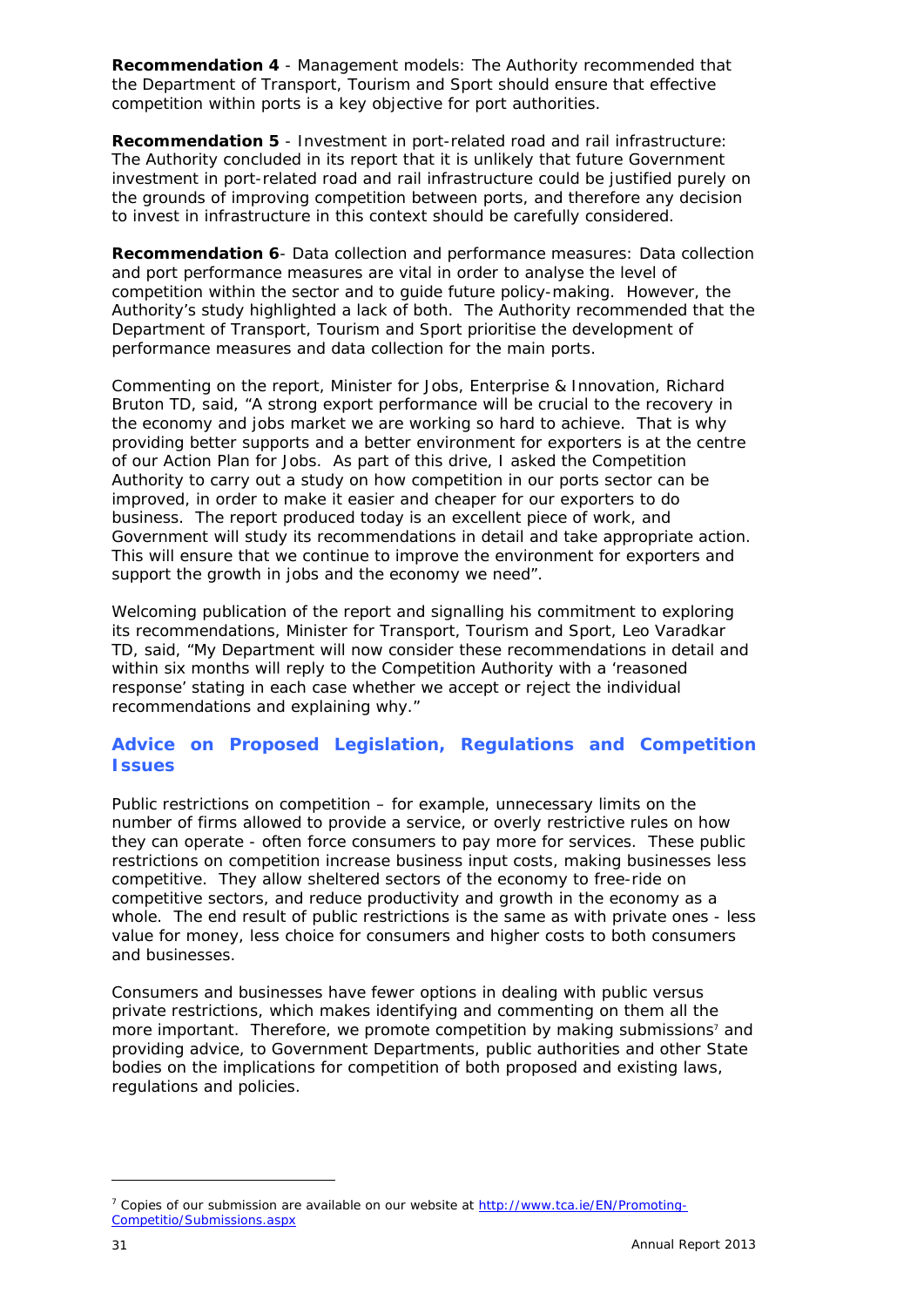**Recommendation 4** - Management models: The Authority recommended that the Department of Transport, Tourism and Sport should ensure that effective competition within ports is a key objective for port authorities.

**Recommendation 5** - Investment in port-related road and rail infrastructure: The Authority concluded in its report that it is unlikely that future Government investment in port-related road and rail infrastructure could be justified purely on the grounds of improving competition between ports, and therefore any decision to invest in infrastructure in this context should be carefully considered.

**Recommendation 6**- Data collection and performance measures: Data collection and port performance measures are vital in order to analyse the level of competition within the sector and to guide future policy-making. However, the Authority's study highlighted a lack of both. The Authority recommended that the Department of Transport, Tourism and Sport prioritise the development of performance measures and data collection for the main ports.

Commenting on the report, Minister for Jobs, Enterprise & Innovation, Richard Bruton TD, said, "A strong export performance will be crucial to the recovery in the economy and jobs market we are working so hard to achieve. That is why providing better supports and a better environment for exporters is at the centre of our Action Plan for Jobs. As part of this drive, I asked the Competition Authority to carry out a study on how competition in our ports sector can be improved, in order to make it easier and cheaper for our exporters to do business. The report produced today is an excellent piece of work, and Government will study its recommendations in detail and take appropriate action. This will ensure that we continue to improve the environment for exporters and support the growth in jobs and the economy we need".

Welcoming publication of the report and signalling his commitment to exploring its recommendations, Minister for Transport, Tourism and Sport, Leo Varadkar TD, said, "My Department will now consider these recommendations in detail and within six months will reply to the Competition Authority with a 'reasoned response' stating in each case whether we accept or reject the individual recommendations and explaining why."

## Advice on Proposed Legislation, Regulations and Competition Issues

Public restrictions on competition – for example, unnecessary limits on the number of firms allowed to provide a service, or overly restrictive rules on how they can operate - often force consumers to pay more for services. These public restrictions on competition increase business input costs, making businesses less competitive. They allow sheltered sectors of the economy to free-ride on competitive sectors, and reduce productivity and growth in the economy as a whole. The end result of public restrictions is the same as with private ones - less value for money, less choice for consumers and higher costs to both consumers and businesses.

Consumers and businesses have fewer options in dealing with public versus private restrictions, which makes identifying and commenting on them all the more important. Therefore, we promote competition by making submissions[7] and providing advice, to Government Departments, public authorities and other State bodies on the implications for competition of both proposed and existing laws, regulations and policies.

---

[7] Copies of our submission are available on our website at http://www.tca.ie/EN/Promoting-Competitio/Submissions.aspx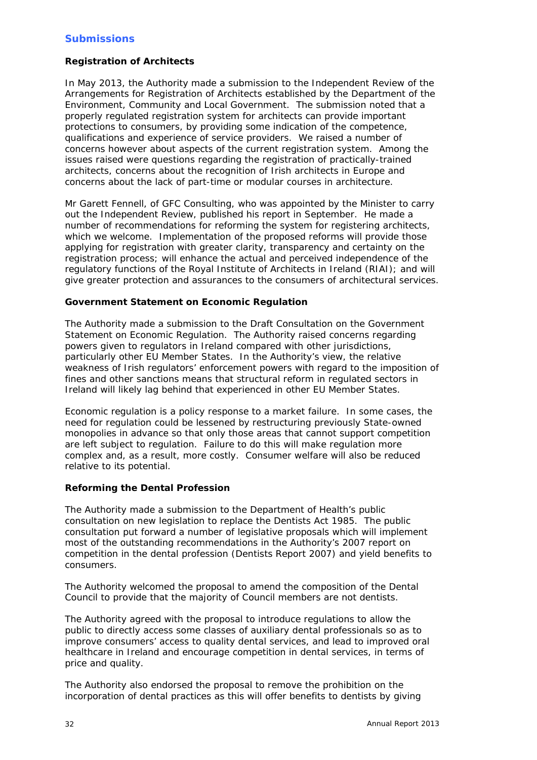## Submissions

### Registration of Architects

In May 2013, the Authority made a submission to the Independent Review of the Arrangements for Registration of Architects established by the Department of the Environment, Community and Local Government. The submission noted that a properly regulated registration system for architects can provide important protections to consumers, by providing some indication of the competence, qualifications and experience of service providers. We raised a number of concerns however about aspects of the current registration system. Among the issues raised were questions regarding the registration of practically-trained architects, concerns about the recognition of Irish architects in Europe and concerns about the lack of part-time or modular courses in architecture.

Mr Garett Fennell, of GFC Consulting, who was appointed by the Minister to carry out the Independent Review, published his report in September. He made a number of recommendations for reforming the system for registering architects, which we welcome. Implementation of the proposed reforms will provide those applying for registration with greater clarity, transparency and certainty on the registration process; will enhance the actual and perceived independence of the regulatory functions of the Royal Institute of Architects in Ireland (RIAI); and will give greater protection and assurances to the consumers of architectural services.

### Government Statement on Economic Regulation

The Authority made a submission to the Draft Consultation on the Government Statement on Economic Regulation. The Authority raised concerns regarding powers given to regulators in Ireland compared with other jurisdictions, particularly other EU Member States. In the Authority's view, the relative weakness of Irish regulators' enforcement powers with regard to the imposition of fines and other sanctions means that structural reform in regulated sectors in Ireland will likely lag behind that experienced in other EU Member States.

Economic regulation is a policy response to a market failure. In some cases, the need for regulation could be lessened by restructuring previously State-owned monopolies in advance so that only those areas that cannot support competition are left subject to regulation. Failure to do this will make regulation more complex and, as a result, more costly. Consumer welfare will also be reduced relative to its potential.

### Reforming the Dental Profession

The Authority made a submission to the Department of Health's public consultation on new legislation to replace the Dentists Act 1985. The public consultation put forward a number of legislative proposals which will implement most of the outstanding recommendations in the Authority's 2007 report on competition in the dental profession (Dentists Report 2007) and yield benefits to consumers.

The Authority welcomed the proposal to amend the composition of the Dental Council to provide that the majority of Council members are not dentists.

The Authority agreed with the proposal to introduce regulations to allow the public to directly access some classes of auxiliary dental professionals so as to improve consumers' access to quality dental services, and lead to improved oral healthcare in Ireland and encourage competition in dental services, in terms of price and quality.

The Authority also endorsed the proposal to remove the prohibition on the incorporation of dental practices as this will offer benefits to dentists by giving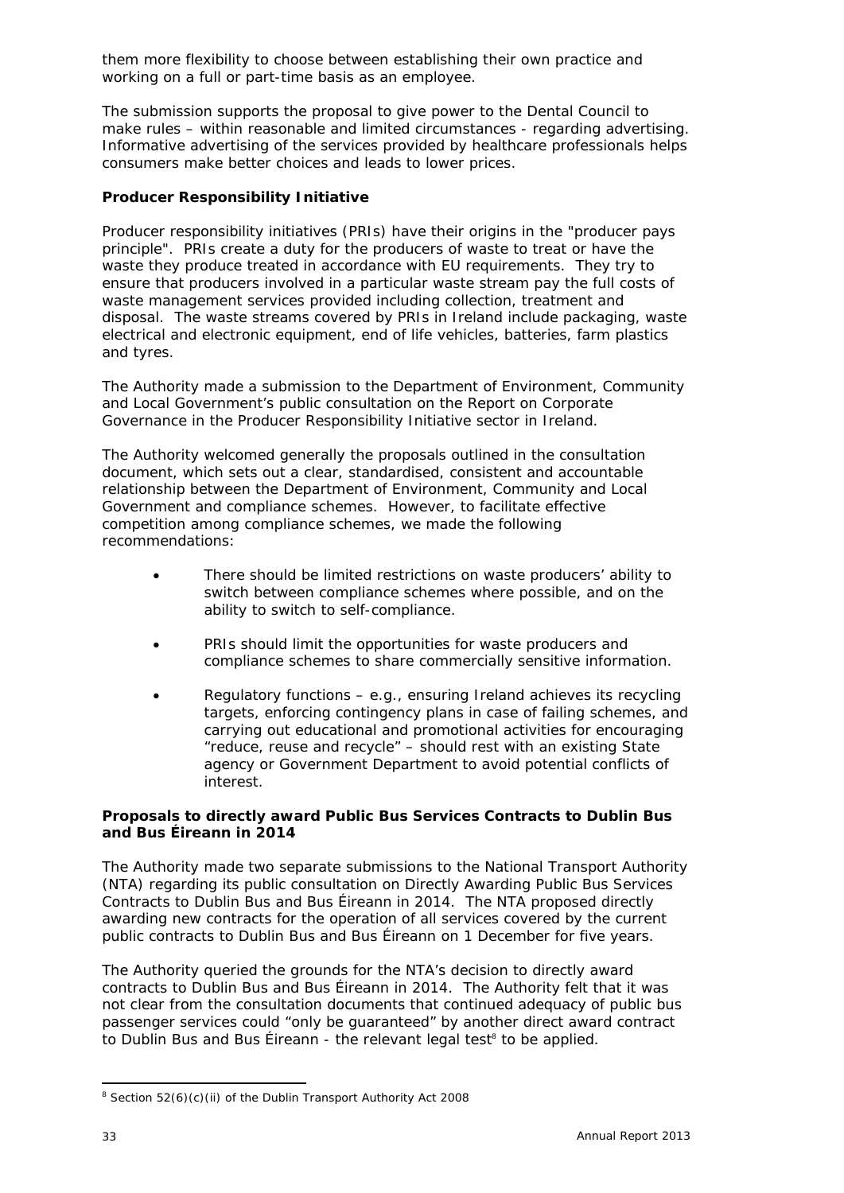them more flexibility to choose between establishing their own practice and working on a full or part-time basis as an employee.

The submission supports the proposal to give power to the Dental Council to make rules – within reasonable and limited circumstances - regarding advertising. Informative advertising of the services provided by healthcare professionals helps consumers make better choices and leads to lower prices.

**Producer Responsibility Initiative**

Producer responsibility initiatives (PRIs) have their origins in the "producer pays principle". PRIs create a duty for the producers of waste to treat or have the waste they produce treated in accordance with EU requirements. They try to ensure that producers involved in a particular waste stream pay the full costs of waste management services provided including collection, treatment and disposal. The waste streams covered by PRIs in Ireland include packaging, waste electrical and electronic equipment, end of life vehicles, batteries, farm plastics and tyres.

The Authority made a submission to the Department of Environment, Community and Local Government's public consultation on the Report on Corporate Governance in the Producer Responsibility Initiative sector in Ireland.

The Authority welcomed generally the proposals outlined in the consultation document, which sets out a clear, standardised, consistent and accountable relationship between the Department of Environment, Community and Local Government and compliance schemes. However, to facilitate effective competition among compliance schemes, we made the following recommendations:

- There should be limited restrictions on waste producers' ability to switch between compliance schemes where possible, and on the ability to switch to self-compliance.
- PRIs should limit the opportunities for waste producers and compliance schemes to share commercially sensitive information.
- Regulatory functions – e.g., ensuring Ireland achieves its recycling targets, enforcing contingency plans in case of failing schemes, and carrying out educational and promotional activities for encouraging "reduce, reuse and recycle" – should rest with an existing State agency or Government Department to avoid potential conflicts of interest.

**Proposals to directly award Public Bus Services Contracts to Dublin Bus and Bus Éireann in 2014**

The Authority made two separate submissions to the National Transport Authority (NTA) regarding its public consultation on Directly Awarding Public Bus Services Contracts to Dublin Bus and Bus Éireann in 2014. The NTA proposed directly awarding new contracts for the operation of all services covered by the current public contracts to Dublin Bus and Bus Éireann on 1 December for five years.

The Authority queried the grounds for the NTA's decision to directly award contracts to Dublin Bus and Bus Éireann in 2014. The Authority felt that it was not clear from the consultation documents that continued adequacy of public bus passenger services could "only be guaranteed" by another direct award contract to Dublin Bus and Bus Éireann - the relevant legal test[8] to be applied.

[8] Section 52(6)(c)(ii) of the Dublin Transport Authority Act 2008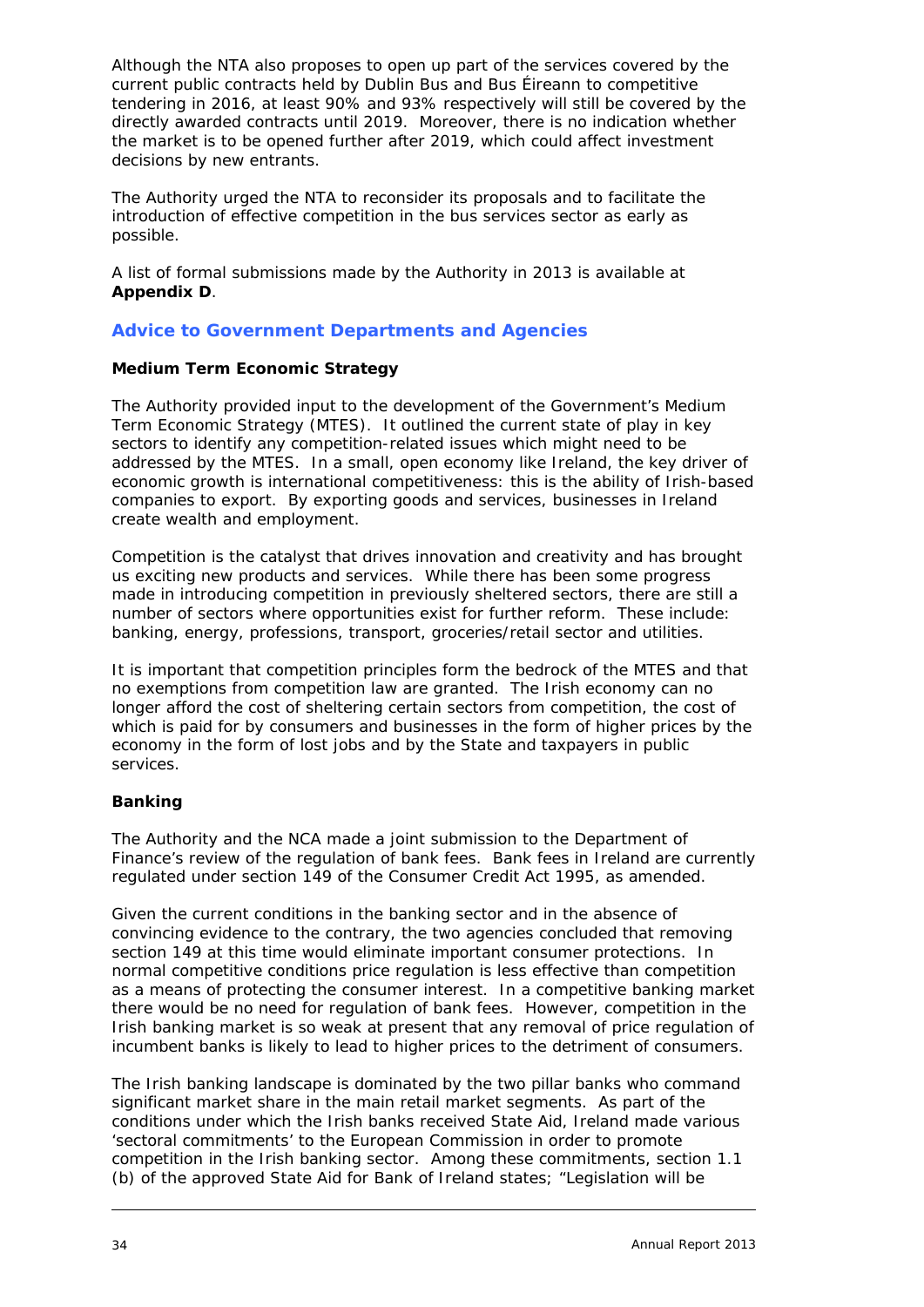Although the NTA also proposes to open up part of the services covered by the current public contracts held by Dublin Bus and Bus Éireann to competitive tendering in 2016, at least 90% and 93% respectively will still be covered by the directly awarded contracts until 2019. Moreover, there is no indication whether the market is to be opened further after 2019, which could affect investment decisions by new entrants.

The Authority urged the NTA to reconsider its proposals and to facilitate the introduction of effective competition in the bus services sector as early as possible.

A list of formal submissions made by the Authority in 2013 is available at **Appendix D**.

## Advice to Government Departments and Agencies

### Medium Term Economic Strategy

The Authority provided input to the development of the Government's Medium Term Economic Strategy (MTES). It outlined the current state of play in key sectors to identify any competition-related issues which might need to be addressed by the MTES. In a small, open economy like Ireland, the key driver of economic growth is international competitiveness: this is the ability of Irish-based companies to export. By exporting goods and services, businesses in Ireland create wealth and employment.

Competition is the catalyst that drives innovation and creativity and has brought us exciting new products and services. While there has been some progress made in introducing competition in previously sheltered sectors, there are still a number of sectors where opportunities exist for further reform. These include: banking, energy, professions, transport, groceries/retail sector and utilities.

It is important that competition principles form the bedrock of the MTES and that no exemptions from competition law are granted. The Irish economy can no longer afford the cost of sheltering certain sectors from competition, the cost of which is paid for by consumers and businesses in the form of higher prices by the economy in the form of lost jobs and by the State and taxpayers in public services.

### Banking

The Authority and the NCA made a joint submission to the Department of Finance's review of the regulation of bank fees. Bank fees in Ireland are currently regulated under section 149 of the Consumer Credit Act 1995, as amended.

Given the current conditions in the banking sector and in the absence of convincing evidence to the contrary, the two agencies concluded that removing section 149 at this time would eliminate important consumer protections. In normal competitive conditions price regulation is less effective than competition as a means of protecting the consumer interest. In a competitive banking market there would be no need for regulation of bank fees. However, competition in the Irish banking market is so weak at present that any removal of price regulation of incumbent banks is likely to lead to higher prices to the detriment of consumers.

The Irish banking landscape is dominated by the two pillar banks who command significant market share in the main retail market segments. As part of the conditions under which the Irish banks received State Aid, Ireland made various 'sectoral commitments' to the European Commission in order to promote competition in the Irish banking sector. Among these commitments, section 1.1 (b) of the approved State Aid for Bank of Ireland states; "Legislation will be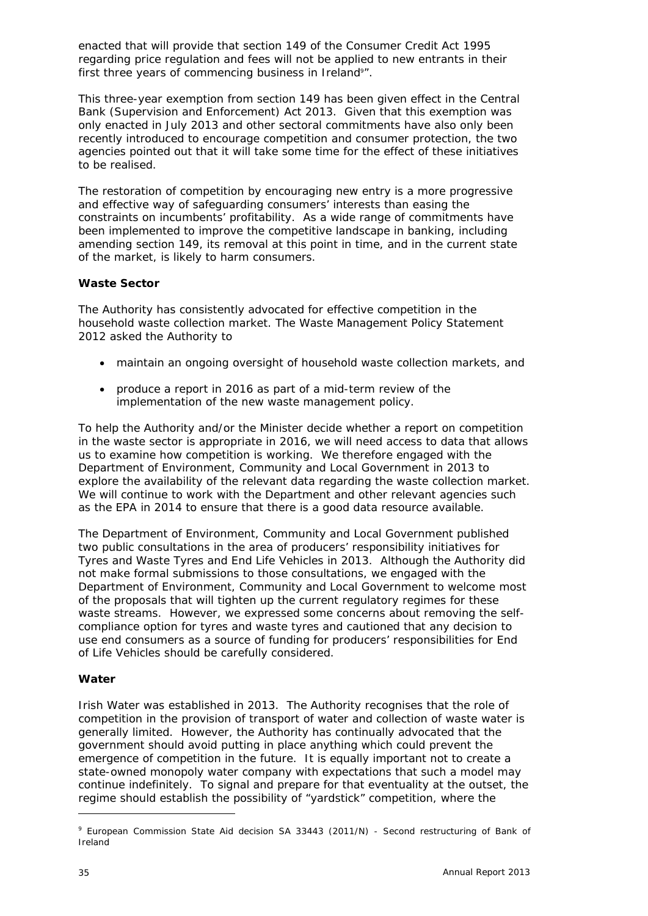enacted that will provide that section 149 of the Consumer Credit Act 1995 regarding price regulation and fees will not be applied to new entrants in their first three years of commencing business in Ireland[9]".

This three-year exemption from section 149 has been given effect in the Central Bank (Supervision and Enforcement) Act 2013. Given that this exemption was only enacted in July 2013 and other sectoral commitments have also only been recently introduced to encourage competition and consumer protection, the two agencies pointed out that it will take some time for the effect of these initiatives to be realised.

The restoration of competition by encouraging new entry is a more progressive and effective way of safeguarding consumers' interests than easing the constraints on incumbents' profitability. As a wide range of commitments have been implemented to improve the competitive landscape in banking, including amending section 149, its removal at this point in time, and in the current state of the market, is likely to harm consumers.

**Waste Sector**

The Authority has consistently advocated for effective competition in the household waste collection market. The Waste Management Policy Statement 2012 asked the Authority to

- maintain an ongoing oversight of household waste collection markets, and
- produce a report in 2016 as part of a mid-term review of the implementation of the new waste management policy.

To help the Authority and/or the Minister decide whether a report on competition in the waste sector is appropriate in 2016, we will need access to data that allows us to examine how competition is working. We therefore engaged with the Department of Environment, Community and Local Government in 2013 to explore the availability of the relevant data regarding the waste collection market. We will continue to work with the Department and other relevant agencies such as the EPA in 2014 to ensure that there is a good data resource available.

The Department of Environment, Community and Local Government published two public consultations in the area of producers' responsibility initiatives for Tyres and Waste Tyres and End Life Vehicles in 2013. Although the Authority did not make formal submissions to those consultations, we engaged with the Department of Environment, Community and Local Government to welcome most of the proposals that will tighten up the current regulatory regimes for these waste streams. However, we expressed some concerns about removing the self-compliance option for tyres and waste tyres and cautioned that any decision to use end consumers as a source of funding for producers' responsibilities for End of Life Vehicles should be carefully considered.

**Water**

Irish Water was established in 2013. The Authority recognises that the role of competition in the provision of transport of water and collection of waste water is generally limited. However, the Authority has continually advocated that the government should avoid putting in place anything which could prevent the emergence of competition in the future. It is equally important not to create a state-owned monopoly water company with expectations that such a model may continue indefinitely. To signal and prepare for that eventuality at the outset, the regime should establish the possibility of "yardstick" competition, where the

---

[9] European Commission State Aid decision SA 33443 (2011/N) - Second restructuring of Bank of Ireland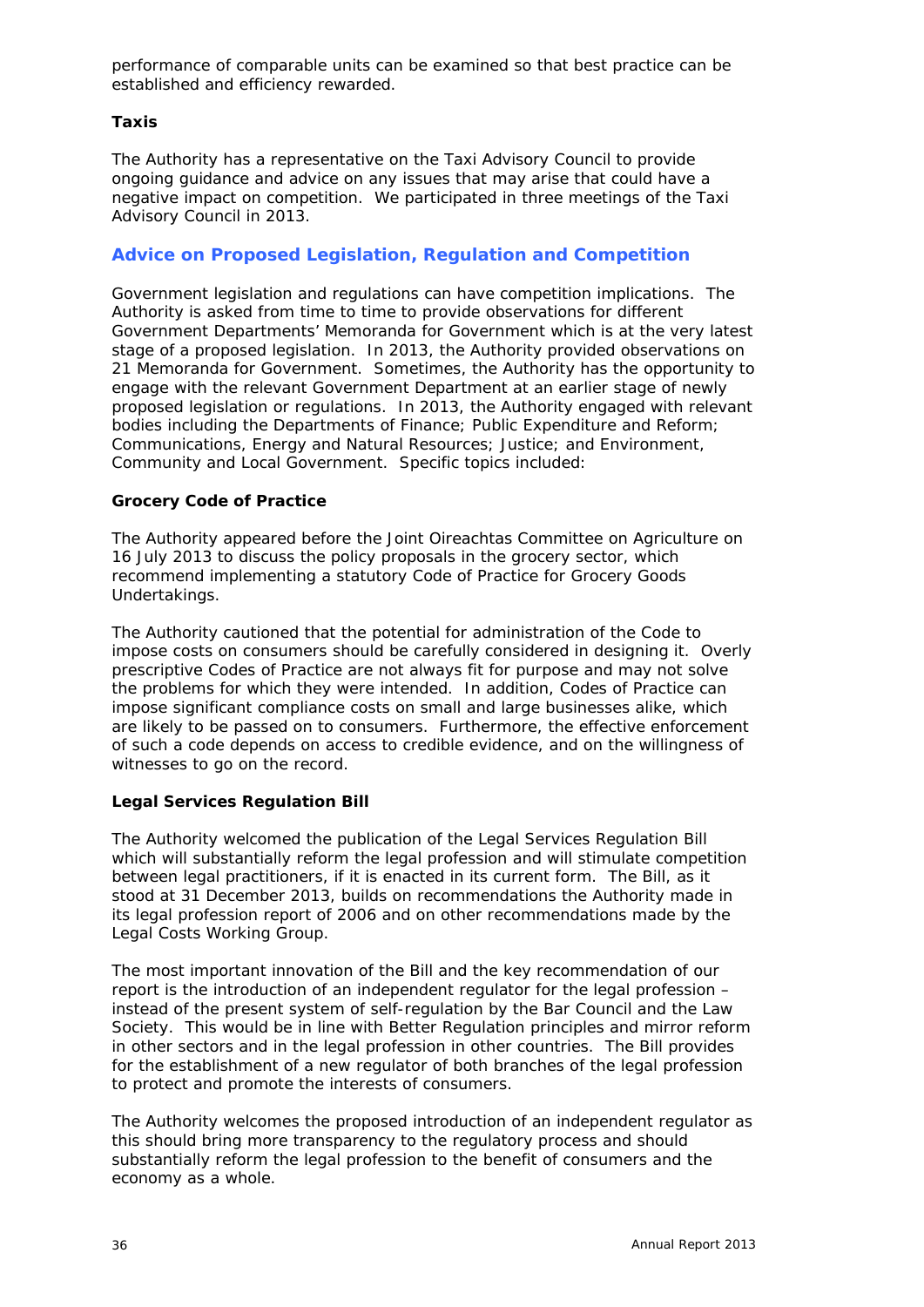performance of comparable units can be examined so that best practice can be established and efficiency rewarded.

### Taxis

The Authority has a representative on the Taxi Advisory Council to provide ongoing guidance and advice on any issues that may arise that could have a negative impact on competition. We participated in three meetings of the Taxi Advisory Council in 2013.

## Advice on Proposed Legislation, Regulation and Competition

Government legislation and regulations can have competition implications. The Authority is asked from time to time to provide observations for different Government Departments' Memoranda for Government which is at the very latest stage of a proposed legislation. In 2013, the Authority provided observations on 21 Memoranda for Government. Sometimes, the Authority has the opportunity to engage with the relevant Government Department at an earlier stage of newly proposed legislation or regulations. In 2013, the Authority engaged with relevant bodies including the Departments of Finance; Public Expenditure and Reform; Communications, Energy and Natural Resources; Justice; and Environment, Community and Local Government. Specific topics included:

### Grocery Code of Practice

The Authority appeared before the Joint Oireachtas Committee on Agriculture on 16 July 2013 to discuss the policy proposals in the grocery sector, which recommend implementing a statutory Code of Practice for Grocery Goods Undertakings.

The Authority cautioned that the potential for administration of the Code to impose costs on consumers should be carefully considered in designing it. Overly prescriptive Codes of Practice are not always fit for purpose and may not solve the problems for which they were intended. In addition, Codes of Practice can impose significant compliance costs on small and large businesses alike, which are likely to be passed on to consumers. Furthermore, the effective enforcement of such a code depends on access to credible evidence, and on the willingness of witnesses to go on the record.

### Legal Services Regulation Bill

The Authority welcomed the publication of the Legal Services Regulation Bill which will substantially reform the legal profession and will stimulate competition between legal practitioners, if it is enacted in its current form. The Bill, as it stood at 31 December 2013, builds on recommendations the Authority made in its legal profession report of 2006 and on other recommendations made by the Legal Costs Working Group.

The most important innovation of the Bill and the key recommendation of our report is the introduction of an independent regulator for the legal profession – instead of the present system of self-regulation by the Bar Council and the Law Society. This would be in line with Better Regulation principles and mirror reform in other sectors and in the legal profession in other countries. The Bill provides for the establishment of a new regulator of both branches of the legal profession to protect and promote the interests of consumers.

The Authority welcomes the proposed introduction of an independent regulator as this should bring more transparency to the regulatory process and should substantially reform the legal profession to the benefit of consumers and the economy as a whole.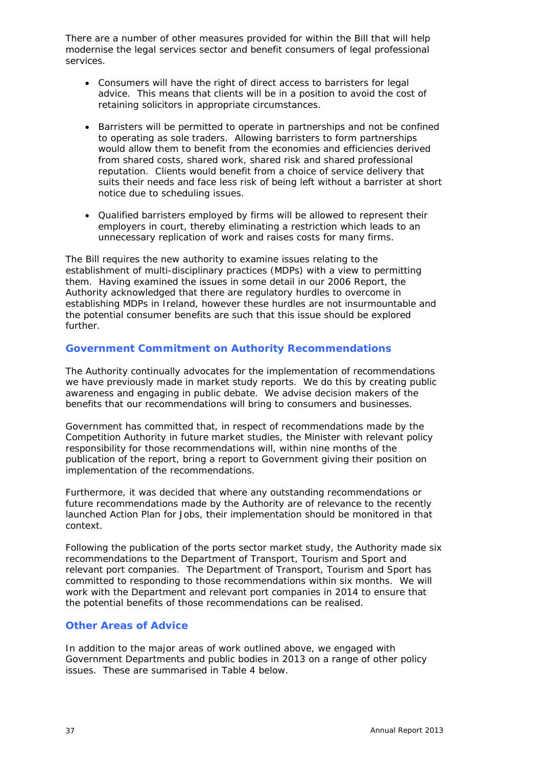There are a number of other measures provided for within the Bill that will help modernise the legal services sector and benefit consumers of legal professional services.

- Consumers will have the right of direct access to barristers for legal advice. This means that clients will be in a position to avoid the cost of retaining solicitors in appropriate circumstances.
- Barristers will be permitted to operate in partnerships and not be confined to operating as sole traders. Allowing barristers to form partnerships would allow them to benefit from the economies and efficiencies derived from shared costs, shared work, shared risk and shared professional reputation. Clients would benefit from a choice of service delivery that suits their needs and face less risk of being left without a barrister at short notice due to scheduling issues.
- Qualified barristers employed by firms will be allowed to represent their employers in court, thereby eliminating a restriction which leads to an unnecessary replication of work and raises costs for many firms.

The Bill requires the new authority to examine issues relating to the establishment of multi-disciplinary practices (MDPs) with a view to permitting them. Having examined the issues in some detail in our 2006 Report, the Authority acknowledged that there are regulatory hurdles to overcome in establishing MDPs in Ireland, however these hurdles are not insurmountable and the potential consumer benefits are such that this issue should be explored further.

## Government Commitment on Authority Recommendations

The Authority continually advocates for the implementation of recommendations we have previously made in market study reports. We do this by creating public awareness and engaging in public debate. We advise decision makers of the benefits that our recommendations will bring to consumers and businesses.

Government has committed that, in respect of recommendations made by the Competition Authority in future market studies, the Minister with relevant policy responsibility for those recommendations will, within nine months of the publication of the report, bring a report to Government giving their position on implementation of the recommendations.

Furthermore, it was decided that where any outstanding recommendations or future recommendations made by the Authority are of relevance to the recently launched Action Plan for Jobs, their implementation should be monitored in that context.

Following the publication of the ports sector market study, the Authority made six recommendations to the Department of Transport, Tourism and Sport and relevant port companies. The Department of Transport, Tourism and Sport has committed to responding to those recommendations within six months. We will work with the Department and relevant port companies in 2014 to ensure that the potential benefits of those recommendations can be realised.

## Other Areas of Advice

In addition to the major areas of work outlined above, we engaged with Government Departments and public bodies in 2013 on a range of other policy issues. These are summarised in Table 4 below.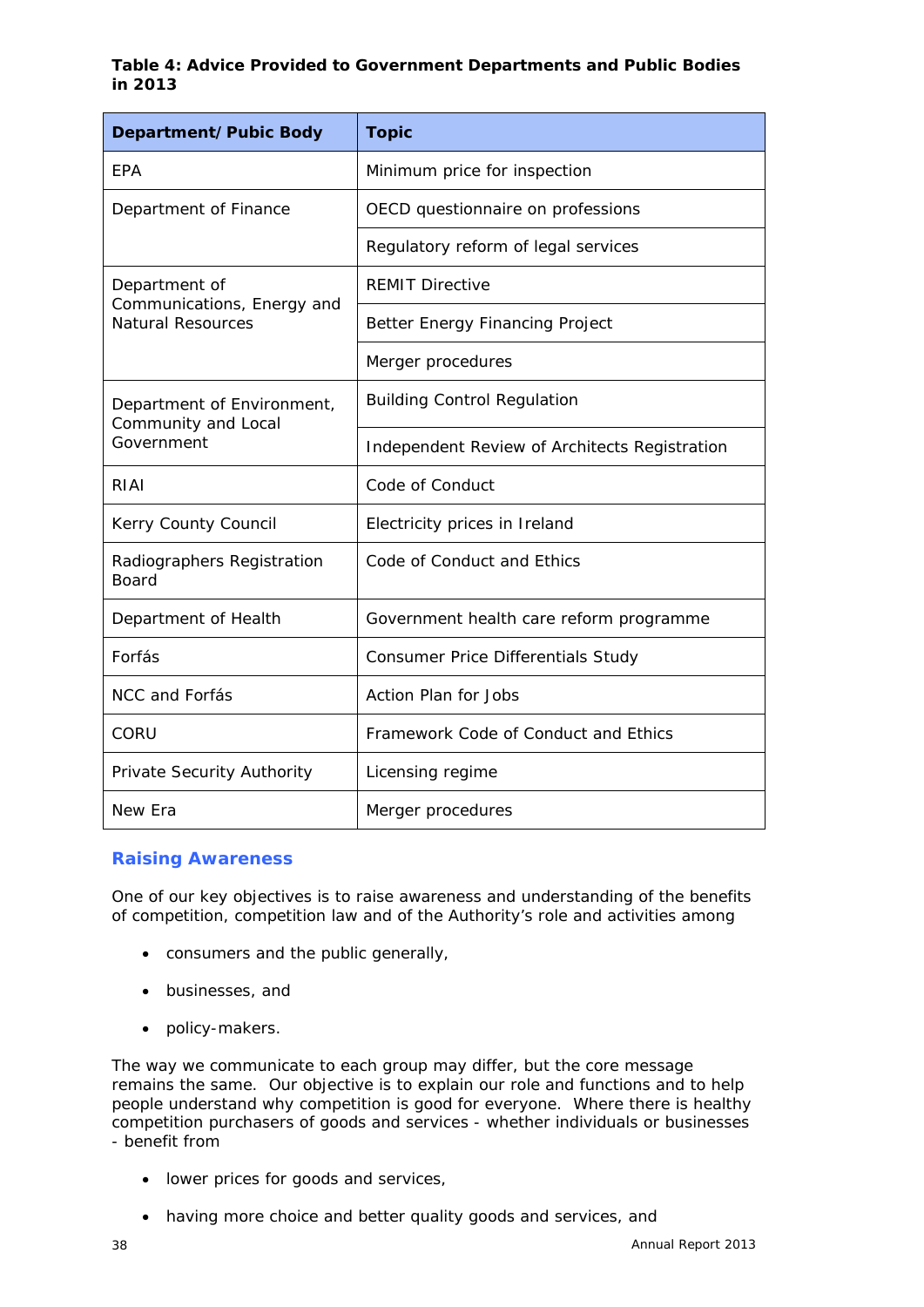**Table 4: Advice Provided to Government Departments and Public Bodies in 2013**

| Department/Pubic Body | Topic |
|---|---|
| EPA | Minimum price for inspection |
| Department of Finance | OECD questionnaire on professions |
| | Regulatory reform of legal services |
| Department of Communications, Energy and Natural Resources | REMIT Directive |
| | Better Energy Financing Project |
| | Merger procedures |
| Department of Environment, Community and Local Government | Building Control Regulation |
| | Independent Review of Architects Registration |
| RIAI | Code of Conduct |
| Kerry County Council | Electricity prices in Ireland |
| Radiographers Registration Board | Code of Conduct and Ethics |
| Department of Health | Government health care reform programme |
| Forfás | Consumer Price Differentials Study |
| NCC and Forfás | Action Plan for Jobs |
| CORU | Framework Code of Conduct and Ethics |
| Private Security Authority | Licensing regime |
| New Era | Merger procedures |

## Raising Awareness

One of our key objectives is to raise awareness and understanding of the benefits of competition, competition law and of the Authority's role and activities among

- consumers and the public generally,
- businesses, and
- policy-makers.

The way we communicate to each group may differ, but the core message remains the same. Our objective is to explain our role and functions and to help people understand why competition is good for everyone. Where there is healthy competition purchasers of goods and services - whether individuals or businesses - benefit from

- lower prices for goods and services,
- having more choice and better quality goods and services, and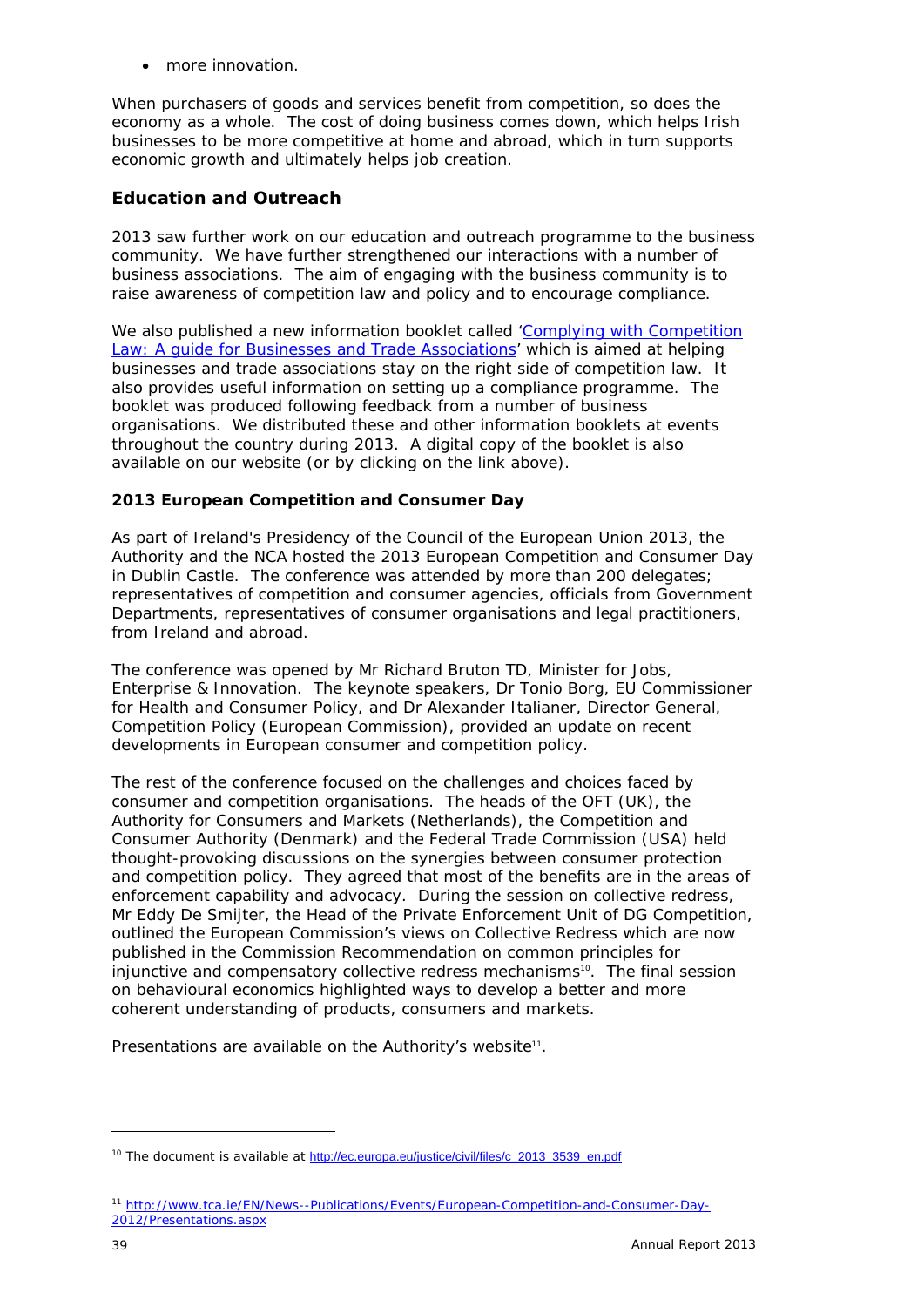- more innovation.

When purchasers of goods and services benefit from competition, so does the economy as a whole. The cost of doing business comes down, which helps Irish businesses to be more competitive at home and abroad, which in turn supports economic growth and ultimately helps job creation.

## Education and Outreach

2013 saw further work on our education and outreach programme to the business community. We have further strengthened our interactions with a number of business associations. The aim of engaging with the business community is to raise awareness of competition law and policy and to encourage compliance.

We also published a new information booklet called '*Complying with Competition Law: A guide for Businesses and Trade Associations*' which is aimed at helping businesses and trade associations stay on the right side of competition law. It also provides useful information on setting up a compliance programme. The booklet was produced following feedback from a number of business organisations. We distributed these and other information booklets at events throughout the country during 2013. A digital copy of the booklet is also available on our website (or by clicking on the link above).

### 2013 European Competition and Consumer Day

As part of Ireland's Presidency of the Council of the European Union 2013, the Authority and the NCA hosted the 2013 European Competition and Consumer Day in Dublin Castle. The conference was attended by more than 200 delegates; representatives of competition and consumer agencies, officials from Government Departments, representatives of consumer organisations and legal practitioners, from Ireland and abroad.

The conference was opened by Mr Richard Bruton TD, Minister for Jobs, Enterprise & Innovation. The keynote speakers, Dr Tonio Borg, EU Commissioner for Health and Consumer Policy, and Dr Alexander Italianer, Director General, Competition Policy (European Commission), provided an update on recent developments in European consumer and competition policy.

The rest of the conference focused on the challenges and choices faced by consumer and competition organisations. The heads of the OFT (UK), the Authority for Consumers and Markets (Netherlands), the Competition and Consumer Authority (Denmark) and the Federal Trade Commission (USA) held thought-provoking discussions on the synergies between consumer protection and competition policy. They agreed that most of the benefits are in the areas of enforcement capability and advocacy. During the session on collective redress, Mr Eddy De Smijter, the Head of the Private Enforcement Unit of DG Competition, outlined the European Commission's views on Collective Redress which are now published in the Commission Recommendation on common principles for injunctive and compensatory collective redress mechanisms[10]. The final session on behavioural economics highlighted ways to develop a better and more coherent understanding of products, consumers and markets.

Presentations are available on the Authority's website[11].

---

[10] The document is available at http://ec.europa.eu/justice/civil/files/c_2013_3539_en.pdf

[11] http://www.tca.ie/EN/News--Publications/Events/European-Competition-and-Consumer-Day-2012/Presentations.aspx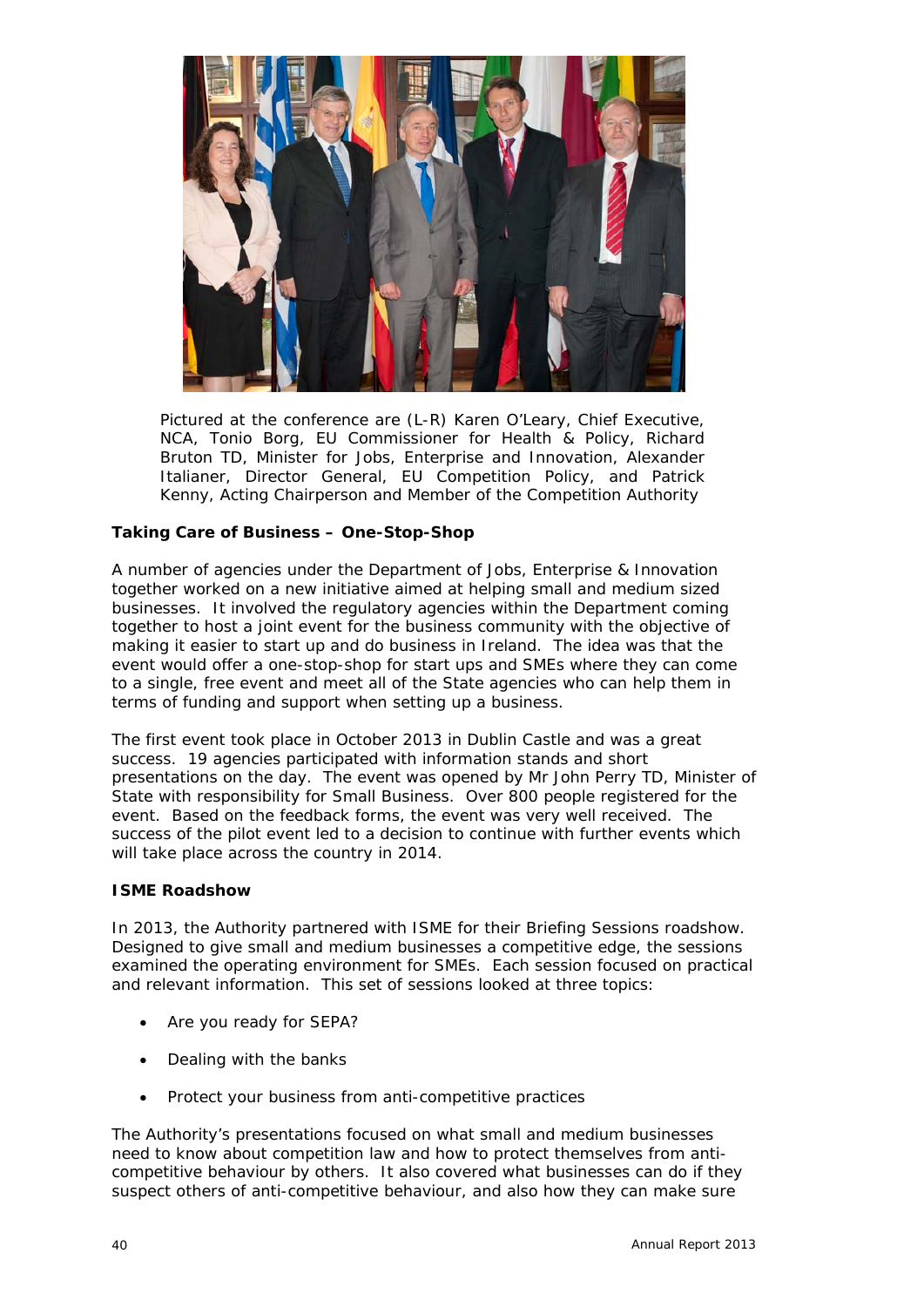Pictured at the conference are (L-R) Karen O'Leary, Chief Executive, NCA, Tonio Borg, EU Commissioner for Health & Policy, Richard Bruton TD, Minister for Jobs, Enterprise and Innovation, Alexander Italianer, Director General, EU Competition Policy, and Patrick Kenny, Acting Chairperson and Member of the Competition Authority

**Taking Care of Business – One-Stop-Shop**

A number of agencies under the Department of Jobs, Enterprise & Innovation together worked on a new initiative aimed at helping small and medium sized businesses. It involved the regulatory agencies within the Department coming together to host a joint event for the business community with the objective of making it easier to start up and do business in Ireland. The idea was that the event would offer a one-stop-shop for start ups and SMEs where they can come to a single, free event and meet all of the State agencies who can help them in terms of funding and support when setting up a business.

The first event took place in October 2013 in Dublin Castle and was a great success. 19 agencies participated with information stands and short presentations on the day. The event was opened by Mr John Perry TD, Minister of State with responsibility for Small Business. Over 800 people registered for the event. Based on the feedback forms, the event was very well received. The success of the pilot event led to a decision to continue with further events which will take place across the country in 2014.

**ISME Roadshow**

In 2013, the Authority partnered with ISME for their Briefing Sessions roadshow. Designed to give small and medium businesses a competitive edge, the sessions examined the operating environment for SMEs. Each session focused on practical and relevant information. This set of sessions looked at three topics:

- Are you ready for SEPA?
- Dealing with the banks
- Protect your business from anti-competitive practices

The Authority's presentations focused on what small and medium businesses need to know about competition law and how to protect themselves from anti-competitive behaviour by others. It also covered what businesses can do if they suspect others of anti-competitive behaviour, and also how they can make sure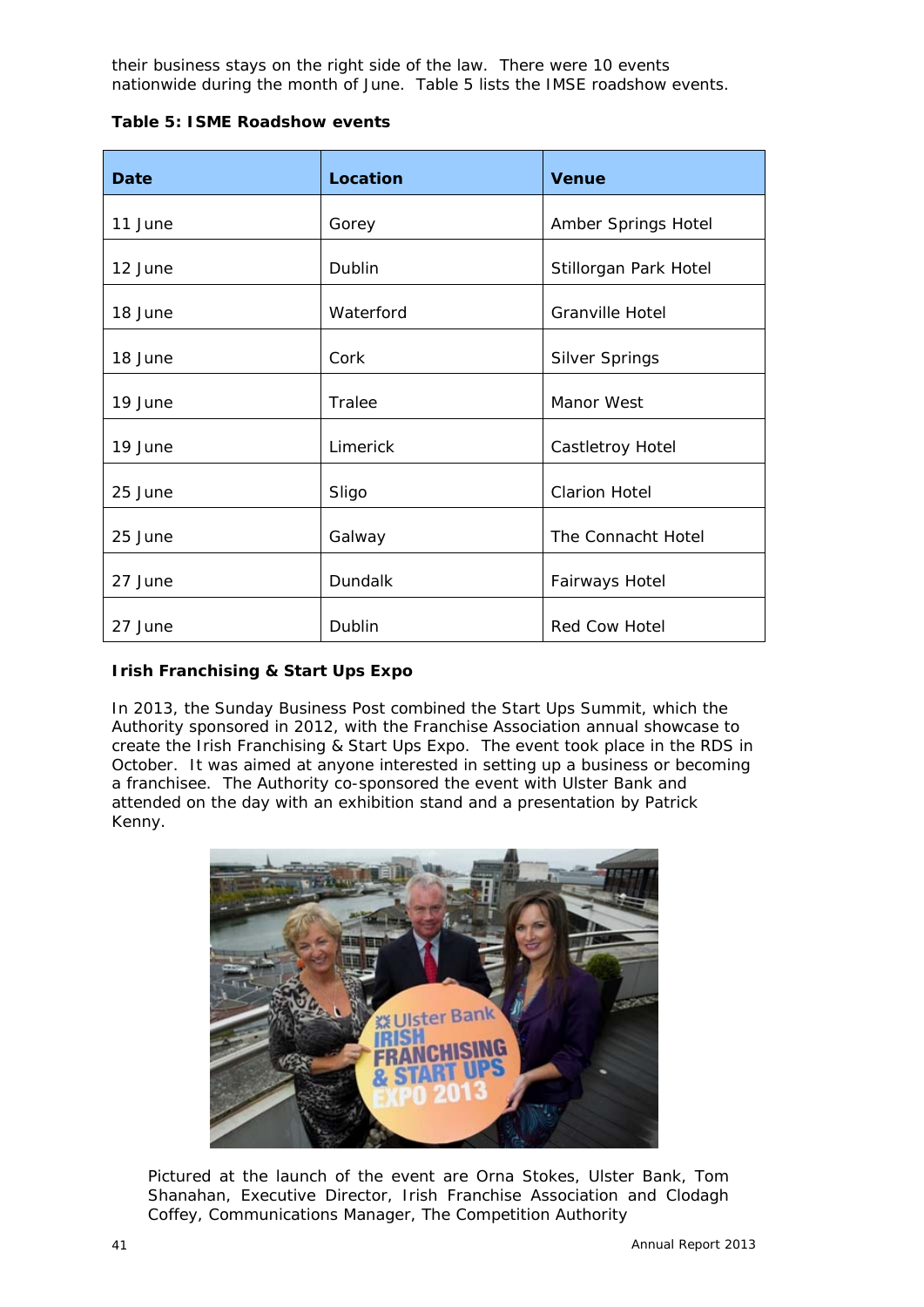their business stays on the right side of the law. There were 10 events nationwide during the month of June. Table 5 lists the IMSE roadshow events.

**Table 5: ISME Roadshow events**

| Date | Location | Venue |
|---|---|---|
| 11 June | Gorey | Amber Springs Hotel |
| 12 June | Dublin | Stillorgan Park Hotel |
| 18 June | Waterford | Granville Hotel |
| 18 June | Cork | Silver Springs |
| 19 June | Tralee | Manor West |
| 19 June | Limerick | Castletroy Hotel |
| 25 June | Sligo | Clarion Hotel |
| 25 June | Galway | The Connacht Hotel |
| 27 June | Dundalk | Fairways Hotel |
| 27 June | Dublin | Red Cow Hotel |

**Irish Franchising & Start Ups Expo**

In 2013, the Sunday Business Post combined the Start Ups Summit, which the Authority sponsored in 2012, with the Franchise Association annual showcase to create the Irish Franchising & Start Ups Expo. The event took place in the RDS in October. It was aimed at anyone interested in setting up a business or becoming a franchisee. The Authority co-sponsored the event with Ulster Bank and attended on the day with an exhibition stand and a presentation by Patrick Kenny.

Pictured at the launch of the event are Orna Stokes, Ulster Bank, Tom Shanahan, Executive Director, Irish Franchise Association and Clodagh Coffey, Communications Manager, The Competition Authority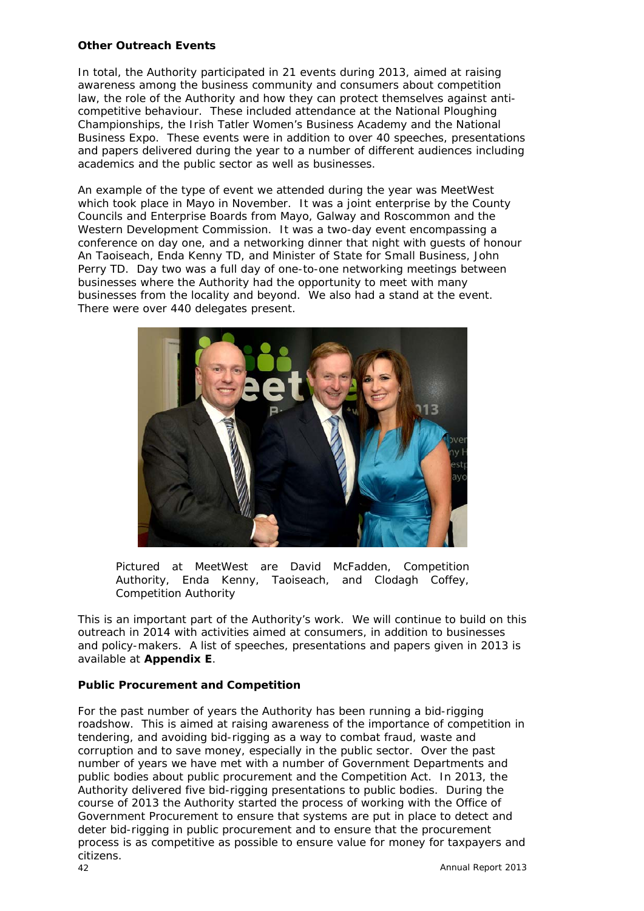**Other Outreach Events**

In total, the Authority participated in 21 events during 2013, aimed at raising awareness among the business community and consumers about competition law, the role of the Authority and how they can protect themselves against anti-competitive behaviour. These included attendance at the National Ploughing Championships, the Irish Tatler Women's Business Academy and the National Business Expo. These events were in addition to over 40 speeches, presentations and papers delivered during the year to a number of different audiences including academics and the public sector as well as businesses.

An example of the type of event we attended during the year was MeetWest which took place in Mayo in November. It was a joint enterprise by the County Councils and Enterprise Boards from Mayo, Galway and Roscommon and the Western Development Commission. It was a two-day event encompassing a conference on day one, and a networking dinner that night with guests of honour An Taoiseach, Enda Kenny TD, and Minister of State for Small Business, John Perry TD. Day two was a full day of one-to-one networking meetings between businesses where the Authority had the opportunity to meet with many businesses from the locality and beyond. We also had a stand at the event. There were over 440 delegates present.

Pictured at MeetWest are David McFadden, Competition Authority, Enda Kenny, Taoiseach, and Clodagh Coffey, Competition Authority

This is an important part of the Authority's work. We will continue to build on this outreach in 2014 with activities aimed at consumers, in addition to businesses and policy-makers. A list of speeches, presentations and papers given in 2013 is available at **Appendix E**.

**Public Procurement and Competition**

For the past number of years the Authority has been running a bid-rigging roadshow. This is aimed at raising awareness of the importance of competition in tendering, and avoiding bid-rigging as a way to combat fraud, waste and corruption and to save money, especially in the public sector. Over the past number of years we have met with a number of Government Departments and public bodies about public procurement and the Competition Act. In 2013, the Authority delivered five bid-rigging presentations to public bodies. During the course of 2013 the Authority started the process of working with the Office of Government Procurement to ensure that systems are put in place to detect and deter bid-rigging in public procurement and to ensure that the procurement process is as competitive as possible to ensure value for money for taxpayers and citizens.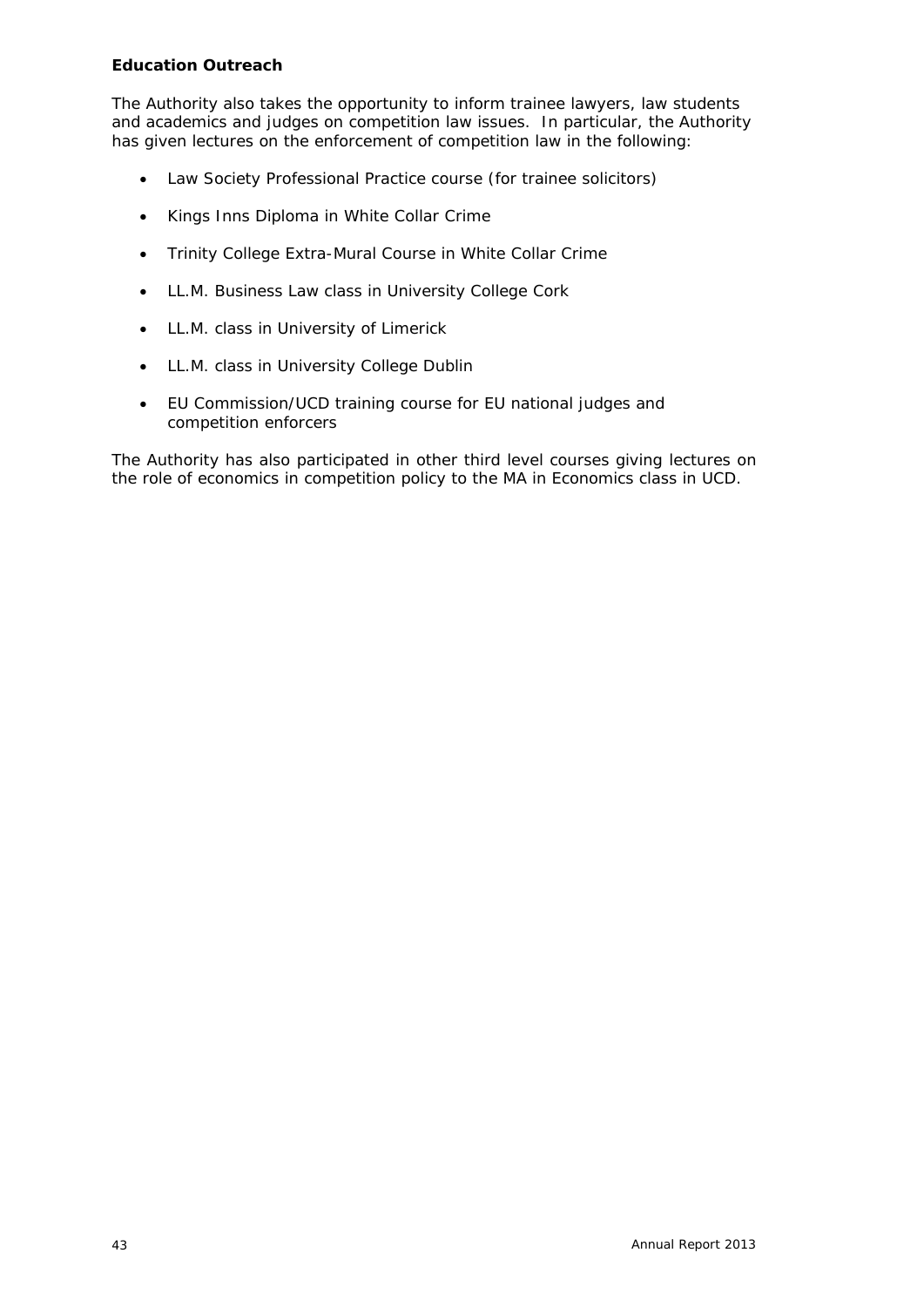**Education Outreach**

The Authority also takes the opportunity to inform trainee lawyers, law students and academics and judges on competition law issues. In particular, the Authority has given lectures on the enforcement of competition law in the following:

- Law Society Professional Practice course (for trainee solicitors)
- Kings Inns Diploma in White Collar Crime
- Trinity College Extra-Mural Course in White Collar Crime
- LL.M. Business Law class in University College Cork
- LL.M. class in University of Limerick
- LL.M. class in University College Dublin
- EU Commission/UCD training course for EU national judges and competition enforcers

The Authority has also participated in other third level courses giving lectures on the role of economics in competition policy to the MA in Economics class in UCD.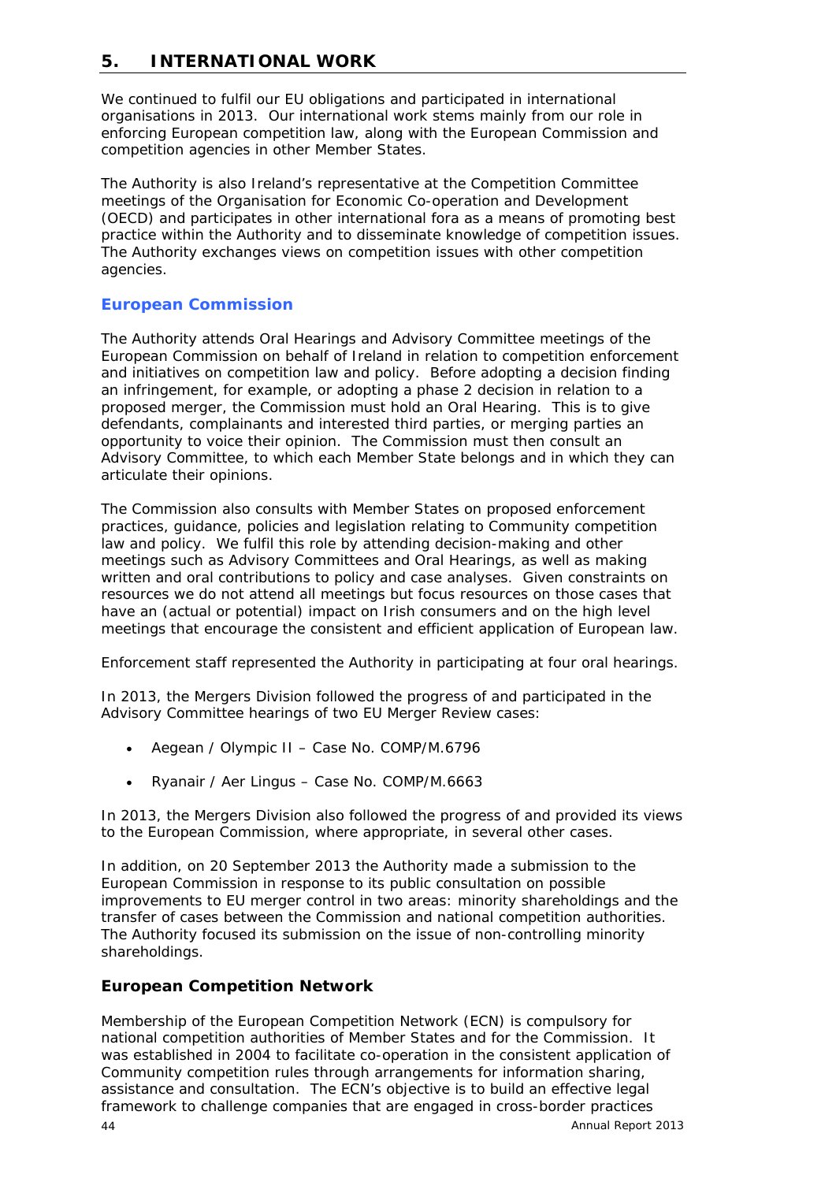# 5. INTERNATIONAL WORK

We continued to fulfil our EU obligations and participated in international organisations in 2013. Our international work stems mainly from our role in enforcing European competition law, along with the European Commission and competition agencies in other Member States.

The Authority is also Ireland's representative at the Competition Committee meetings of the Organisation for Economic Co-operation and Development (OECD) and participates in other international fora as a means of promoting best practice within the Authority and to disseminate knowledge of competition issues. The Authority exchanges views on competition issues with other competition agencies.

## European Commission

The Authority attends Oral Hearings and Advisory Committee meetings of the European Commission on behalf of Ireland in relation to competition enforcement and initiatives on competition law and policy. Before adopting a decision finding an infringement, for example, or adopting a phase 2 decision in relation to a proposed merger, the Commission must hold an Oral Hearing. This is to give defendants, complainants and interested third parties, or merging parties an opportunity to voice their opinion. The Commission must then consult an Advisory Committee, to which each Member State belongs and in which they can articulate their opinions.

The Commission also consults with Member States on proposed enforcement practices, guidance, policies and legislation relating to Community competition law and policy. We fulfil this role by attending decision-making and other meetings such as Advisory Committees and Oral Hearings, as well as making written and oral contributions to policy and case analyses. Given constraints on resources we do not attend all meetings but focus resources on those cases that have an (actual or potential) impact on Irish consumers and on the high level meetings that encourage the consistent and efficient application of European law.

Enforcement staff represented the Authority in participating at four oral hearings.

In 2013, the Mergers Division followed the progress of and participated in the Advisory Committee hearings of two EU Merger Review cases:

- Aegean / Olympic II – Case No. COMP/M.6796
- Ryanair / Aer Lingus – Case No. COMP/M.6663

In 2013, the Mergers Division also followed the progress of and provided its views to the European Commission, where appropriate, in several other cases.

In addition, on 20 September 2013 the Authority made a submission to the European Commission in response to its public consultation on possible improvements to EU merger control in two areas: minority shareholdings and the transfer of cases between the Commission and national competition authorities. The Authority focused its submission on the issue of non-controlling minority shareholdings.

## European Competition Network

Membership of the European Competition Network (ECN) is compulsory for national competition authorities of Member States and for the Commission. It was established in 2004 to facilitate co-operation in the consistent application of Community competition rules through arrangements for information sharing, assistance and consultation. The ECN's objective is to build an effective legal framework to challenge companies that are engaged in cross-border practices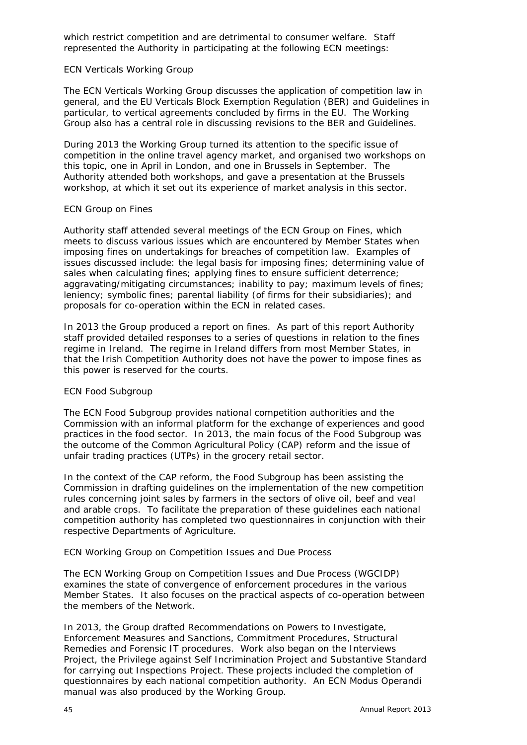which restrict competition and are detrimental to consumer welfare. Staff represented the Authority in participating at the following ECN meetings:

*ECN Verticals Working Group*

The ECN Verticals Working Group discusses the application of competition law in general, and the EU Verticals Block Exemption Regulation (BER) and Guidelines in particular, to vertical agreements concluded by firms in the EU. The Working Group also has a central role in discussing revisions to the BER and Guidelines.

During 2013 the Working Group turned its attention to the specific issue of competition in the online travel agency market, and organised two workshops on this topic, one in April in London, and one in Brussels in September. The Authority attended both workshops, and gave a presentation at the Brussels workshop, at which it set out its experience of market analysis in this sector.

*ECN Group on Fines*

Authority staff attended several meetings of the ECN Group on Fines, which meets to discuss various issues which are encountered by Member States when imposing fines on undertakings for breaches of competition law. Examples of issues discussed include: the legal basis for imposing fines; determining value of sales when calculating fines; applying fines to ensure sufficient deterrence; aggravating/mitigating circumstances; inability to pay; maximum levels of fines; leniency; symbolic fines; parental liability (of firms for their subsidiaries); and proposals for co-operation within the ECN in related cases.

In 2013 the Group produced a report on fines. As part of this report Authority staff provided detailed responses to a series of questions in relation to the fines regime in Ireland. The regime in Ireland differs from most Member States, in that the Irish Competition Authority does not have the power to impose fines as this power is reserved for the courts.

*ECN Food Subgroup*

The ECN Food Subgroup provides national competition authorities and the Commission with an informal platform for the exchange of experiences and good practices in the food sector. In 2013, the main focus of the Food Subgroup was the outcome of the Common Agricultural Policy (CAP) reform and the issue of unfair trading practices (UTPs) in the grocery retail sector.

In the context of the CAP reform, the Food Subgroup has been assisting the Commission in drafting guidelines on the implementation of the new competition rules concerning joint sales by farmers in the sectors of olive oil, beef and veal and arable crops. To facilitate the preparation of these guidelines each national competition authority has completed two questionnaires in conjunction with their respective Departments of Agriculture.

*ECN Working Group on Competition Issues and Due Process*

The ECN Working Group on Competition Issues and Due Process (WGCIDP) examines the state of convergence of enforcement procedures in the various Member States. It also focuses on the practical aspects of co-operation between the members of the Network.

In 2013, the Group drafted Recommendations on Powers to Investigate, Enforcement Measures and Sanctions, Commitment Procedures, Structural Remedies and Forensic IT procedures. Work also began on the Interviews Project, the Privilege against Self Incrimination Project and Substantive Standard for carrying out Inspections Project. These projects included the completion of questionnaires by each national competition authority. An ECN Modus Operandi manual was also produced by the Working Group.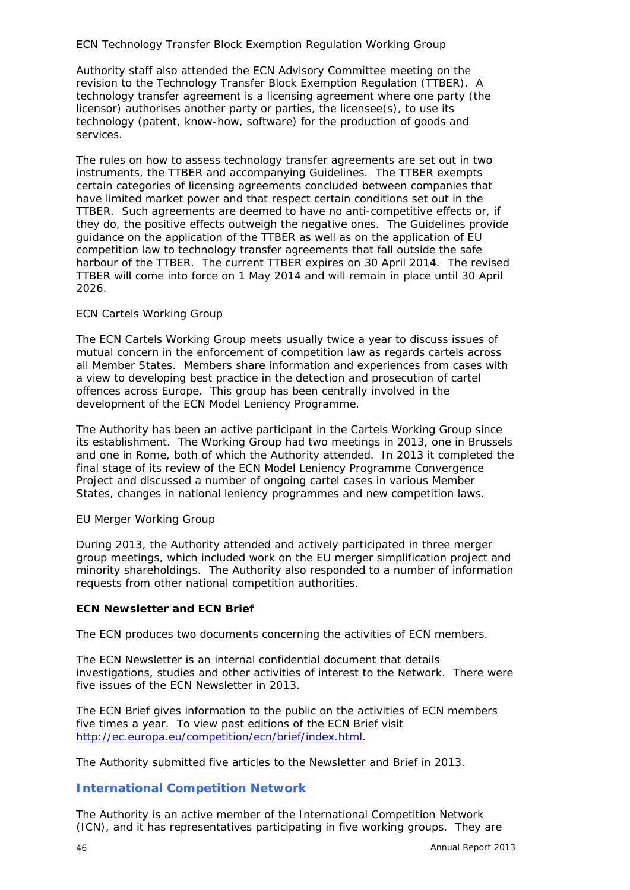ECN Technology Transfer Block Exemption Regulation Working Group

Authority staff also attended the ECN Advisory Committee meeting on the revision to the Technology Transfer Block Exemption Regulation (TTBER). A technology transfer agreement is a licensing agreement where one party (the licensor) authorises another party or parties, the licensee(s), to use its technology (patent, know-how, software) for the production of goods and services.

The rules on how to assess technology transfer agreements are set out in two instruments, the TTBER and accompanying Guidelines. The TTBER exempts certain categories of licensing agreements concluded between companies that have limited market power and that respect certain conditions set out in the TTBER. Such agreements are deemed to have no anti-competitive effects or, if they do, the positive effects outweigh the negative ones. The Guidelines provide guidance on the application of the TTBER as well as on the application of EU competition law to technology transfer agreements that fall outside the safe harbour of the TTBER. The current TTBER expires on 30 April 2014. The revised TTBER will come into force on 1 May 2014 and will remain in place until 30 April 2026.

ECN Cartels Working Group

The ECN Cartels Working Group meets usually twice a year to discuss issues of mutual concern in the enforcement of competition law as regards cartels across all Member States. Members share information and experiences from cases with a view to developing best practice in the detection and prosecution of cartel offences across Europe. This group has been centrally involved in the development of the ECN Model Leniency Programme.

The Authority has been an active participant in the Cartels Working Group since its establishment. The Working Group had two meetings in 2013, one in Brussels and one in Rome, both of which the Authority attended. In 2013 it completed the final stage of its review of the ECN Model Leniency Programme Convergence Project and discussed a number of ongoing cartel cases in various Member States, changes in national leniency programmes and new competition laws.

EU Merger Working Group

During 2013, the Authority attended and actively participated in three merger group meetings, which included work on the EU merger simplification project and minority shareholdings. The Authority also responded to a number of information requests from other national competition authorities.

**ECN Newsletter and ECN Brief**

The ECN produces two documents concerning the activities of ECN members.

The ECN Newsletter is an internal confidential document that details investigations, studies and other activities of interest to the Network. There were five issues of the ECN Newsletter in 2013.

The ECN Brief gives information to the public on the activities of ECN members five times a year. To view past editions of the ECN Brief visit http://ec.europa.eu/competition/ecn/brief/index.html.

The Authority submitted five articles to the Newsletter and Brief in 2013.

## International Competition Network

The Authority is an active member of the International Competition Network (ICN), and it has representatives participating in five working groups. They are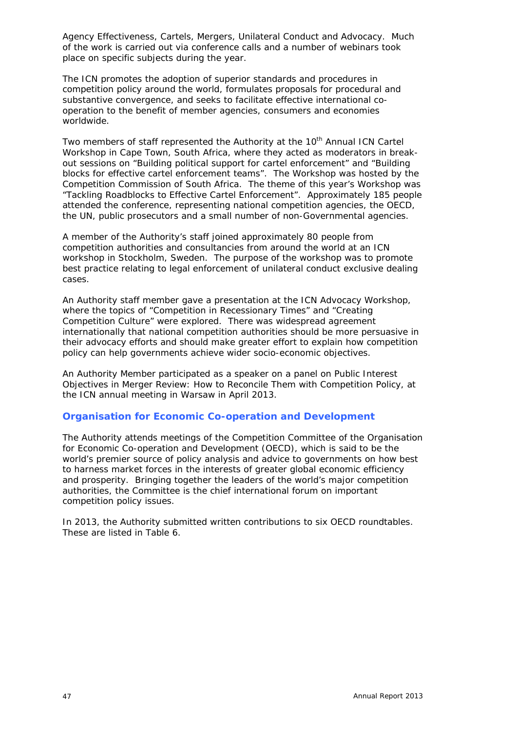Agency Effectiveness, Cartels, Mergers, Unilateral Conduct and Advocacy. Much of the work is carried out via conference calls and a number of webinars took place on specific subjects during the year.

The ICN promotes the adoption of superior standards and procedures in competition policy around the world, formulates proposals for procedural and substantive convergence, and seeks to facilitate effective international co-operation to the benefit of member agencies, consumers and economies worldwide.

Two members of staff represented the Authority at the 10th Annual ICN Cartel Workshop in Cape Town, South Africa, where they acted as moderators in break-out sessions on "Building political support for cartel enforcement" and "Building blocks for effective cartel enforcement teams". The Workshop was hosted by the Competition Commission of South Africa. The theme of this year's Workshop was "Tackling Roadblocks to Effective Cartel Enforcement". Approximately 185 people attended the conference, representing national competition agencies, the OECD, the UN, public prosecutors and a small number of non-Governmental agencies.

A member of the Authority's staff joined approximately 80 people from competition authorities and consultancies from around the world at an ICN workshop in Stockholm, Sweden. The purpose of the workshop was to promote best practice relating to legal enforcement of unilateral conduct exclusive dealing cases.

An Authority staff member gave a presentation at the ICN Advocacy Workshop, where the topics of "Competition in Recessionary Times" and "Creating Competition Culture" were explored. There was widespread agreement internationally that national competition authorities should be more persuasive in their advocacy efforts and should make greater effort to explain how competition policy can help governments achieve wider socio-economic objectives.

An Authority Member participated as a speaker on a panel on Public Interest Objectives in Merger Review: How to Reconcile Them with Competition Policy, at the ICN annual meeting in Warsaw in April 2013.

## Organisation for Economic Co-operation and Development

The Authority attends meetings of the Competition Committee of the Organisation for Economic Co-operation and Development (OECD), which is said to be the world's premier source of policy analysis and advice to governments on how best to harness market forces in the interests of greater global economic efficiency and prosperity. Bringing together the leaders of the world's major competition authorities, the Committee is the chief international forum on important competition policy issues.

In 2013, the Authority submitted written contributions to six OECD roundtables. These are listed in Table 6.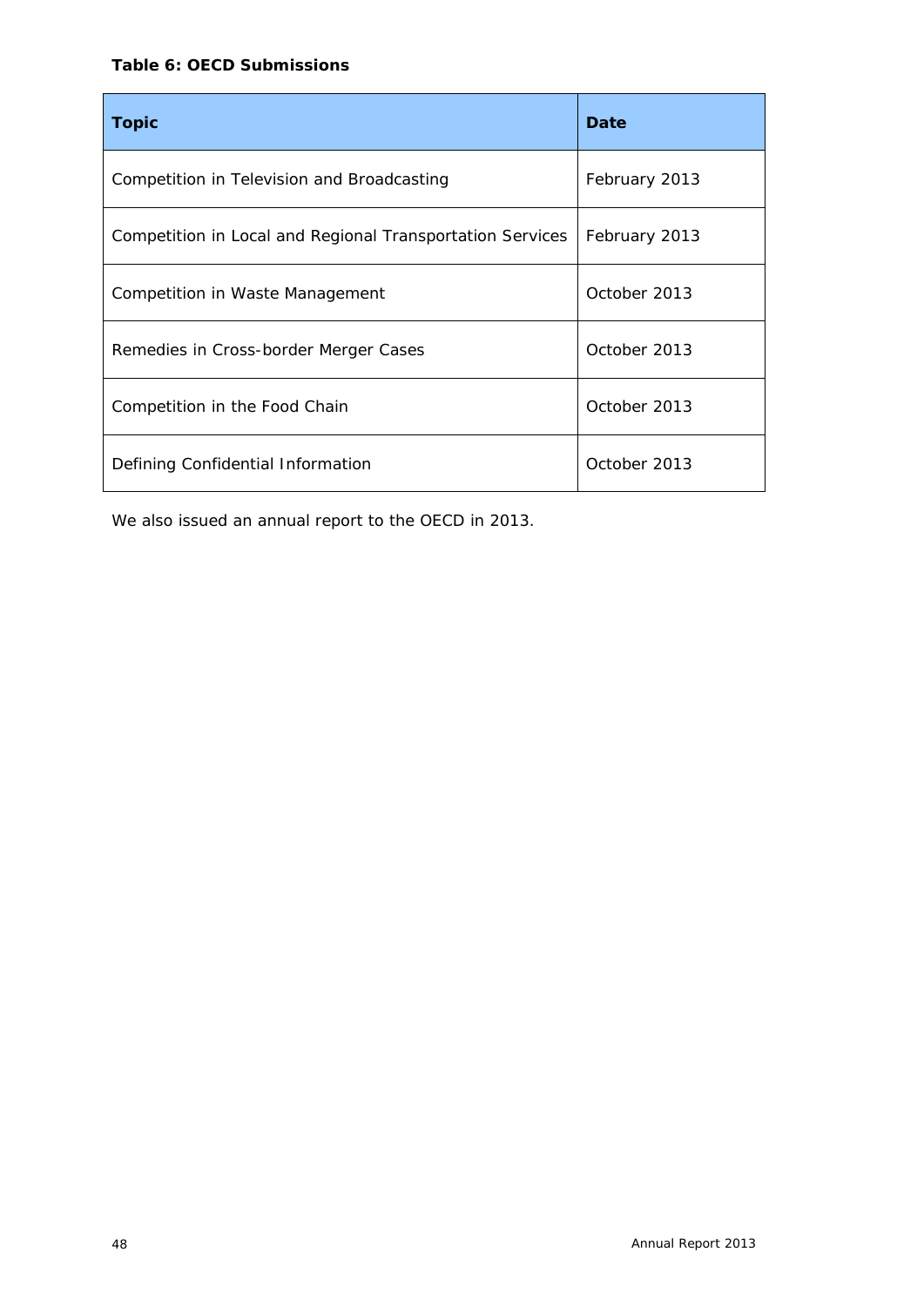**Table 6: OECD Submissions**

| Topic | Date |
|---|---|
| Competition in Television and Broadcasting | February 2013 |
| Competition in Local and Regional Transportation Services | February 2013 |
| Competition in Waste Management | October 2013 |
| Remedies in Cross-border Merger Cases | October 2013 |
| Competition in the Food Chain | October 2013 |
| Defining Confidential Information | October 2013 |

We also issued an annual report to the OECD in 2013.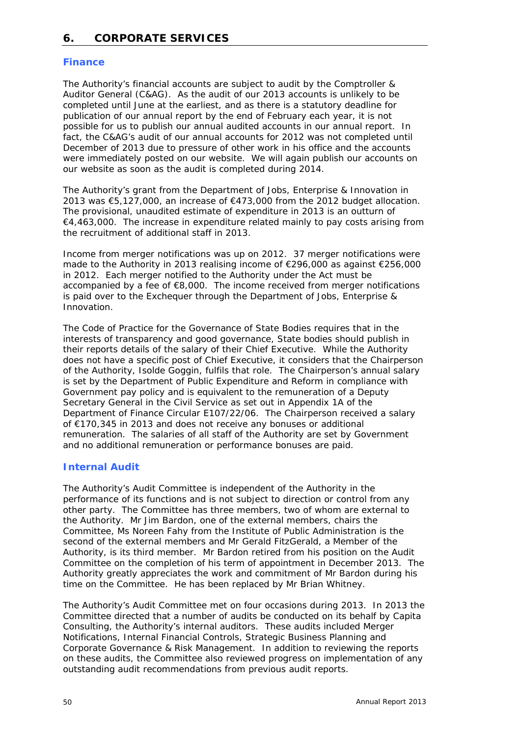## 6. CORPORATE SERVICES

### Finance

The Authority's financial accounts are subject to audit by the Comptroller & Auditor General (C&AG). As the audit of our 2013 accounts is unlikely to be completed until June at the earliest, and as there is a statutory deadline for publication of our annual report by the end of February each year, it is not possible for us to publish our annual audited accounts in our annual report. In fact, the C&AG's audit of our annual accounts for 2012 was not completed until December of 2013 due to pressure of other work in his office and the accounts were immediately posted on our website. We will again publish our accounts on our website as soon as the audit is completed during 2014.

The Authority's grant from the Department of Jobs, Enterprise & Innovation in 2013 was €5,127,000, an increase of €473,000 from the 2012 budget allocation. The provisional, unaudited estimate of expenditure in 2013 is an outturn of €4,463,000. The increase in expenditure related mainly to pay costs arising from the recruitment of additional staff in 2013.

Income from merger notifications was up on 2012. 37 merger notifications were made to the Authority in 2013 realising income of €296,000 as against €256,000 in 2012. Each merger notified to the Authority under the Act must be accompanied by a fee of €8,000. The income received from merger notifications is paid over to the Exchequer through the Department of Jobs, Enterprise & Innovation.

The Code of Practice for the Governance of State Bodies requires that in the interests of transparency and good governance, State bodies should publish in their reports details of the salary of their Chief Executive. While the Authority does not have a specific post of Chief Executive, it considers that the Chairperson of the Authority, Isolde Goggin, fulfils that role. The Chairperson's annual salary is set by the Department of Public Expenditure and Reform in compliance with Government pay policy and is equivalent to the remuneration of a Deputy Secretary General in the Civil Service as set out in Appendix 1A of the Department of Finance Circular E107/22/06. The Chairperson received a salary of €170,345 in 2013 and does not receive any bonuses or additional remuneration. The salaries of all staff of the Authority are set by Government and no additional remuneration or performance bonuses are paid.

### Internal Audit

The Authority's Audit Committee is independent of the Authority in the performance of its functions and is not subject to direction or control from any other party. The Committee has three members, two of whom are external to the Authority. Mr Jim Bardon, one of the external members, chairs the Committee, Ms Noreen Fahy from the Institute of Public Administration is the second of the external members and Mr Gerald FitzGerald, a Member of the Authority, is its third member. Mr Bardon retired from his position on the Audit Committee on the completion of his term of appointment in December 2013. The Authority greatly appreciates the work and commitment of Mr Bardon during his time on the Committee. He has been replaced by Mr Brian Whitney.

The Authority's Audit Committee met on four occasions during 2013. In 2013 the Committee directed that a number of audits be conducted on its behalf by Capita Consulting, the Authority's internal auditors. These audits included Merger Notifications, Internal Financial Controls, Strategic Business Planning and Corporate Governance & Risk Management. In addition to reviewing the reports on these audits, the Committee also reviewed progress on implementation of any outstanding audit recommendations from previous audit reports.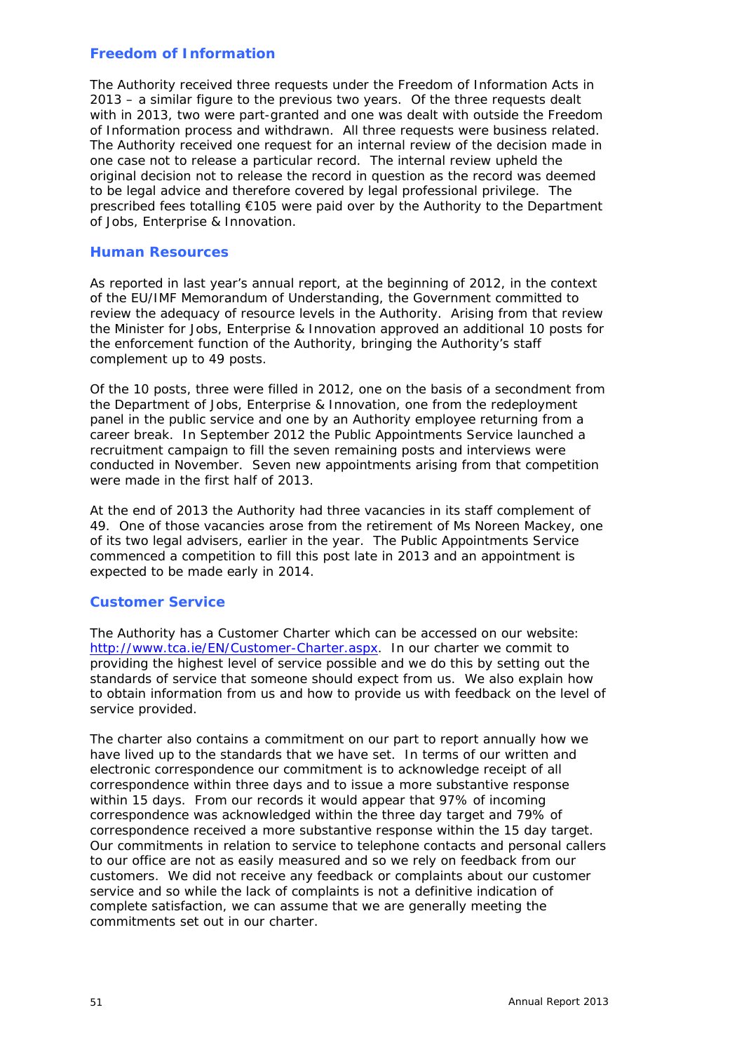## Freedom of Information

The Authority received three requests under the Freedom of Information Acts in 2013 – a similar figure to the previous two years. Of the three requests dealt with in 2013, two were part-granted and one was dealt with outside the Freedom of Information process and withdrawn. All three requests were business related. The Authority received one request for an internal review of the decision made in one case not to release a particular record. The internal review upheld the original decision not to release the record in question as the record was deemed to be legal advice and therefore covered by legal professional privilege. The prescribed fees totalling €105 were paid over by the Authority to the Department of Jobs, Enterprise & Innovation.

## Human Resources

As reported in last year's annual report, at the beginning of 2012, in the context of the EU/IMF Memorandum of Understanding, the Government committed to review the adequacy of resource levels in the Authority. Arising from that review the Minister for Jobs, Enterprise & Innovation approved an additional 10 posts for the enforcement function of the Authority, bringing the Authority's staff complement up to 49 posts.

Of the 10 posts, three were filled in 2012, one on the basis of a secondment from the Department of Jobs, Enterprise & Innovation, one from the redeployment panel in the public service and one by an Authority employee returning from a career break. In September 2012 the Public Appointments Service launched a recruitment campaign to fill the seven remaining posts and interviews were conducted in November. Seven new appointments arising from that competition were made in the first half of 2013.

At the end of 2013 the Authority had three vacancies in its staff complement of 49. One of those vacancies arose from the retirement of Ms Noreen Mackey, one of its two legal advisers, earlier in the year. The Public Appointments Service commenced a competition to fill this post late in 2013 and an appointment is expected to be made early in 2014.

## Customer Service

The Authority has a Customer Charter which can be accessed on our website: [http://www.tca.ie/EN/Customer-Charter.aspx](http://www.tca.ie/EN/Customer-Charter.aspx). In our charter we commit to providing the highest level of service possible and we do this by setting out the standards of service that someone should expect from us. We also explain how to obtain information from us and how to provide us with feedback on the level of service provided.

The charter also contains a commitment on our part to report annually how we have lived up to the standards that we have set. In terms of our written and electronic correspondence our commitment is to acknowledge receipt of all correspondence within three days and to issue a more substantive response within 15 days. From our records it would appear that 97% of incoming correspondence was acknowledged within the three day target and 79% of correspondence received a more substantive response within the 15 day target. Our commitments in relation to service to telephone contacts and personal callers to our office are not as easily measured and so we rely on feedback from our customers. We did not receive any feedback or complaints about our customer service and so while the lack of complaints is not a definitive indication of complete satisfaction, we can assume that we are generally meeting the commitments set out in our charter.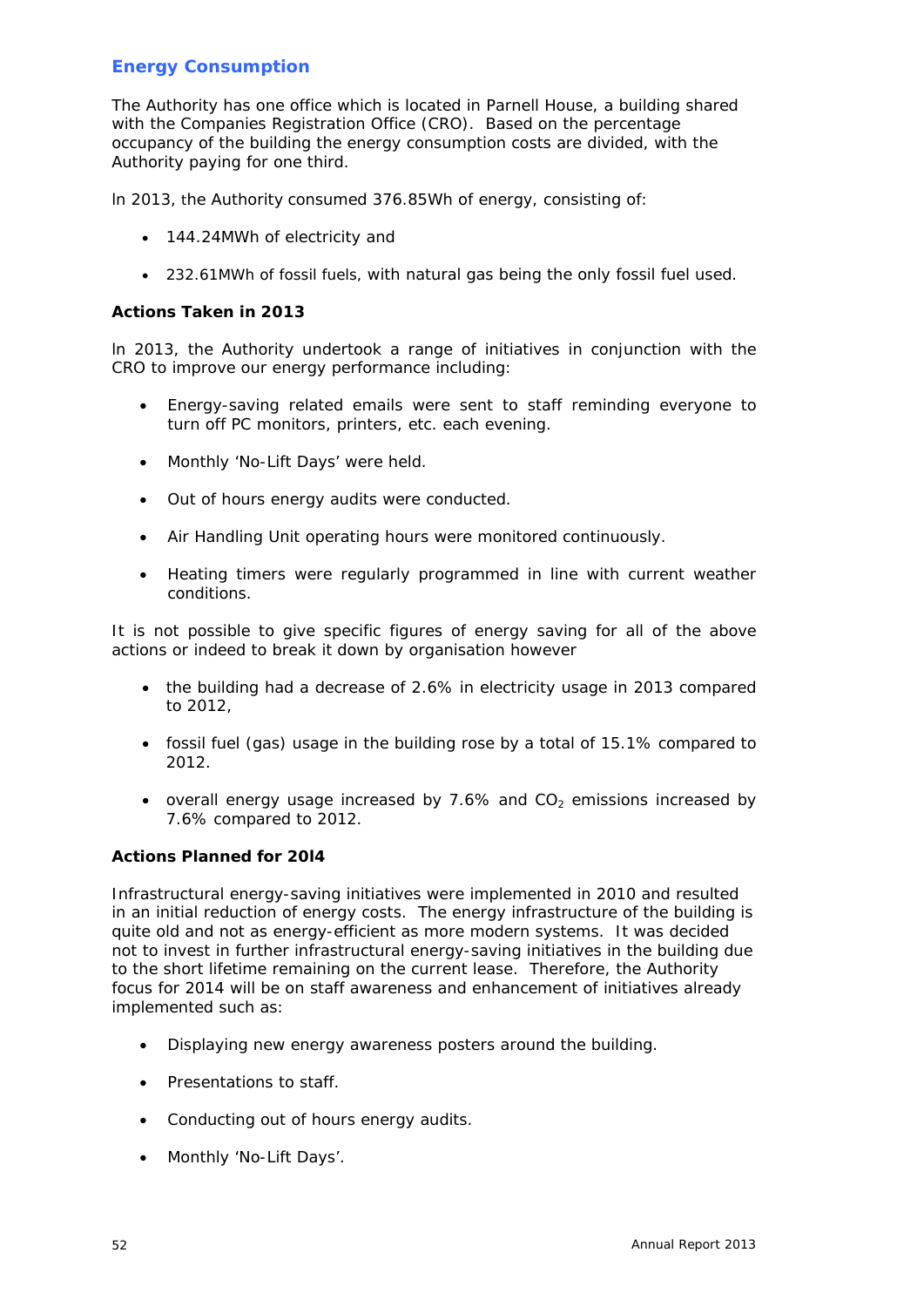## Energy Consumption

The Authority has one office which is located in Parnell House, a building shared with the Companies Registration Office (CRO). Based on the percentage occupancy of the building the energy consumption costs are divided, with the Authority paying for one third.

In 2013, the Authority consumed 376.85Wh of energy, consisting of:

- 144.24MWh of electricity and
- 232.61MWh of fossil fuels, with natural gas being the only fossil fuel used.

### Actions Taken in 2013

In 2013, the Authority undertook a range of initiatives in conjunction with the CRO to improve our energy performance including:

- Energy-saving related emails were sent to staff reminding everyone to turn off PC monitors, printers, etc. each evening.
- Monthly 'No-Lift Days' were held.
- Out of hours energy audits were conducted.
- Air Handling Unit operating hours were monitored continuously.
- Heating timers were regularly programmed in line with current weather conditions.

It is not possible to give specific figures of energy saving for all of the above actions or indeed to break it down by organisation however

- the building had a decrease of 2.6% in electricity usage in 2013 compared to 2012,
- fossil fuel (gas) usage in the building rose by a total of 15.1% compared to 2012.
- overall energy usage increased by 7.6% and $CO_2$ emissions increased by 7.6% compared to 2012.

### Actions Planned for 20l4

Infrastructural energy-saving initiatives were implemented in 2010 and resulted in an initial reduction of energy costs. The energy infrastructure of the building is quite old and not as energy-efficient as more modern systems. It was decided not to invest in further infrastructural energy-saving initiatives in the building due to the short lifetime remaining on the current lease. Therefore, the Authority focus for 2014 will be on staff awareness and enhancement of initiatives already implemented such as:

- Displaying new energy awareness posters around the building.
- Presentations to staff.
- Conducting out of hours energy audits.
- Monthly 'No-Lift Days'.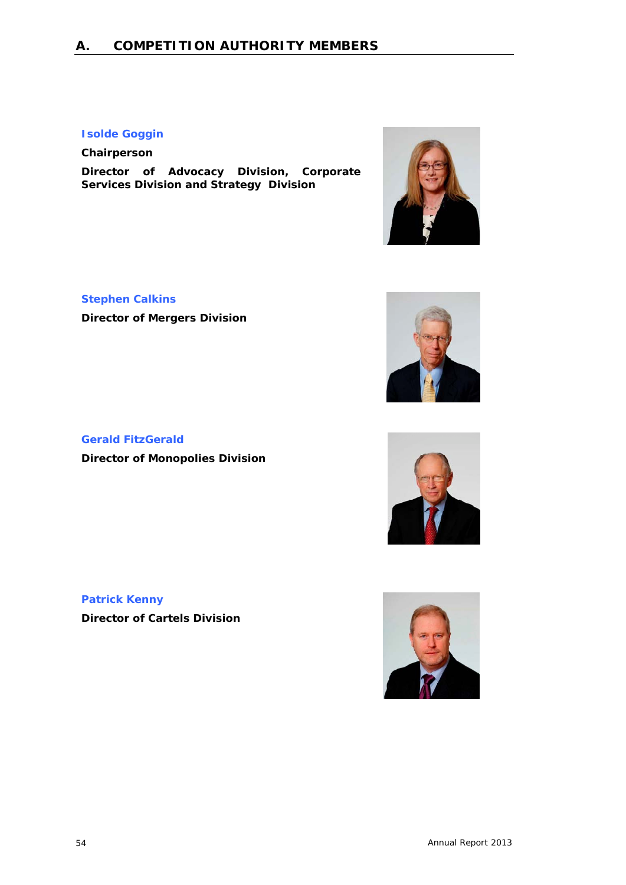# A. COMPETITION AUTHORITY MEMBERS

**Isolde Goggin**

**Chairperson**

**Director of Advocacy Division, Corporate Services Division and Strategy Division**

**Stephen Calkins**

**Director of Mergers Division**

**Gerald FitzGerald**

**Director of Monopolies Division**

**Patrick Kenny**

**Director of Cartels Division**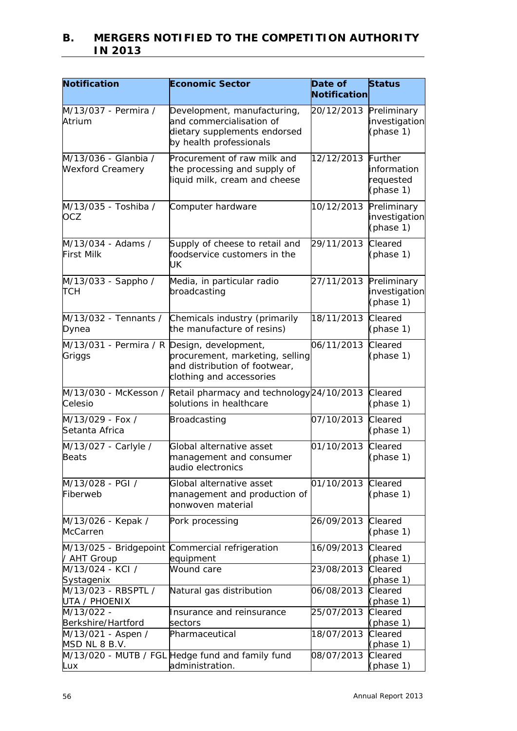## B. MERGERS NOTIFIED TO THE COMPETITION AUTHORITY IN 2013

| Notification | Economic Sector | Date of Notification | Status |
|---|---|---|---|
| M/13/037 - Permira / Atrium | Development, manufacturing, and commercialisation of dietary supplements endorsed by health professionals | 20/12/2013 | Preliminary investigation (phase 1) |
| M/13/036 - Glanbia / Wexford Creamery | Procurement of raw milk and the processing and supply of liquid milk, cream and cheese | 12/12/2013 | Further information requested (phase 1) |
| M/13/035 - Toshiba / OCZ | Computer hardware | 10/12/2013 | Preliminary investigation (phase 1) |
| M/13/034 - Adams / First Milk | Supply of cheese to retail and foodservice customers in the UK | 29/11/2013 | Cleared (phase 1) |
| M/13/033 - Sappho / TCH | Media, in particular radio broadcasting | 27/11/2013 | Preliminary investigation (phase 1) |
| M/13/032 - Tennants / Dynea | Chemicals industry (primarily the manufacture of resins) | 18/11/2013 | Cleared (phase 1) |
| M/13/031 - Permira / R Griggs | Design, development, procurement, marketing, selling and distribution of footwear, clothing and accessories | 06/11/2013 | Cleared (phase 1) |
| M/13/030 - McKesson / Celesio | Retail pharmacy and technology solutions in healthcare | 24/10/2013 | Cleared (phase 1) |
| M/13/029 - Fox / Setanta Africa | Broadcasting | 07/10/2013 | Cleared (phase 1) |
| M/13/027 - Carlyle / Beats | Global alternative asset management and consumer audio electronics | 01/10/2013 | Cleared (phase 1) |
| M/13/028 - PGI / Fiberweb | Global alternative asset management and production of nonwoven material | 01/10/2013 | Cleared (phase 1) |
| M/13/026 - Kepak / McCarren | Pork processing | 26/09/2013 | Cleared (phase 1) |
| M/13/025 - Bridgepoint / AHT Group | Commercial refrigeration equipment | 16/09/2013 | Cleared (phase 1) |
| M/13/024 - KCI / Systagenix | Wound care | 23/08/2013 | Cleared (phase 1) |
| M/13/023 - RBSPTL / UTA / PHOENIX | Natural gas distribution | 06/08/2013 | Cleared (phase 1) |
| M/13/022 - Berkshire/Hartford | Insurance and reinsurance sectors | 25/07/2013 | Cleared (phase 1) |
| M/13/021 - Aspen / MSD NL 8 B.V. | Pharmaceutical | 18/07/2013 | Cleared (phase 1) |
| M/13/020 - MUTB / FGL Lux | Hedge fund and family fund administration. | 08/07/2013 | Cleared (phase 1) |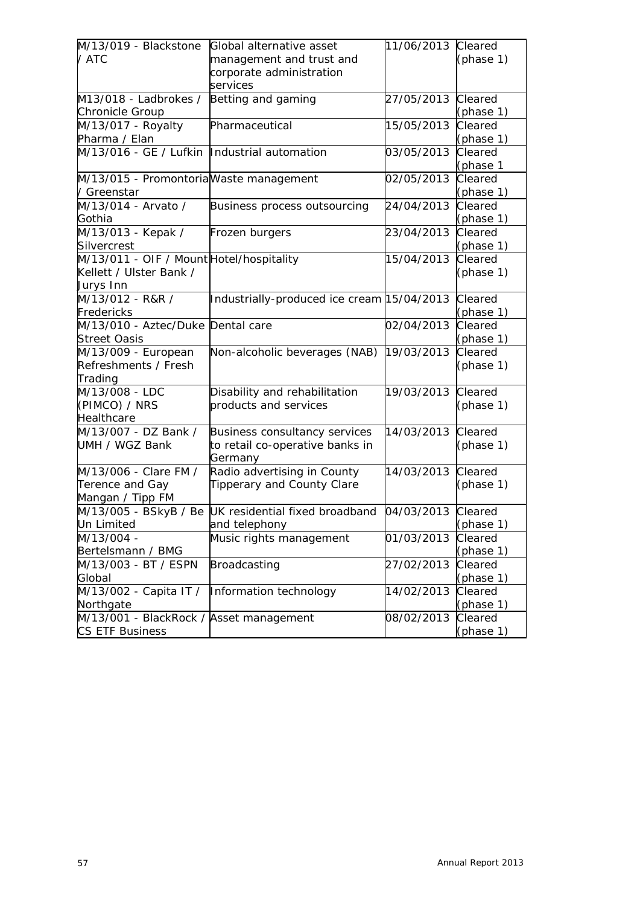| M/13/019 - Blackstone / ATC | Global alternative asset management and trust and corporate administration services | 11/06/2013 | Cleared (phase 1) |
|---|---|---|---|
| M13/018 - Ladbrokes / Chronicle Group | Betting and gaming | 27/05/2013 | Cleared (phase 1) |
| M/13/017 - Royalty Pharma / Elan | Pharmaceutical | 15/05/2013 | Cleared (phase 1) |
| M/13/016 - GE / Lufkin | Industrial automation | 03/05/2013 | Cleared (phase 1 |
| M/13/015 - Promontoria / Greenstar | Waste management | 02/05/2013 | Cleared (phase 1) |
| M/13/014 - Arvato / Gothia | Business process outsourcing | 24/04/2013 | Cleared (phase 1) |
| M/13/013 - Kepak / Silvercrest | Frozen burgers | 23/04/2013 | Cleared (phase 1) |
| M/13/011 - OIF / Mount Kellett / Ulster Bank / Jurys Inn | Hotel/hospitality | 15/04/2013 | Cleared (phase 1) |
| M/13/012 - R&R / Fredericks | Industrially-produced ice cream | 15/04/2013 | Cleared (phase 1) |
| M/13/010 - Aztec/Duke Street Oasis | Dental care | 02/04/2013 | Cleared (phase 1) |
| M/13/009 - European Refreshments / Fresh Trading | Non-alcoholic beverages (NAB) | 19/03/2013 | Cleared (phase 1) |
| M/13/008 - LDC (PIMCO) / NRS Healthcare | Disability and rehabilitation products and services | 19/03/2013 | Cleared (phase 1) |
| M/13/007 - DZ Bank / UMH / WGZ Bank | Business consultancy services to retail co-operative banks in Germany | 14/03/2013 | Cleared (phase 1) |
| M/13/006 - Clare FM / Terence and Gay Mangan / Tipp FM | Radio advertising in County Tipperary and County Clare | 14/03/2013 | Cleared (phase 1) |
| M/13/005 - BSkyB / Be Un Limited | UK residential fixed broadband and telephony | 04/03/2013 | Cleared (phase 1) |
| M/13/004 - Bertelsmann / BMG | Music rights management | 01/03/2013 | Cleared (phase 1) |
| M/13/003 - BT / ESPN Global | Broadcasting | 27/02/2013 | Cleared (phase 1) |
| M/13/002 - Capita IT / Northgate | Information technology | 14/02/2013 | Cleared (phase 1) |
| M/13/001 - BlackRock / CS ETF Business | Asset management | 08/02/2013 | Cleared (phase 1) |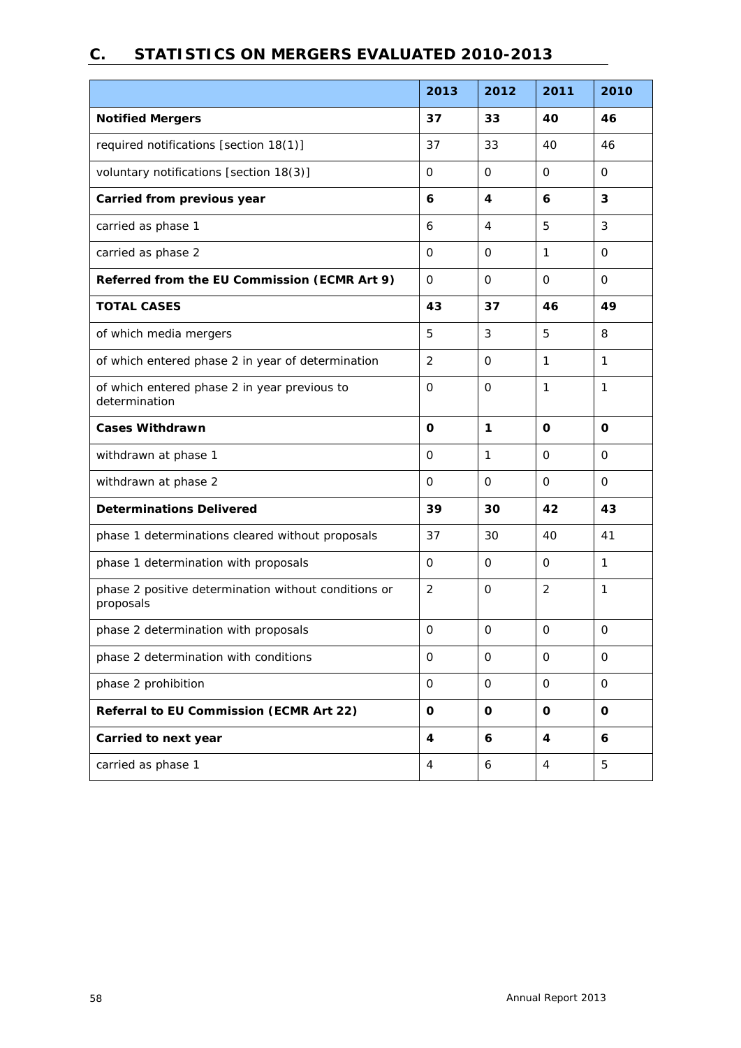## C. STATISTICS ON MERGERS EVALUATED 2010-2013

| | 2013 | 2012 | 2011 | 2010 |
|---|---|---|---|---|
| **Notified Mergers** | **37** | **33** | **40** | **46** |
| required notifications [section 18(1)] | 37 | 33 | 40 | 46 |
| voluntary notifications [section 18(3)] | 0 | 0 | 0 | 0 |
| **Carried from previous year** | **6** | **4** | **6** | **3** |
| carried as phase 1 | 6 | 4 | 5 | 3 |
| carried as phase 2 | 0 | 0 | 1 | 0 |
| **Referred from the EU Commission (ECMR Art 9)** | 0 | 0 | 0 | 0 |
| **TOTAL CASES** | **43** | **37** | **46** | **49** |
| of which media mergers | 5 | 3 | 5 | 8 |
| of which entered phase 2 in year of determination | 2 | 0 | 1 | 1 |
| of which entered phase 2 in year previous to determination | 0 | 0 | 1 | 1 |
| **Cases Withdrawn** | **0** | **1** | **0** | **0** |
| withdrawn at phase 1 | 0 | 1 | 0 | 0 |
| withdrawn at phase 2 | 0 | 0 | 0 | 0 |
| **Determinations Delivered** | **39** | **30** | **42** | **43** |
| phase 1 determinations cleared without proposals | 37 | 30 | 40 | 41 |
| phase 1 determination with proposals | 0 | 0 | 0 | 1 |
| phase 2 positive determination without conditions or proposals | 2 | 0 | 2 | 1 |
| phase 2 determination with proposals | 0 | 0 | 0 | 0 |
| phase 2 determination with conditions | 0 | 0 | 0 | 0 |
| phase 2 prohibition | 0 | 0 | 0 | 0 |
| **Referral to EU Commission (ECMR Art 22)** | **0** | **0** | **0** | **0** |
| **Carried to next year** | **4** | **6** | **4** | **6** |
| carried as phase 1 | 4 | 6 | 4 | 5 |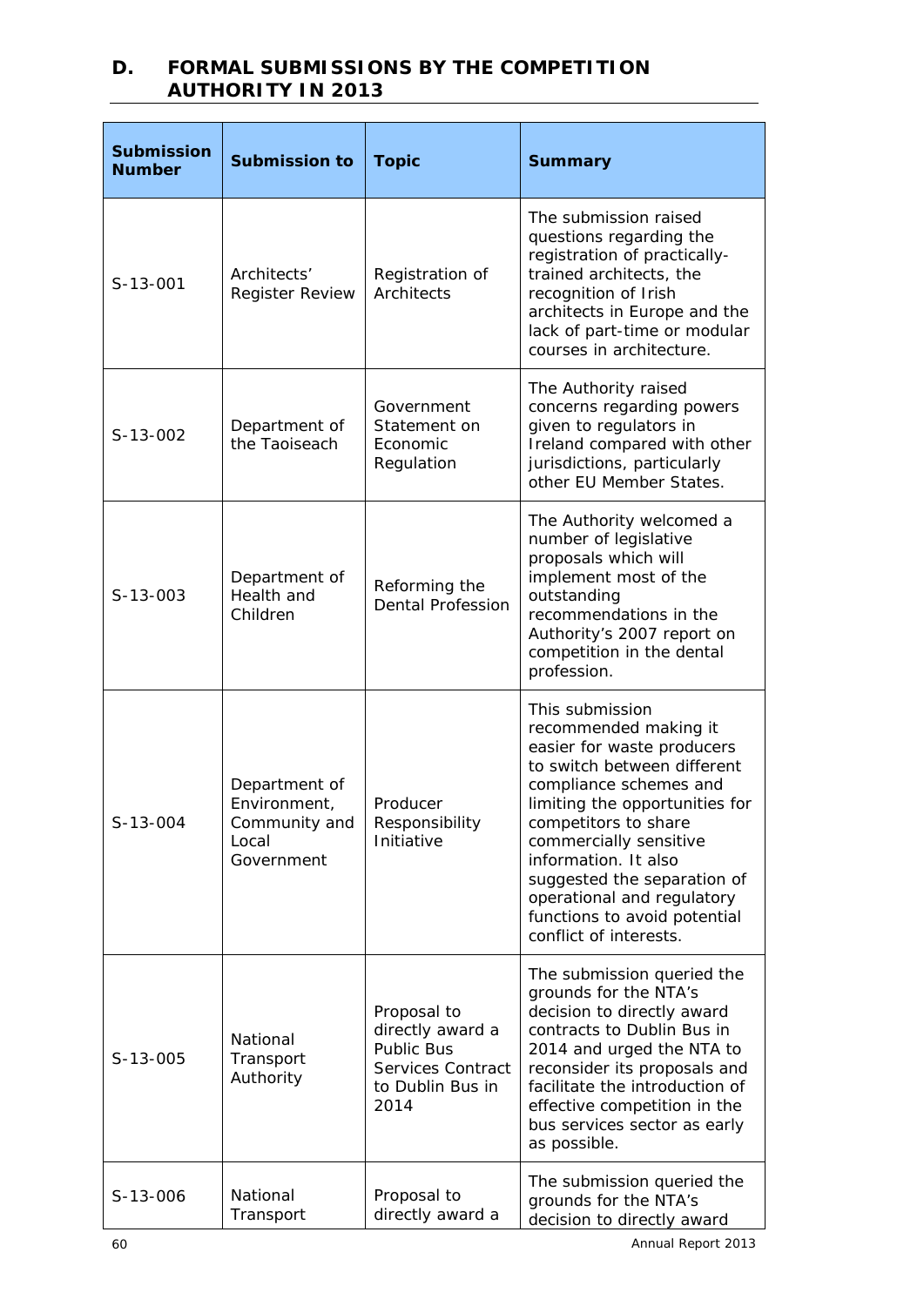## D. FORMAL SUBMISSIONS BY THE COMPETITION AUTHORITY IN 2013

| Submission Number | Submission to | Topic | Summary |
|---|---|---|---|
| S-13-001 | Architects' Register Review | Registration of Architects | The submission raised questions regarding the registration of practically-trained architects, the recognition of Irish architects in Europe and the lack of part-time or modular courses in architecture. |
| S-13-002 | Department of the Taoiseach | Government Statement on Economic Regulation | The Authority raised concerns regarding powers given to regulators in Ireland compared with other jurisdictions, particularly other EU Member States. |
| S-13-003 | Department of Health and Children | Reforming the Dental Profession | The Authority welcomed a number of legislative proposals which will implement most of the outstanding recommendations in the Authority's 2007 report on competition in the dental profession. |
| S-13-004 | Department of Environment, Community and Local Government | Producer Responsibility Initiative | This submission recommended making it easier for waste producers to switch between different compliance schemes and limiting the opportunities for competitors to share commercially sensitive information. It also suggested the separation of operational and regulatory functions to avoid potential conflict of interests. |
| S-13-005 | National Transport Authority | Proposal to directly award a Public Bus Services Contract to Dublin Bus in 2014 | The submission queried the grounds for the NTA's decision to directly award contracts to Dublin Bus in 2014 and urged the NTA to reconsider its proposals and facilitate the introduction of effective competition in the bus services sector as early as possible. |
| S-13-006 | National Transport | Proposal to directly award a | The submission queried the grounds for the NTA's decision to directly award |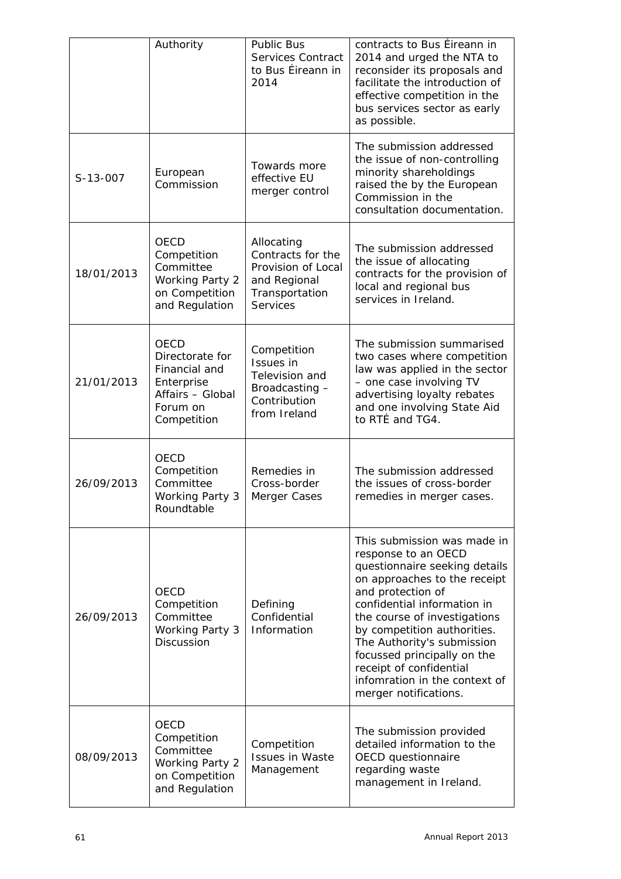| | Authority | Public Bus Services Contract to Bus Éireann in 2014 | contracts to Bus Éireann in 2014 and urged the NTA to reconsider its proposals and facilitate the introduction of effective competition in the bus services sector as early as possible. |
|---|---|---|---|
| S-13-007 | European Commission | Towards more effective EU merger control | The submission addressed the issue of non-controlling minority shareholdings raised the by the European Commission in the consultation documentation. |
| 18/01/2013 | OECD Competition Committee Working Party 2 on Competition and Regulation | Allocating Contracts for the Provision of Local and Regional Transportation Services | The submission addressed the issue of allocating contracts for the provision of local and regional bus services in Ireland. |
| 21/01/2013 | OECD Directorate for Financial and Enterprise Affairs – Global Forum on Competition | Competition Issues in Television and Broadcasting – Contribution from Ireland | The submission summarised two cases where competition law was applied in the sector – one case involving TV advertising loyalty rebates and one involving State Aid to RTÉ and TG4. |
| 26/09/2013 | OECD Competition Committee Working Party 3 Roundtable | Remedies in Cross-border Merger Cases | The submission addressed the issues of cross-border remedies in merger cases. |
| 26/09/2013 | OECD Competition Committee Working Party 3 Discussion | Defining Confidential Information | This submission was made in response to an OECD questionnaire seeking details on approaches to the receipt and protection of confidential information in the course of investigations by competition authorities. The Authority's submission focussed principally on the receipt of confidential infomration in the context of merger notifications. |
| 08/09/2013 | OECD Competition Committee Working Party 2 on Competition and Regulation | Competition Issues in Waste Management | The submission provided detailed information to the OECD questionnaire regarding waste management in Ireland. |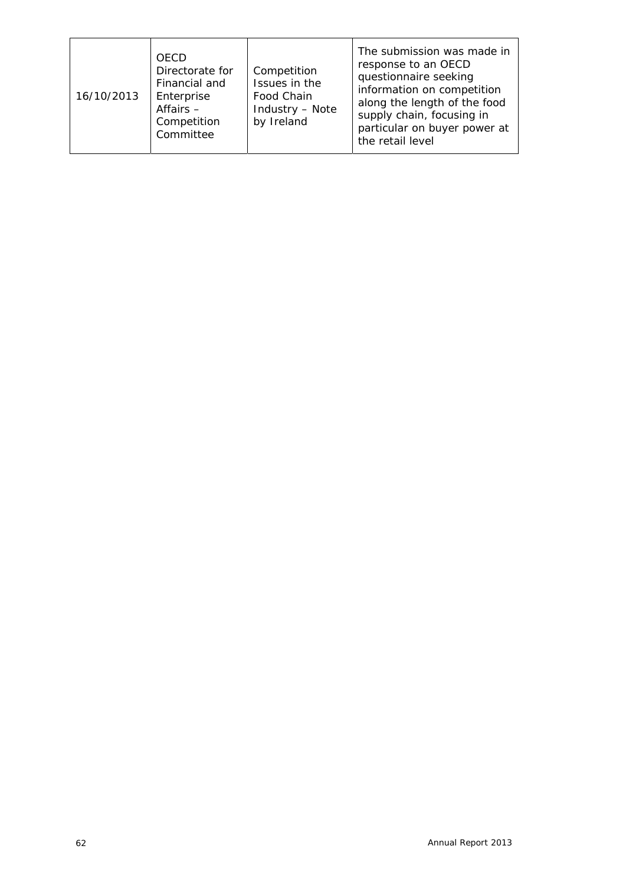| | | | |
|---|---|---|---|
| 16/10/2013 | OECD Directorate for Financial and Enterprise Affairs – Competition Committee | Competition Issues in the Food Chain Industry – Note by Ireland | The submission was made in response to an OECD questionnaire seeking information on competition along the length of the food supply chain, focusing in particular on buyer power at the retail level |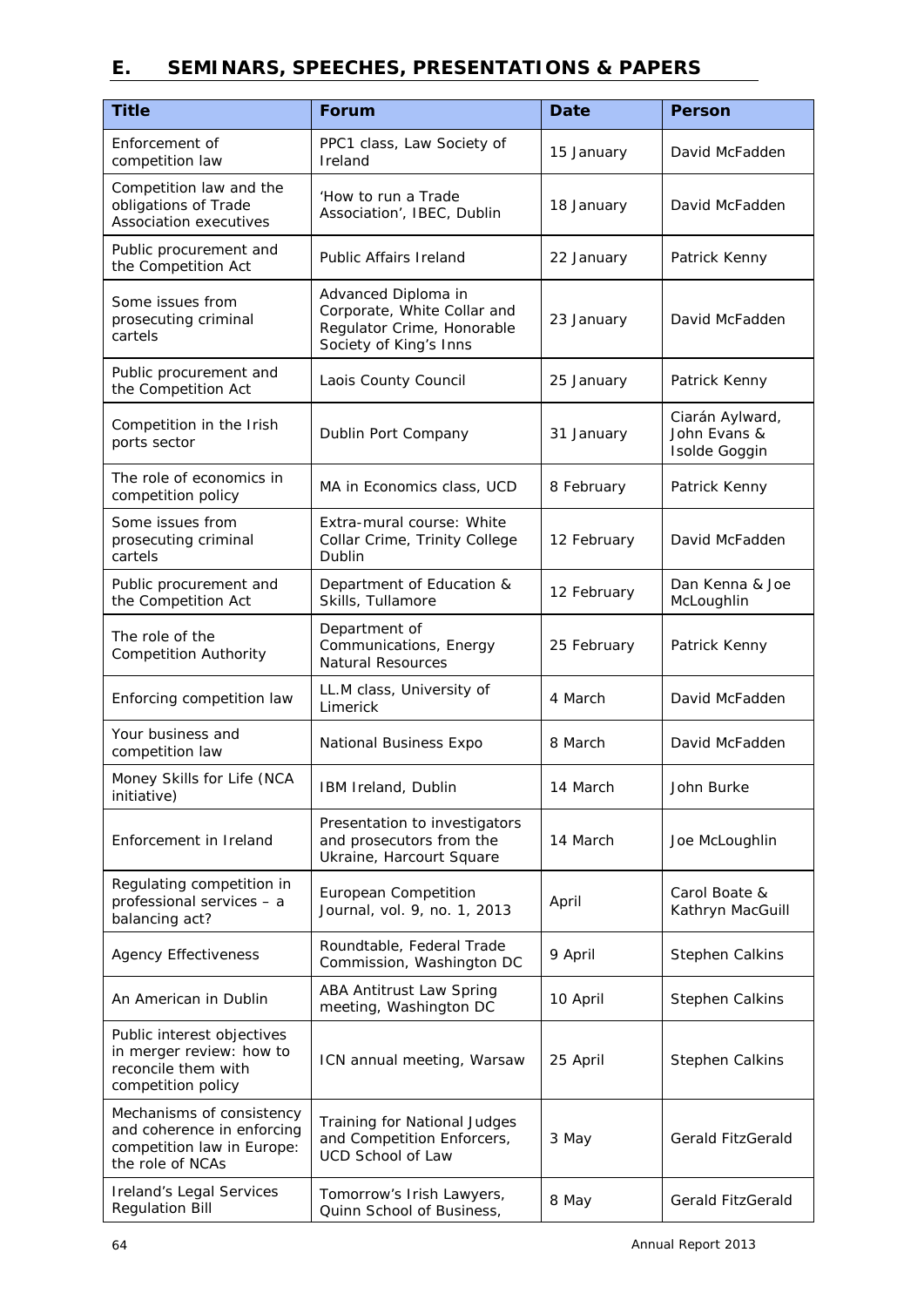## E. SEMINARS, SPEECHES, PRESENTATIONS & PAPERS

| Title | Forum | Date | Person |
|---|---|---|---|
| Enforcement of competition law | PPC1 class, Law Society of Ireland | 15 January | David McFadden |
| Competition law and the obligations of Trade Association executives | 'How to run a Trade Association', IBEC, Dublin | 18 January | David McFadden |
| Public procurement and the Competition Act | Public Affairs Ireland | 22 January | Patrick Kenny |
| Some issues from prosecuting criminal cartels | Advanced Diploma in Corporate, White Collar and Regulator Crime, Honorable Society of King's Inns | 23 January | David McFadden |
| Public procurement and the Competition Act | Laois County Council | 25 January | Patrick Kenny |
| Competition in the Irish ports sector | Dublin Port Company | 31 January | Ciarán Aylward, John Evans & Isolde Goggin |
| The role of economics in competition policy | MA in Economics class, UCD | 8 February | Patrick Kenny |
| Some issues from prosecuting criminal cartels | Extra-mural course: White Collar Crime, Trinity College Dublin | 12 February | David McFadden |
| Public procurement and the Competition Act | Department of Education & Skills, Tullamore | 12 February | Dan Kenna & Joe McLoughlin |
| The role of the Competition Authority | Department of Communications, Energy Natural Resources | 25 February | Patrick Kenny |
| Enforcing competition law | LL.M class, University of Limerick | 4 March | David McFadden |
| Your business and competition law | National Business Expo | 8 March | David McFadden |
| Money Skills for Life (NCA initiative) | IBM Ireland, Dublin | 14 March | John Burke |
| Enforcement in Ireland | Presentation to investigators and prosecutors from the Ukraine, Harcourt Square | 14 March | Joe McLoughlin |
| Regulating competition in professional services – a balancing act? | European Competition Journal, vol. 9, no. 1, 2013 | April | Carol Boate & Kathryn MacGuill |
| Agency Effectiveness | Roundtable, Federal Trade Commission, Washington DC | 9 April | Stephen Calkins |
| An American in Dublin | ABA Antitrust Law Spring meeting, Washington DC | 10 April | Stephen Calkins |
| Public interest objectives in merger review: how to reconcile them with competition policy | ICN annual meeting, Warsaw | 25 April | Stephen Calkins |
| Mechanisms of consistency and coherence in enforcing competition law in Europe: the role of NCAs | Training for National Judges and Competition Enforcers, UCD School of Law | 3 May | Gerald FitzGerald |
| Ireland's Legal Services Regulation Bill | Tomorrow's Irish Lawyers, Quinn School of Business, | 8 May | Gerald FitzGerald |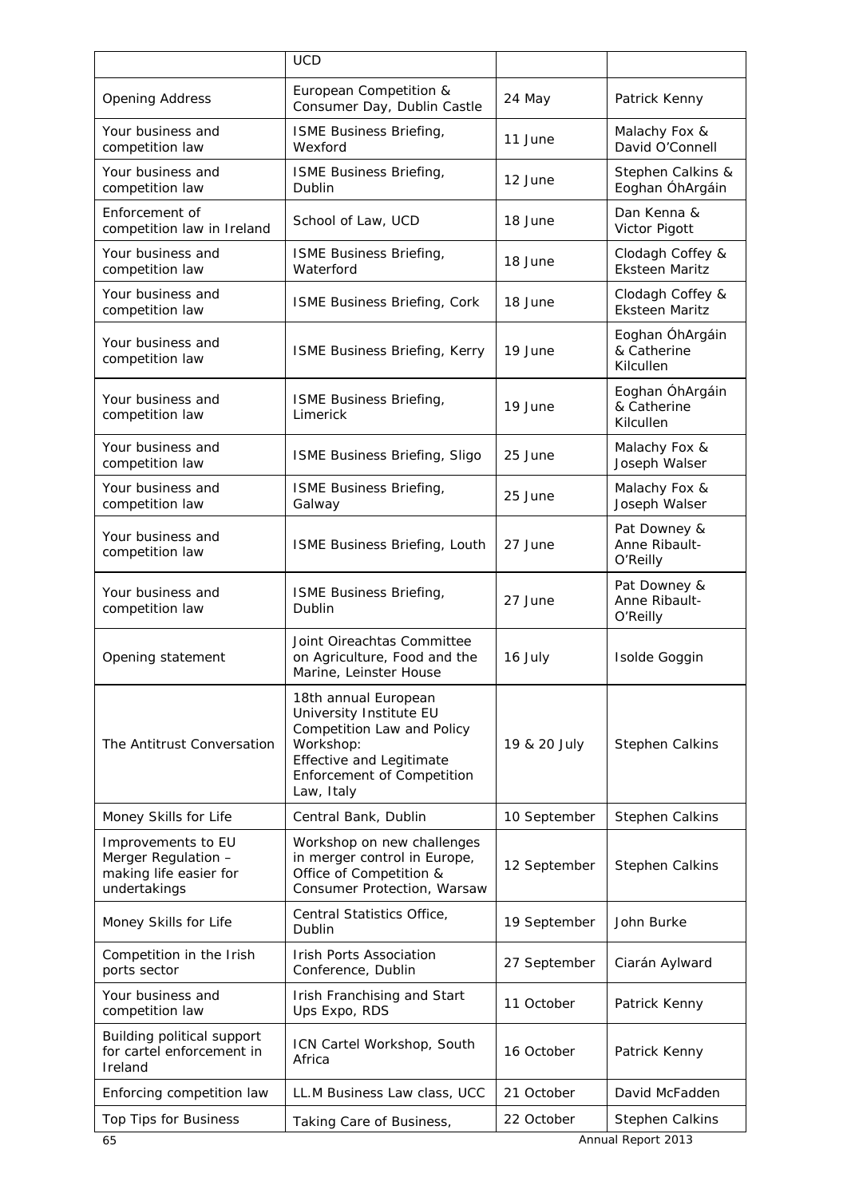|  | UCD |  |  |
|---|---|---|---|
| Opening Address | European Competition & Consumer Day, Dublin Castle | 24 May | Patrick Kenny |
| Your business and competition law | ISME Business Briefing, Wexford | 11 June | Malachy Fox & David O'Connell |
| Your business and competition law | ISME Business Briefing, Dublin | 12 June | Stephen Calkins & Eoghan ÓhArgáin |
| Enforcement of competition law in Ireland | School of Law, UCD | 18 June | Dan Kenna & Victor Pigott |
| Your business and competition law | ISME Business Briefing, Waterford | 18 June | Clodagh Coffey & Eksteen Maritz |
| Your business and competition law | ISME Business Briefing, Cork | 18 June | Clodagh Coffey & Eksteen Maritz |
| Your business and competition law | ISME Business Briefing, Kerry | 19 June | Eoghan ÓhArgáin & Catherine Kilcullen |
| Your business and competition law | ISME Business Briefing, Limerick | 19 June | Eoghan ÓhArgáin & Catherine Kilcullen |
| Your business and competition law | ISME Business Briefing, Sligo | 25 June | Malachy Fox & Joseph Walser |
| Your business and competition law | ISME Business Briefing, Galway | 25 June | Malachy Fox & Joseph Walser |
| Your business and competition law | ISME Business Briefing, Louth | 27 June | Pat Downey & Anne Ribault-O'Reilly |
| Your business and competition law | ISME Business Briefing, Dublin | 27 June | Pat Downey & Anne Ribault-O'Reilly |
| Opening statement | Joint Oireachtas Committee on Agriculture, Food and the Marine, Leinster House | 16 July | Isolde Goggin |
| The Antitrust Conversation | 18th annual European University Institute EU Competition Law and Policy Workshop: Effective and Legitimate Enforcement of Competition Law, Italy | 19 & 20 July | Stephen Calkins |
| Money Skills for Life | Central Bank, Dublin | 10 September | Stephen Calkins |
| Improvements to EU Merger Regulation – making life easier for undertakings | Workshop on new challenges in merger control in Europe, Office of Competition & Consumer Protection, Warsaw | 12 September | Stephen Calkins |
| Money Skills for Life | Central Statistics Office, Dublin | 19 September | John Burke |
| Competition in the Irish ports sector | Irish Ports Association Conference, Dublin | 27 September | Ciarán Aylward |
| Your business and competition law | Irish Franchising and Start Ups Expo, RDS | 11 October | Patrick Kenny |
| Building political support for cartel enforcement in Ireland | ICN Cartel Workshop, South Africa | 16 October | Patrick Kenny |
| Enforcing competition law | LL.M Business Law class, UCC | 21 October | David McFadden |
| Top Tips for Business | Taking Care of Business, | 22 October | Stephen Calkins |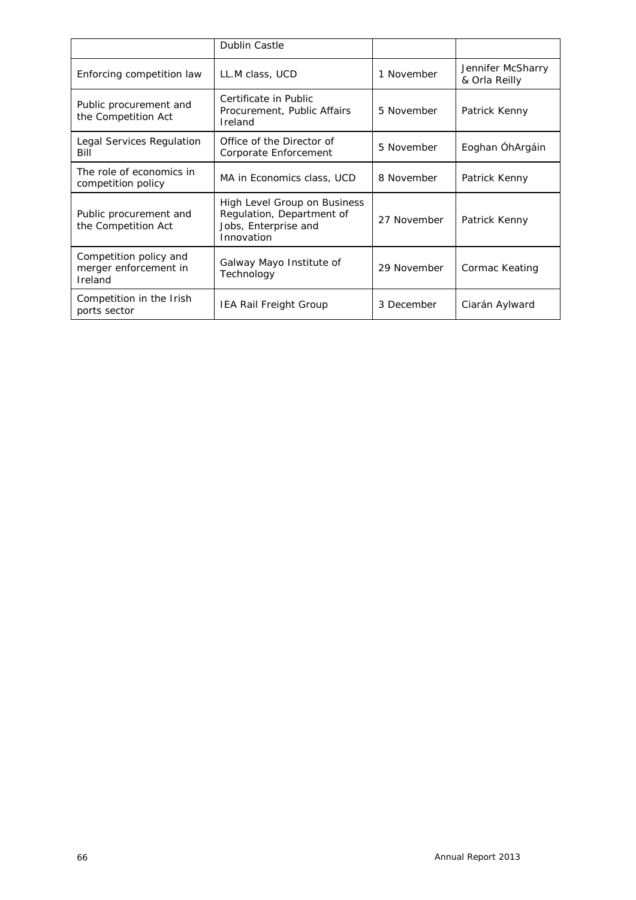| | | | |
|---|---|---|---|
| | Dublin Castle | | |
| Enforcing competition law | LL.M class, UCD | 1 November | Jennifer McSharry & Orla Reilly |
| Public procurement and the Competition Act | Certificate in Public Procurement, Public Affairs Ireland | 5 November | Patrick Kenny |
| Legal Services Regulation Bill | Office of the Director of Corporate Enforcement | 5 November | Eoghan ÓhArgáin |
| The role of economics in competition policy | MA in Economics class, UCD | 8 November | Patrick Kenny |
| Public procurement and the Competition Act | High Level Group on Business Regulation, Department of Jobs, Enterprise and Innovation | 27 November | Patrick Kenny |
| Competition policy and merger enforcement in Ireland | Galway Mayo Institute of Technology | 29 November | Cormac Keating |
| Competition in the Irish ports sector | IEA Rail Freight Group | 3 December | Ciarán Aylward |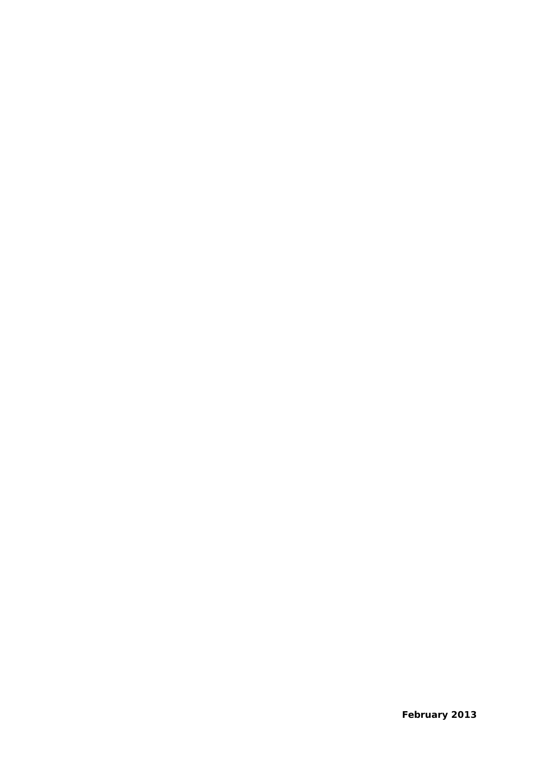**February 2013**